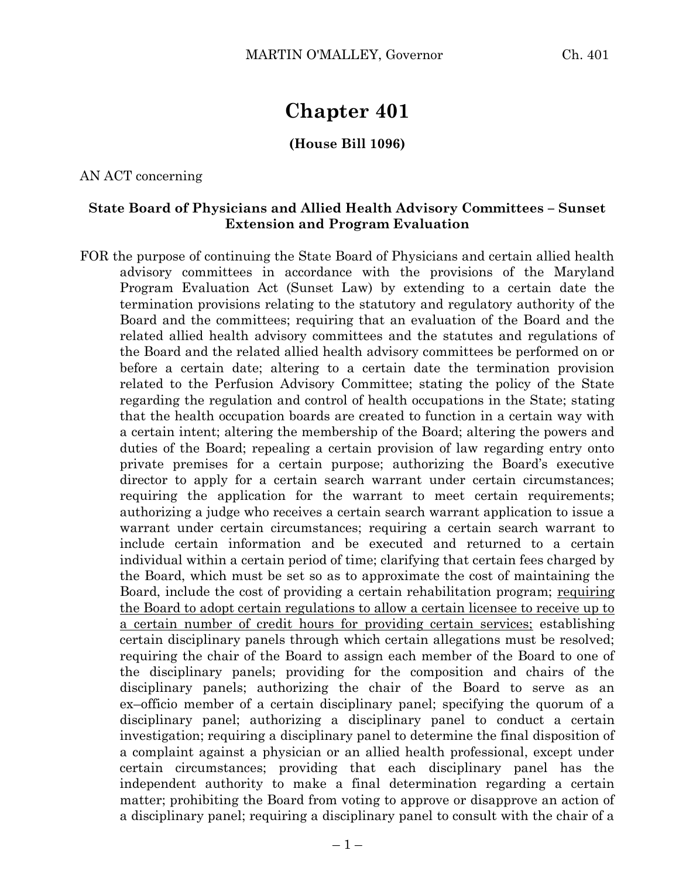# Chapter 401

**(House Bill 1096)**

AN ACT concerning

**State Board of Physicians and Allied Health Advisory Committees – Sunset Extension and Program Evaluation**

FOR the purpose of continuing the State Board of Physicians and certain allied health advisory committees in accordance with the provisions of the Maryland Program Evaluation Act (Sunset Law) by extending to a certain date the termination provisions relating to the statutory and regulatory authority of the Board and the committees; requiring that an evaluation of the Board and the related allied health advisory committees and the statutes and regulations of the Board and the related allied health advisory committees be performed on or before a certain date; altering to a certain date the termination provision related to the Perfusion Advisory Committee; stating the policy of the State regarding the regulation and control of health occupations in the State; stating that the health occupation boards are created to function in a certain way with a certain intent; altering the membership of the Board; altering the powers and duties of the Board; repealing a certain provision of law regarding entry onto private premises for a certain purpose; authorizing the Board's executive director to apply for a certain search warrant under certain circumstances; requiring the application for the warrant to meet certain requirements; authorizing a judge who receives a certain search warrant application to issue a warrant under certain circumstances; requiring a certain search warrant to include certain information and be executed and returned to a certain individual within a certain period of time; clarifying that certain fees charged by the Board, which must be set so as to approximate the cost of maintaining the Board, include the cost of providing a certain rehabilitation program; <u>requiring the Board to adopt certain regulations to allow a certain licensee to receive up to a certain number of credit hours for providing certain services;</u> establishing certain disciplinary panels through which certain allegations must be resolved; requiring the chair of the Board to assign each member of the Board to one of the disciplinary panels; providing for the composition and chairs of the disciplinary panels; authorizing the chair of the Board to serve as an ex–officio member of a certain disciplinary panel; specifying the quorum of a disciplinary panel; authorizing a disciplinary panel to conduct a certain investigation; requiring a disciplinary panel to determine the final disposition of a complaint against a physician or an allied health professional, except under certain circumstances; providing that each disciplinary panel has the independent authority to make a final determination regarding a certain matter; prohibiting the Board from voting to approve or disapprove an action of a disciplinary panel; requiring a disciplinary panel to consult with the chair of a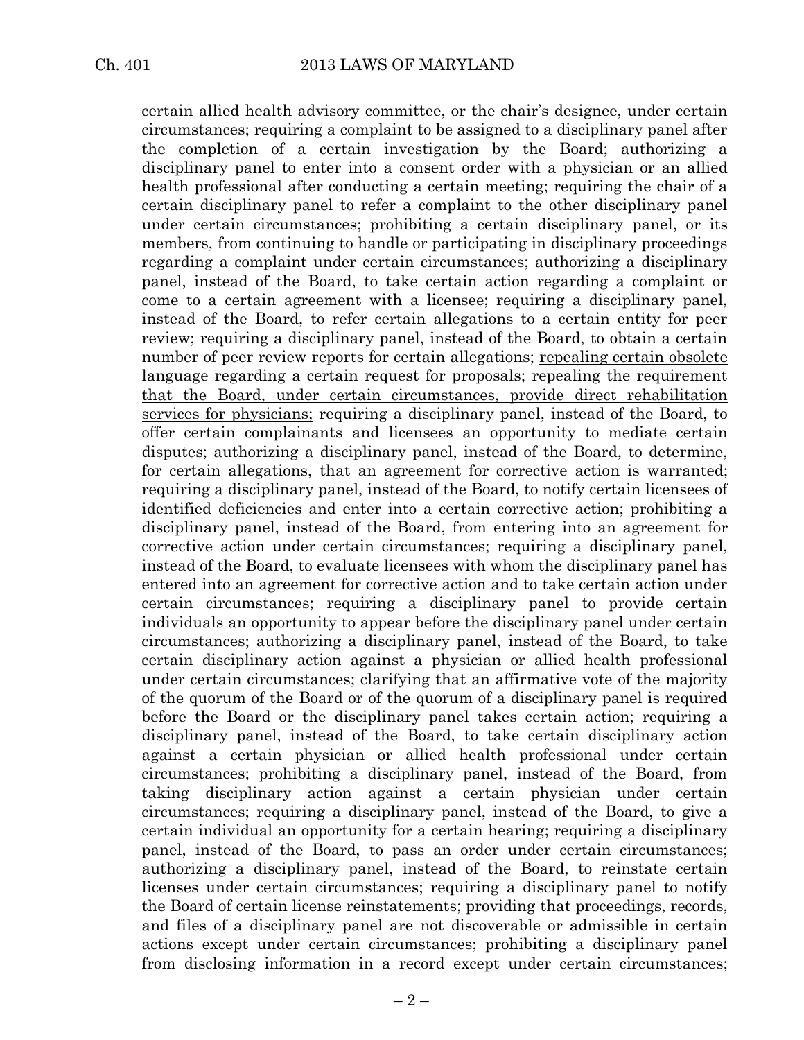certain allied health advisory committee, or the chair's designee, under certain circumstances; requiring a complaint to be assigned to a disciplinary panel after the completion of a certain investigation by the Board; authorizing a disciplinary panel to enter into a consent order with a physician or an allied health professional after conducting a certain meeting; requiring the chair of a certain disciplinary panel to refer a complaint to the other disciplinary panel under certain circumstances; prohibiting a certain disciplinary panel, or its members, from continuing to handle or participating in disciplinary proceedings regarding a complaint under certain circumstances; authorizing a disciplinary panel, instead of the Board, to take certain action regarding a complaint or come to a certain agreement with a licensee; requiring a disciplinary panel, instead of the Board, to refer certain allegations to a certain entity for peer review; requiring a disciplinary panel, instead of the Board, to obtain a certain number of peer review reports for certain allegations; <u>repealing certain obsolete language regarding a certain request for proposals; repealing the requirement that the Board, under certain circumstances, provide direct rehabilitation services for physicians;</u> requiring a disciplinary panel, instead of the Board, to offer certain complainants and licensees an opportunity to mediate certain disputes; authorizing a disciplinary panel, instead of the Board, to determine, for certain allegations, that an agreement for corrective action is warranted; requiring a disciplinary panel, instead of the Board, to notify certain licensees of identified deficiencies and enter into a certain corrective action; prohibiting a disciplinary panel, instead of the Board, from entering into an agreement for corrective action under certain circumstances; requiring a disciplinary panel, instead of the Board, to evaluate licensees with whom the disciplinary panel has entered into an agreement for corrective action and to take certain action under certain circumstances; requiring a disciplinary panel to provide certain individuals an opportunity to appear before the disciplinary panel under certain circumstances; authorizing a disciplinary panel, instead of the Board, to take certain disciplinary action against a physician or allied health professional under certain circumstances; clarifying that an affirmative vote of the majority of the quorum of the Board or of the quorum of a disciplinary panel is required before the Board or the disciplinary panel takes certain action; requiring a disciplinary panel, instead of the Board, to take certain disciplinary action against a certain physician or allied health professional under certain circumstances; prohibiting a disciplinary panel, instead of the Board, from taking disciplinary action against a certain physician under certain circumstances; requiring a disciplinary panel, instead of the Board, to give a certain individual an opportunity for a certain hearing; requiring a disciplinary panel, instead of the Board, to pass an order under certain circumstances; authorizing a disciplinary panel, instead of the Board, to reinstate certain licenses under certain circumstances; requiring a disciplinary panel to notify the Board of certain license reinstatements; providing that proceedings, records, and files of a disciplinary panel are not discoverable or admissible in certain actions except under certain circumstances; prohibiting a disciplinary panel from disclosing information in a record except under certain circumstances;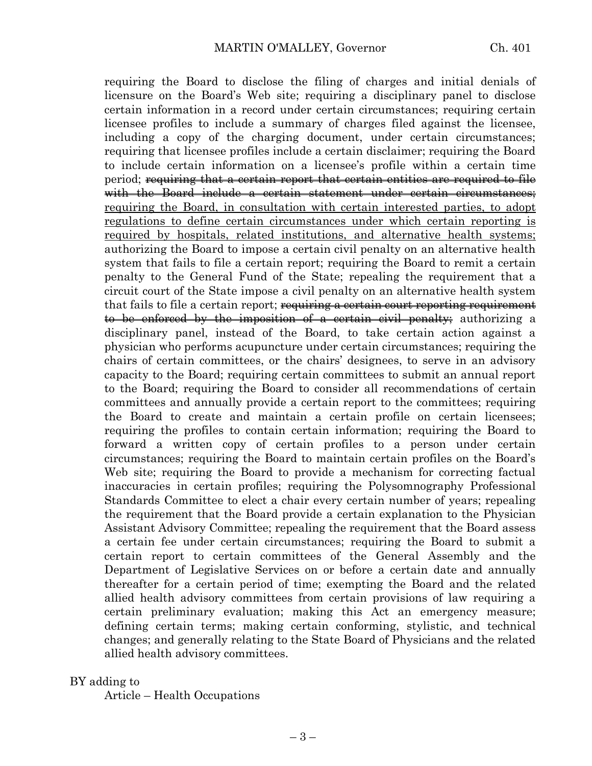requiring the Board to disclose the filing of charges and initial denials of licensure on the Board's Web site; requiring a disciplinary panel to disclose certain information in a record under certain circumstances; requiring certain licensee profiles to include a summary of charges filed against the licensee, including a copy of the charging document, under certain circumstances; requiring that licensee profiles include a certain disclaimer; requiring the Board to include certain information on a licensee's profile within a certain time period; ~~requiring that a certain report that certain entities are required to file with the Board include a certain statement under certain circumstances;~~ <u>requiring the Board, in consultation with certain interested parties, to adopt regulations to define certain circumstances under which certain reporting is required by hospitals, related institutions, and alternative health systems;</u> authorizing the Board to impose a certain civil penalty on an alternative health system that fails to file a certain report; requiring the Board to remit a certain penalty to the General Fund of the State; repealing the requirement that a circuit court of the State impose a civil penalty on an alternative health system that fails to file a certain report; ~~requiring a certain court reporting requirement to be enforced by the imposition of a certain civil penalty;~~ authorizing a disciplinary panel, instead of the Board, to take certain action against a physician who performs acupuncture under certain circumstances; requiring the chairs of certain committees, or the chairs' designees, to serve in an advisory capacity to the Board; requiring certain committees to submit an annual report to the Board; requiring the Board to consider all recommendations of certain committees and annually provide a certain report to the committees; requiring the Board to create and maintain a certain profile on certain licensees; requiring the profiles to contain certain information; requiring the Board to forward a written copy of certain profiles to a person under certain circumstances; requiring the Board to maintain certain profiles on the Board's Web site; requiring the Board to provide a mechanism for correcting factual inaccuracies in certain profiles; requiring the Polysomnography Professional Standards Committee to elect a chair every certain number of years; repealing the requirement that the Board provide a certain explanation to the Physician Assistant Advisory Committee; repealing the requirement that the Board assess a certain fee under certain circumstances; requiring the Board to submit a certain report to certain committees of the General Assembly and the Department of Legislative Services on or before a certain date and annually thereafter for a certain period of time; exempting the Board and the related allied health advisory committees from certain provisions of law requiring a certain preliminary evaluation; making this Act an emergency measure; defining certain terms; making certain conforming, stylistic, and technical changes; and generally relating to the State Board of Physicians and the related allied health advisory committees.

BY adding to

Article – Health Occupations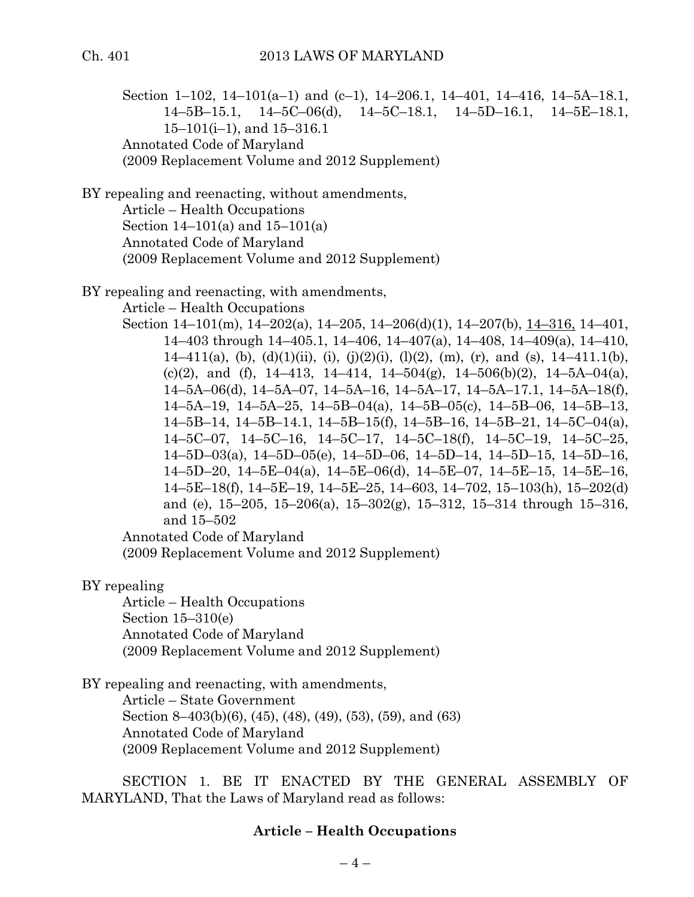Section 1–102, 14–101(a–1) and (c–1), 14–206.1, 14–401, 14–416, 14–5A–18.1, 14–5B–15.1, 14–5C–06(d), 14–5C–18.1, 14–5D–16.1, 14–5E–18.1, 15–101(i–1), and 15–316.1
Annotated Code of Maryland
(2009 Replacement Volume and 2012 Supplement)

BY repealing and reenacting, without amendments,
Article – Health Occupations
Section 14–101(a) and 15–101(a)
Annotated Code of Maryland
(2009 Replacement Volume and 2012 Supplement)

BY repealing and reenacting, with amendments,
Article – Health Occupations
Section 14–101(m), 14–202(a), 14–205, 14–206(d)(1), 14–207(b), <u>14–316,</u> 14–401, 14–403 through 14–405.1, 14–406, 14–407(a), 14–408, 14–409(a), 14–410, 14–411(a), (b), (d)(1)(ii), (i), (j)(2)(i), (l)(2), (m), (r), and (s), 14–411.1(b), (c)(2), and (f), 14–413, 14–414, 14–504(g), 14–506(b)(2), 14–5A–04(a), 14–5A–06(d), 14–5A–07, 14–5A–16, 14–5A–17, 14–5A–17.1, 14–5A–18(f), 14–5A–19, 14–5A–25, 14–5B–04(a), 14–5B–05(c), 14–5B–06, 14–5B–13, 14–5B–14, 14–5B–14.1, 14–5B–15(f), 14–5B–16, 14–5B–21, 14–5C–04(a), 14–5C–07, 14–5C–16, 14–5C–17, 14–5C–18(f), 14–5C–19, 14–5C–25, 14–5D–03(a), 14–5D–05(e), 14–5D–06, 14–5D–14, 14–5D–15, 14–5D–16, 14–5D–20, 14–5E–04(a), 14–5E–06(d), 14–5E–07, 14–5E–15, 14–5E–16, 14–5E–18(f), 14–5E–19, 14–5E–25, 14–603, 14–702, 15–103(h), 15–202(d) and (e), 15–205, 15–206(a), 15–302(g), 15–312, 15–314 through 15–316, and 15–502
Annotated Code of Maryland
(2009 Replacement Volume and 2012 Supplement)

BY repealing
Article – Health Occupations
Section 15–310(e)
Annotated Code of Maryland
(2009 Replacement Volume and 2012 Supplement)

BY repealing and reenacting, with amendments,
Article – State Government
Section 8–403(b)(6), (45), (48), (49), (53), (59), and (63)
Annotated Code of Maryland
(2009 Replacement Volume and 2012 Supplement)

SECTION 1. BE IT ENACTED BY THE GENERAL ASSEMBLY OF MARYLAND, That the Laws of Maryland read as follows:

**Article – Health Occupations**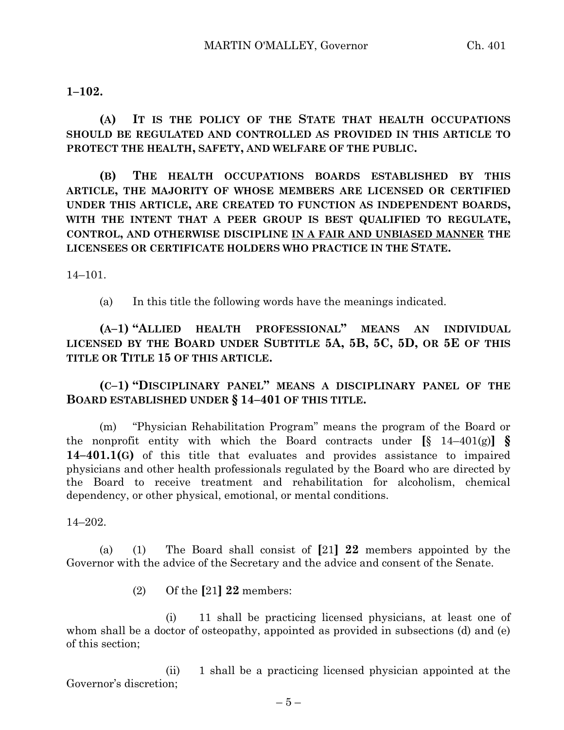**1–102.**

**(A) IT IS THE POLICY OF THE STATE THAT HEALTH OCCUPATIONS SHOULD BE REGULATED AND CONTROLLED AS PROVIDED IN THIS ARTICLE TO PROTECT THE HEALTH, SAFETY, AND WELFARE OF THE PUBLIC.**

**(B) THE HEALTH OCCUPATIONS BOARDS ESTABLISHED BY THIS ARTICLE, THE MAJORITY OF WHOSE MEMBERS ARE LICENSED OR CERTIFIED UNDER THIS ARTICLE, ARE CREATED TO FUNCTION AS INDEPENDENT BOARDS, WITH THE INTENT THAT A PEER GROUP IS BEST QUALIFIED TO REGULATE, CONTROL, AND OTHERWISE DISCIPLINE <u>IN A FAIR AND UNBIASED MANNER</u> THE LICENSEES OR CERTIFICATE HOLDERS WHO PRACTICE IN THE STATE.**

14–101.

(a) In this title the following words have the meanings indicated.

**(A–1) "ALLIED HEALTH PROFESSIONAL" MEANS AN INDIVIDUAL LICENSED BY THE BOARD UNDER SUBTITLE 5A, 5B, 5C, 5D, OR 5E OF THIS TITLE OR TITLE 15 OF THIS ARTICLE.**

**(C–1) "DISCIPLINARY PANEL" MEANS A DISCIPLINARY PANEL OF THE BOARD ESTABLISHED UNDER § 14–401 OF THIS TITLE.**

(m) "Physician Rehabilitation Program" means the program of the Board or the nonprofit entity with which the Board contracts under **[**§ 14–401(g)**]** **§ 14–401.1(G)** of this title that evaluates and provides assistance to impaired physicians and other health professionals regulated by the Board who are directed by the Board to receive treatment and rehabilitation for alcoholism, chemical dependency, or other physical, emotional, or mental conditions.

14–202.

(a) (1) The Board shall consist of **[**21**]** **22** members appointed by the Governor with the advice of the Secretary and the advice and consent of the Senate.

(2) Of the **[**21**]** **22** members:

(i) 11 shall be practicing licensed physicians, at least one of whom shall be a doctor of osteopathy, appointed as provided in subsections (d) and (e) of this section;

(ii) 1 shall be a practicing licensed physician appointed at the Governor's discretion;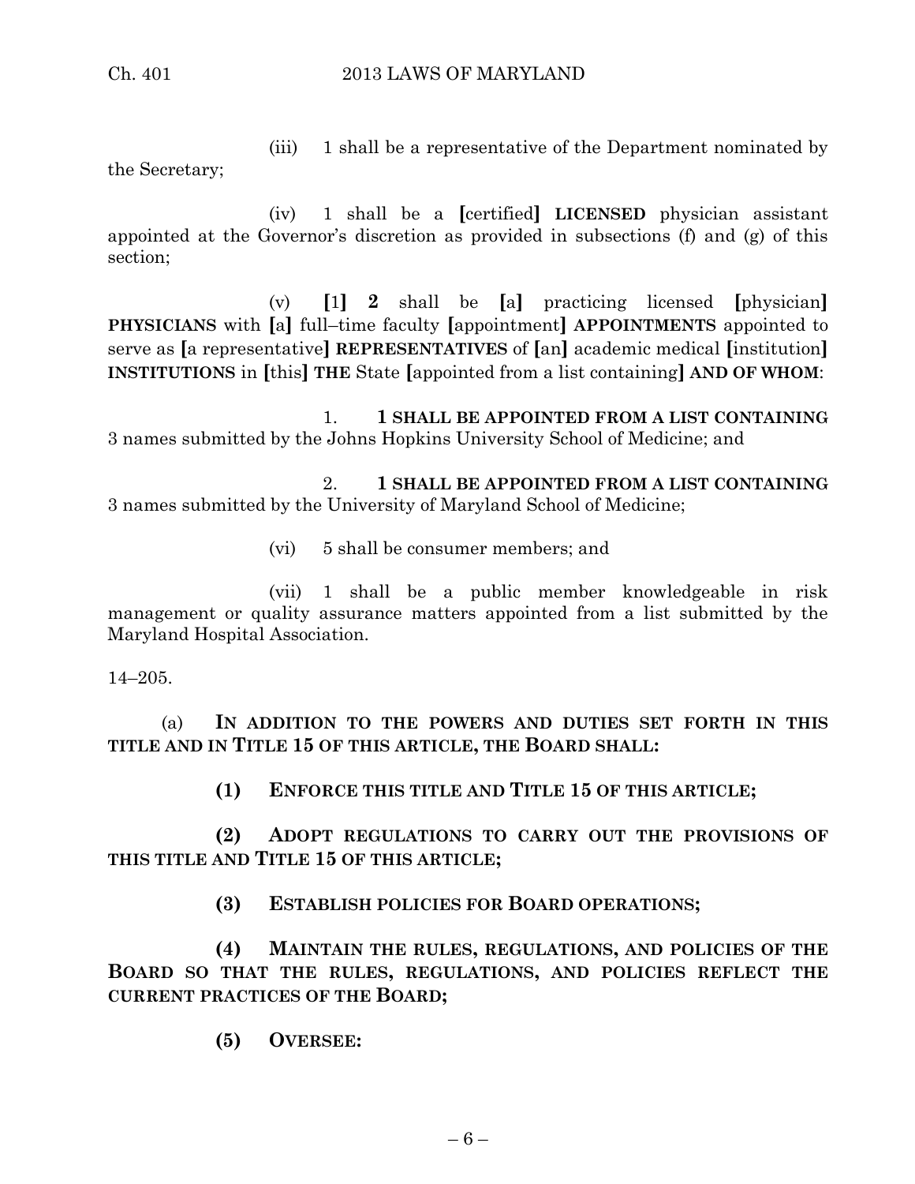(iii) 1 shall be a representative of the Department nominated by the Secretary;

(iv) 1 shall be a [certified] **LICENSED** physician assistant appointed at the Governor's discretion as provided in subsections (f) and (g) of this section;

(v) [1] **2** shall be [a] practicing licensed [physician] **PHYSICIANS** with [a] full–time faculty [appointment] **APPOINTMENTS** appointed to serve as [a representative] **REPRESENTATIVES** of [an] academic medical [institution] **INSTITUTIONS** in [this] **THE** State [appointed from a list containing] **AND OF WHOM**:

1. **1 SHALL BE APPOINTED FROM A LIST CONTAINING** 3 names submitted by the Johns Hopkins University School of Medicine; and

2. **1 SHALL BE APPOINTED FROM A LIST CONTAINING** 3 names submitted by the University of Maryland School of Medicine;

(vi) 5 shall be consumer members; and

(vii) 1 shall be a public member knowledgeable in risk management or quality assurance matters appointed from a list submitted by the Maryland Hospital Association.

14–205.

(a) **IN ADDITION TO THE POWERS AND DUTIES SET FORTH IN THIS TITLE AND IN TITLE 15 OF THIS ARTICLE, THE BOARD SHALL:**

**(1) ENFORCE THIS TITLE AND TITLE 15 OF THIS ARTICLE;**

**(2) ADOPT REGULATIONS TO CARRY OUT THE PROVISIONS OF THIS TITLE AND TITLE 15 OF THIS ARTICLE;**

**(3) ESTABLISH POLICIES FOR BOARD OPERATIONS;**

**(4) MAINTAIN THE RULES, REGULATIONS, AND POLICIES OF THE BOARD SO THAT THE RULES, REGULATIONS, AND POLICIES REFLECT THE CURRENT PRACTICES OF THE BOARD;**

**(5) OVERSEE:**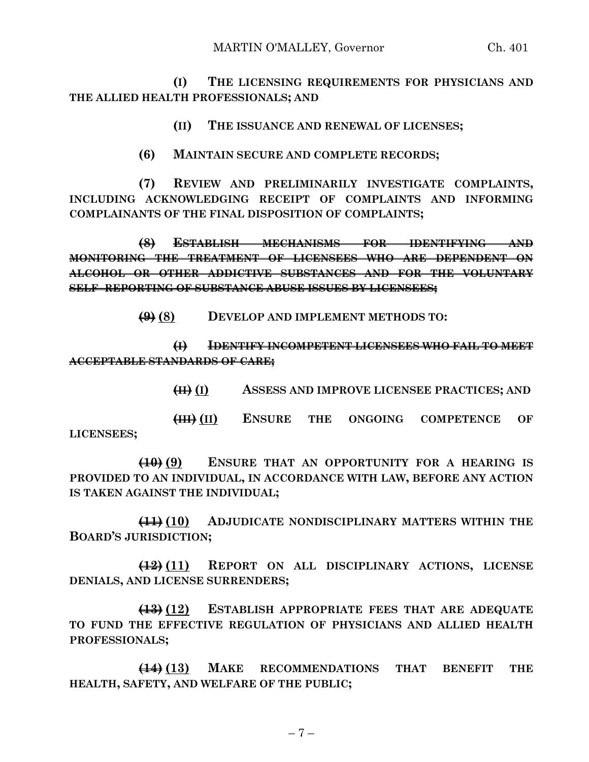**(I) THE LICENSING REQUIREMENTS FOR PHYSICIANS AND THE ALLIED HEALTH PROFESSIONALS; AND**

**(II) THE ISSUANCE AND RENEWAL OF LICENSES;**

**(6) MAINTAIN SECURE AND COMPLETE RECORDS;**

**(7) REVIEW AND PRELIMINARILY INVESTIGATE COMPLAINTS, INCLUDING ACKNOWLEDGING RECEIPT OF COMPLAINTS AND INFORMING COMPLAINANTS OF THE FINAL DISPOSITION OF COMPLAINTS;**

~~**(8) ESTABLISH MECHANISMS FOR IDENTIFYING AND MONITORING THE TREATMENT OF LICENSEES WHO ARE DEPENDENT ON ALCOHOL OR OTHER ADDICTIVE SUBSTANCES AND FOR THE VOLUNTARY SELF–REPORTING OF SUBSTANCE ABUSE ISSUES BY LICENSEES;**~~

~~**(9)**~~ <u>**(8)**</u> **DEVELOP AND IMPLEMENT METHODS TO:**

~~**(I) IDENTIFY INCOMPETENT LICENSEES WHO FAIL TO MEET ACCEPTABLE STANDARDS OF CARE;**~~

~~**(II)**~~ <u>**(I)**</u> **ASSESS AND IMPROVE LICENSEE PRACTICES; AND**

~~**(III)**~~ <u>**(II)**</u> **ENSURE THE ONGOING COMPETENCE OF LICENSEES;**

~~**(10)**~~ <u>**(9)**</u> **ENSURE THAT AN OPPORTUNITY FOR A HEARING IS PROVIDED TO AN INDIVIDUAL, IN ACCORDANCE WITH LAW, BEFORE ANY ACTION IS TAKEN AGAINST THE INDIVIDUAL;**

~~**(11)**~~ <u>**(10)**</u> **ADJUDICATE NONDISCIPLINARY MATTERS WITHIN THE BOARD'S JURISDICTION;**

~~**(12)**~~ <u>**(11)**</u> **REPORT ON ALL DISCIPLINARY ACTIONS, LICENSE DENIALS, AND LICENSE SURRENDERS;**

~~**(13)**~~ <u>**(12)**</u> **ESTABLISH APPROPRIATE FEES THAT ARE ADEQUATE TO FUND THE EFFECTIVE REGULATION OF PHYSICIANS AND ALLIED HEALTH PROFESSIONALS;**

~~**(14)**~~ <u>**(13)**</u> **MAKE RECOMMENDATIONS THAT BENEFIT THE HEALTH, SAFETY, AND WELFARE OF THE PUBLIC;**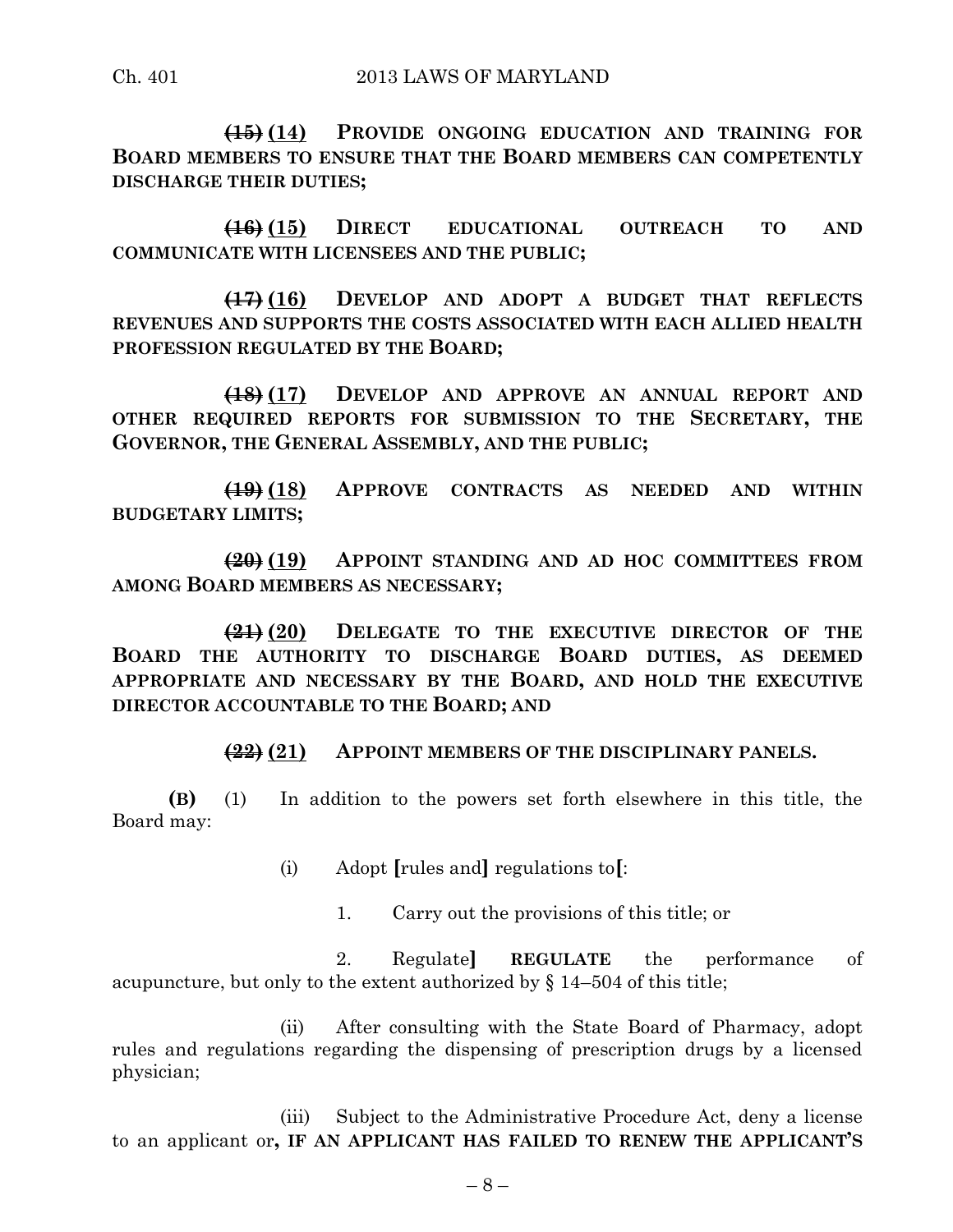~~(15)~~ (14) **PROVIDE ONGOING EDUCATION AND TRAINING FOR BOARD MEMBERS TO ENSURE THAT THE BOARD MEMBERS CAN COMPETENTLY DISCHARGE THEIR DUTIES;**

~~(16)~~ (15) **DIRECT EDUCATIONAL OUTREACH TO AND COMMUNICATE WITH LICENSEES AND THE PUBLIC;**

~~(17)~~ (16) **DEVELOP AND ADOPT A BUDGET THAT REFLECTS REVENUES AND SUPPORTS THE COSTS ASSOCIATED WITH EACH ALLIED HEALTH PROFESSION REGULATED BY THE BOARD;**

~~(18)~~ (17) **DEVELOP AND APPROVE AN ANNUAL REPORT AND OTHER REQUIRED REPORTS FOR SUBMISSION TO THE SECRETARY, THE GOVERNOR, THE GENERAL ASSEMBLY, AND THE PUBLIC;**

~~(19)~~ (18) **APPROVE CONTRACTS AS NEEDED AND WITHIN BUDGETARY LIMITS;**

~~(20)~~ (19) **APPOINT STANDING AND AD HOC COMMITTEES FROM AMONG BOARD MEMBERS AS NECESSARY;**

~~(21)~~ (20) **DELEGATE TO THE EXECUTIVE DIRECTOR OF THE BOARD THE AUTHORITY TO DISCHARGE BOARD DUTIES, AS DEEMED APPROPRIATE AND NECESSARY BY THE BOARD, AND HOLD THE EXECUTIVE DIRECTOR ACCOUNTABLE TO THE BOARD; AND**

~~(22)~~ (21) **APPOINT MEMBERS OF THE DISCIPLINARY PANELS.**

**(B)** (1) In addition to the powers set forth elsewhere in this title, the Board may:

(i) Adopt **[**rules and**]** regulations to**[**:

1. Carry out the provisions of this title; or

2. Regulate**]** **REGULATE** the performance of acupuncture, but only to the extent authorized by § 14–504 of this title;

(ii) After consulting with the State Board of Pharmacy, adopt rules and regulations regarding the dispensing of prescription drugs by a licensed physician;

(iii) Subject to the Administrative Procedure Act, deny a license to an applicant or**, IF AN APPLICANT HAS FAILED TO RENEW THE APPLICANT'S**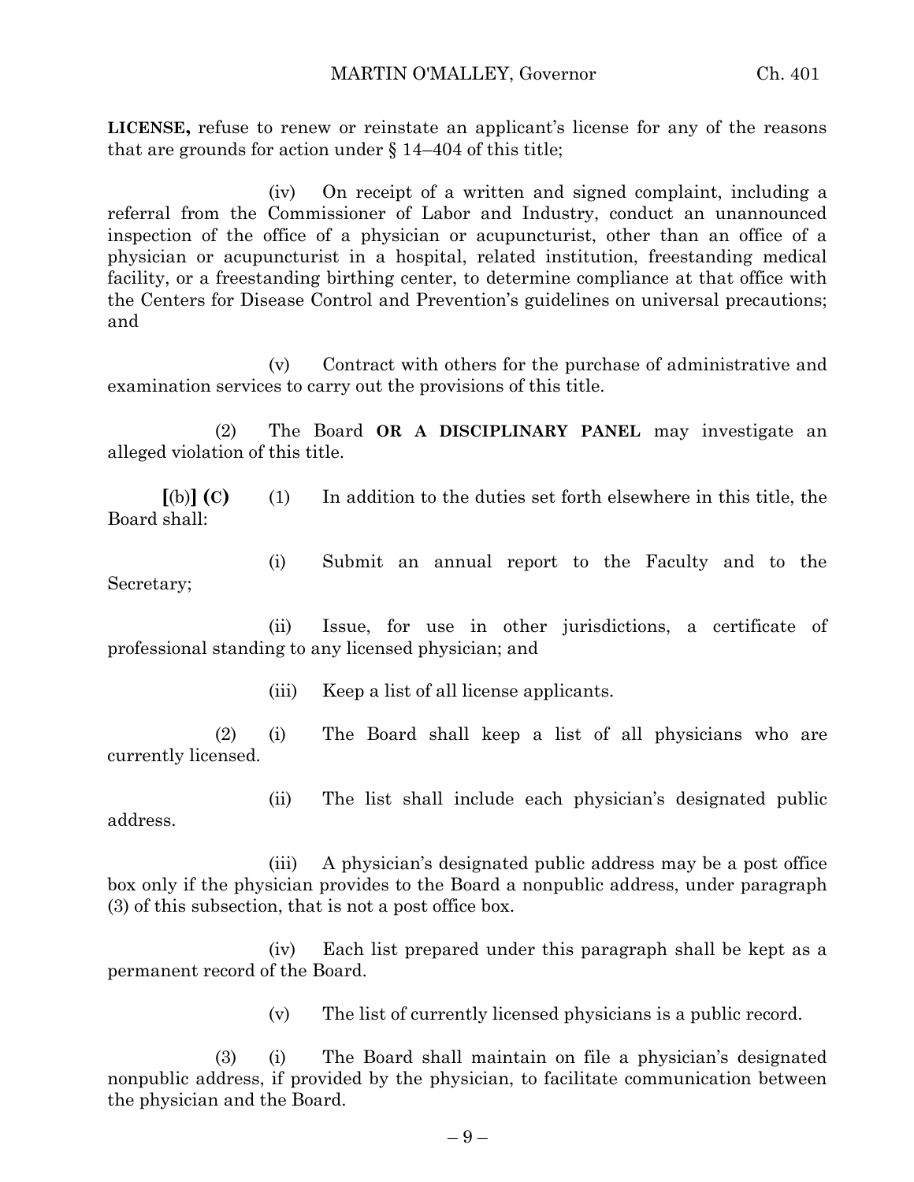**LICENSE,** refuse to renew or reinstate an applicant's license for any of the reasons that are grounds for action under § 14–404 of this title;

(iv) On receipt of a written and signed complaint, including a referral from the Commissioner of Labor and Industry, conduct an unannounced inspection of the office of a physician or acupuncturist, other than an office of a physician or acupuncturist in a hospital, related institution, freestanding medical facility, or a freestanding birthing center, to determine compliance at that office with the Centers for Disease Control and Prevention's guidelines on universal precautions; and

(v) Contract with others for the purchase of administrative and examination services to carry out the provisions of this title.

(2) The Board **OR A DISCIPLINARY PANEL** may investigate an alleged violation of this title.

**[**(b)**] (C)** (1) In addition to the duties set forth elsewhere in this title, the Board shall:

(i) Submit an annual report to the Faculty and to the Secretary;

(ii) Issue, for use in other jurisdictions, a certificate of professional standing to any licensed physician; and

(iii) Keep a list of all license applicants.

(2) (i) The Board shall keep a list of all physicians who are currently licensed.

(ii) The list shall include each physician's designated public address.

(iii) A physician's designated public address may be a post office box only if the physician provides to the Board a nonpublic address, under paragraph (3) of this subsection, that is not a post office box.

(iv) Each list prepared under this paragraph shall be kept as a permanent record of the Board.

(v) The list of currently licensed physicians is a public record.

(3) (i) The Board shall maintain on file a physician's designated nonpublic address, if provided by the physician, to facilitate communication between the physician and the Board.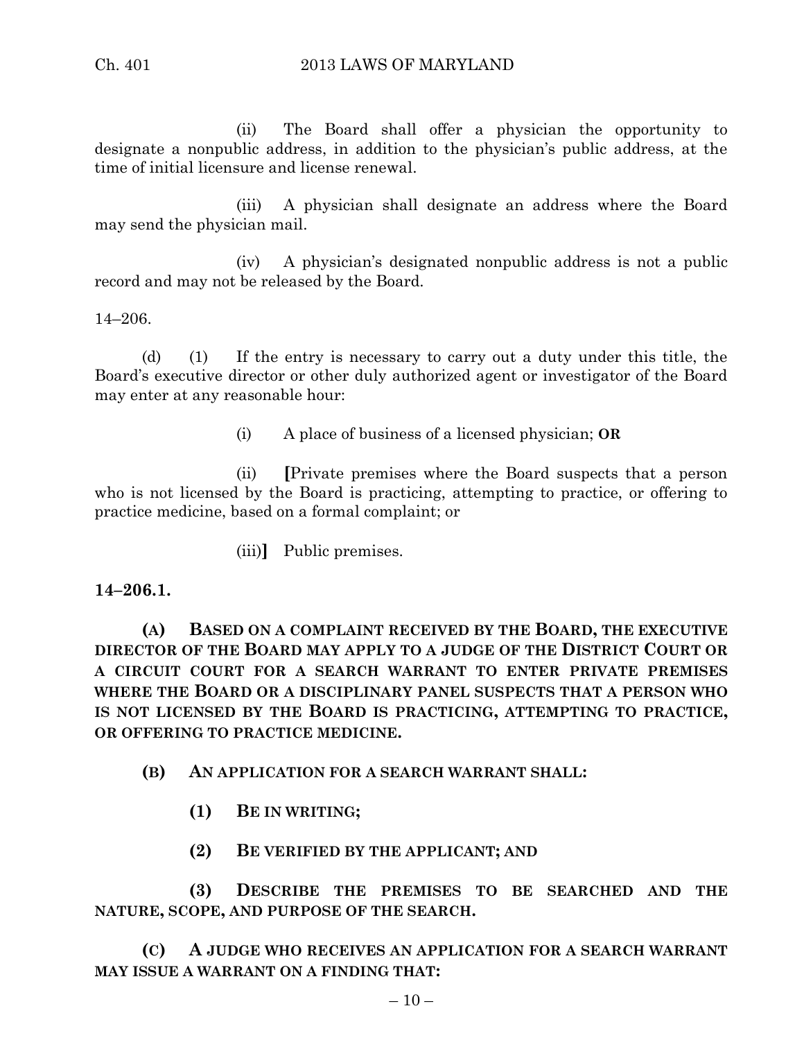(ii) The Board shall offer a physician the opportunity to designate a nonpublic address, in addition to the physician's public address, at the time of initial licensure and license renewal.

(iii) A physician shall designate an address where the Board may send the physician mail.

(iv) A physician's designated nonpublic address is not a public record and may not be released by the Board.

14–206.

(d) (1) If the entry is necessary to carry out a duty under this title, the Board's executive director or other duly authorized agent or investigator of the Board may enter at any reasonable hour:

(i) A place of business of a licensed physician; **OR**

(ii) **[**Private premises where the Board suspects that a person who is not licensed by the Board is practicing, attempting to practice, or offering to practice medicine, based on a formal complaint; or

(iii)**]** Public premises.

**14–206.1.**

**(A) BASED ON A COMPLAINT RECEIVED BY THE BOARD, THE EXECUTIVE DIRECTOR OF THE BOARD MAY APPLY TO A JUDGE OF THE DISTRICT COURT OR A CIRCUIT COURT FOR A SEARCH WARRANT TO ENTER PRIVATE PREMISES WHERE THE BOARD OR A DISCIPLINARY PANEL SUSPECTS THAT A PERSON WHO IS NOT LICENSED BY THE BOARD IS PRACTICING, ATTEMPTING TO PRACTICE, OR OFFERING TO PRACTICE MEDICINE.**

**(B) AN APPLICATION FOR A SEARCH WARRANT SHALL:**

**(1) BE IN WRITING;**

**(2) BE VERIFIED BY THE APPLICANT; AND**

**(3) DESCRIBE THE PREMISES TO BE SEARCHED AND THE NATURE, SCOPE, AND PURPOSE OF THE SEARCH.**

**(C) A JUDGE WHO RECEIVES AN APPLICATION FOR A SEARCH WARRANT MAY ISSUE A WARRANT ON A FINDING THAT:**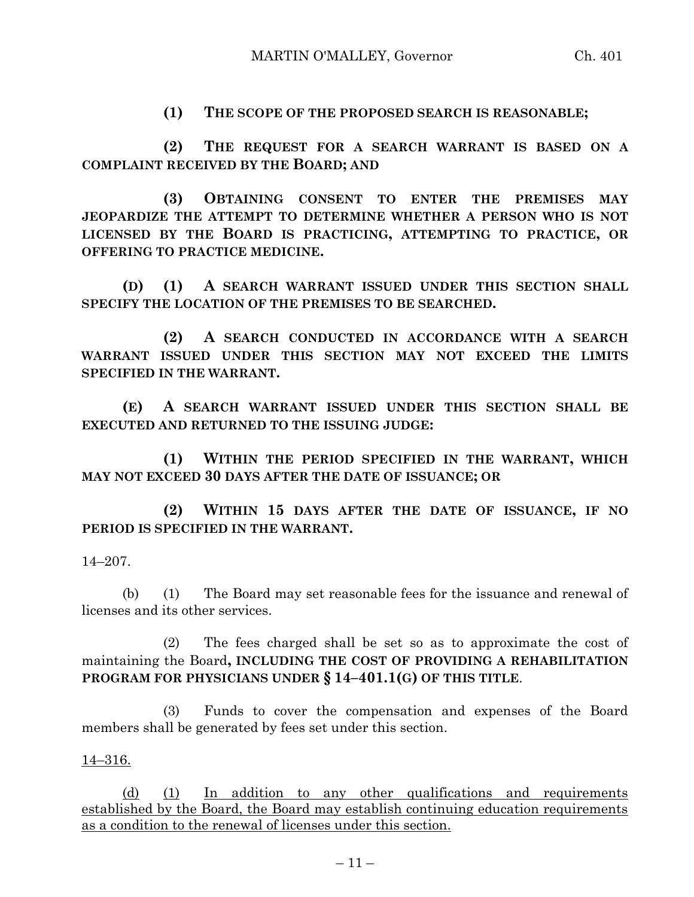**(1) THE SCOPE OF THE PROPOSED SEARCH IS REASONABLE;**

**(2) THE REQUEST FOR A SEARCH WARRANT IS BASED ON A COMPLAINT RECEIVED BY THE BOARD; AND**

**(3) OBTAINING CONSENT TO ENTER THE PREMISES MAY JEOPARDIZE THE ATTEMPT TO DETERMINE WHETHER A PERSON WHO IS NOT LICENSED BY THE BOARD IS PRACTICING, ATTEMPTING TO PRACTICE, OR OFFERING TO PRACTICE MEDICINE.**

**(D) (1) A SEARCH WARRANT ISSUED UNDER THIS SECTION SHALL SPECIFY THE LOCATION OF THE PREMISES TO BE SEARCHED.**

**(2) A SEARCH CONDUCTED IN ACCORDANCE WITH A SEARCH WARRANT ISSUED UNDER THIS SECTION MAY NOT EXCEED THE LIMITS SPECIFIED IN THE WARRANT.**

**(E) A SEARCH WARRANT ISSUED UNDER THIS SECTION SHALL BE EXECUTED AND RETURNED TO THE ISSUING JUDGE:**

**(1) WITHIN THE PERIOD SPECIFIED IN THE WARRANT, WHICH MAY NOT EXCEED 30 DAYS AFTER THE DATE OF ISSUANCE; OR**

**(2) WITHIN 15 DAYS AFTER THE DATE OF ISSUANCE, IF NO PERIOD IS SPECIFIED IN THE WARRANT.**

14–207.

(b) (1) The Board may set reasonable fees for the issuance and renewal of licenses and its other services.

(2) The fees charged shall be set so as to approximate the cost of maintaining the Board**, INCLUDING THE COST OF PROVIDING A REHABILITATION PROGRAM FOR PHYSICIANS UNDER § 14–401.1(G) OF THIS TITLE**.

(3) Funds to cover the compensation and expenses of the Board members shall be generated by fees set under this section.

<u>14–316.</u>

<u>(d) (1) In addition to any other qualifications and requirements established by the Board, the Board may establish continuing education requirements as a condition to the renewal of licenses under this section.</u>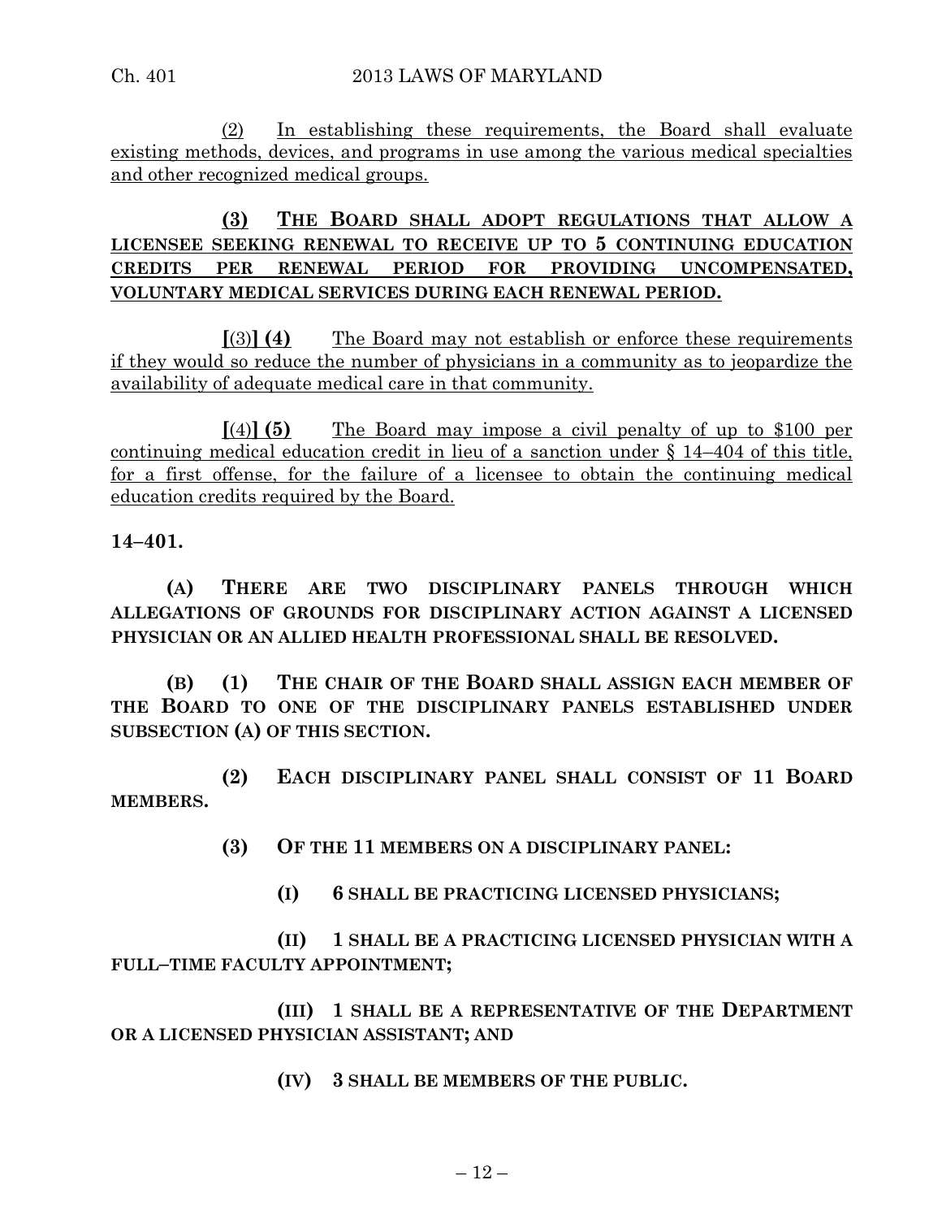(2) In establishing these requirements, the Board shall evaluate existing methods, devices, and programs in use among the various medical specialties and other recognized medical groups.

**(3) THE BOARD SHALL ADOPT REGULATIONS THAT ALLOW A LICENSEE SEEKING RENEWAL TO RECEIVE UP TO 5 CONTINUING EDUCATION CREDITS PER RENEWAL PERIOD FOR PROVIDING UNCOMPENSATED, VOLUNTARY MEDICAL SERVICES DURING EACH RENEWAL PERIOD.**

**[**(3)**] (4)** The Board may not establish or enforce these requirements if they would so reduce the number of physicians in a community as to jeopardize the availability of adequate medical care in that community.

**[**(4)**] (5)** The Board may impose a civil penalty of up to $100 per continuing medical education credit in lieu of a sanction under § 14–404 of this title, for a first offense, for the failure of a licensee to obtain the continuing medical education credits required by the Board.

**14–401.**

**(A) THERE ARE TWO DISCIPLINARY PANELS THROUGH WHICH ALLEGATIONS OF GROUNDS FOR DISCIPLINARY ACTION AGAINST A LICENSED PHYSICIAN OR AN ALLIED HEALTH PROFESSIONAL SHALL BE RESOLVED.**

**(B) (1) THE CHAIR OF THE BOARD SHALL ASSIGN EACH MEMBER OF THE BOARD TO ONE OF THE DISCIPLINARY PANELS ESTABLISHED UNDER SUBSECTION (A) OF THIS SECTION.**

**(2) EACH DISCIPLINARY PANEL SHALL CONSIST OF 11 BOARD MEMBERS.**

**(3) OF THE 11 MEMBERS ON A DISCIPLINARY PANEL:**

**(I) 6 SHALL BE PRACTICING LICENSED PHYSICIANS;**

**(II) 1 SHALL BE A PRACTICING LICENSED PHYSICIAN WITH A FULL–TIME FACULTY APPOINTMENT;**

**(III) 1 SHALL BE A REPRESENTATIVE OF THE DEPARTMENT OR A LICENSED PHYSICIAN ASSISTANT; AND**

**(IV) 3 SHALL BE MEMBERS OF THE PUBLIC.**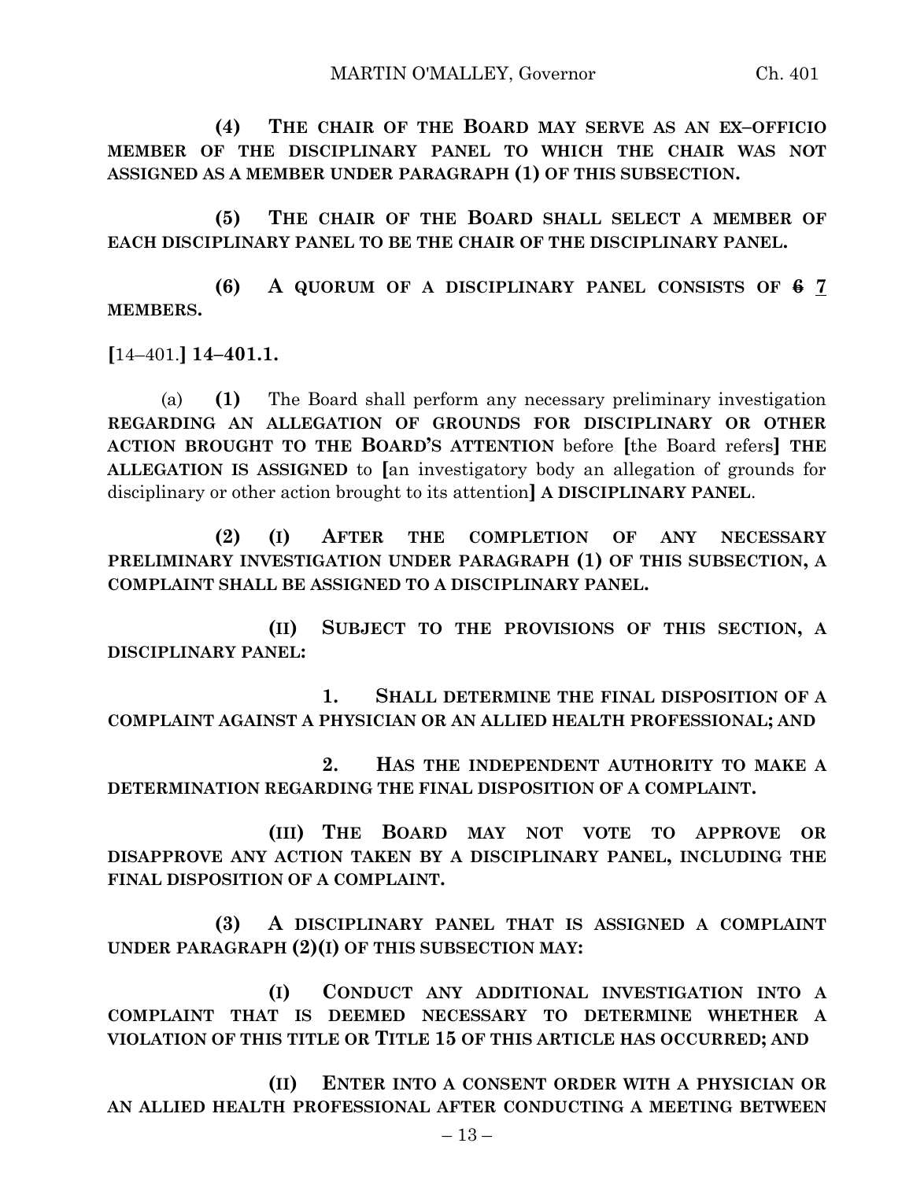**(4) THE CHAIR OF THE BOARD MAY SERVE AS AN EX–OFFICIO MEMBER OF THE DISCIPLINARY PANEL TO WHICH THE CHAIR WAS NOT ASSIGNED AS A MEMBER UNDER PARAGRAPH (1) OF THIS SUBSECTION.**

**(5) THE CHAIR OF THE BOARD SHALL SELECT A MEMBER OF EACH DISCIPLINARY PANEL TO BE THE CHAIR OF THE DISCIPLINARY PANEL.**

**(6) A QUORUM OF A DISCIPLINARY PANEL CONSISTS OF ~~6~~ <u>7</u> MEMBERS.**

**[**14–401.**] 14–401.1.**

(a) **(1)** The Board shall perform any necessary preliminary investigation **REGARDING AN ALLEGATION OF GROUNDS FOR DISCIPLINARY OR OTHER ACTION BROUGHT TO THE BOARD'S ATTENTION** before **[**the Board refers**] THE ALLEGATION IS ASSIGNED** to **[**an investigatory body an allegation of grounds for disciplinary or other action brought to its attention**] A DISCIPLINARY PANEL**.

**(2) (I) AFTER THE COMPLETION OF ANY NECESSARY PRELIMINARY INVESTIGATION UNDER PARAGRAPH (1) OF THIS SUBSECTION, A COMPLAINT SHALL BE ASSIGNED TO A DISCIPLINARY PANEL.**

**(II) SUBJECT TO THE PROVISIONS OF THIS SECTION, A DISCIPLINARY PANEL:**

**1. SHALL DETERMINE THE FINAL DISPOSITION OF A COMPLAINT AGAINST A PHYSICIAN OR AN ALLIED HEALTH PROFESSIONAL; AND**

**2. HAS THE INDEPENDENT AUTHORITY TO MAKE A DETERMINATION REGARDING THE FINAL DISPOSITION OF A COMPLAINT.**

**(III) THE BOARD MAY NOT VOTE TO APPROVE OR DISAPPROVE ANY ACTION TAKEN BY A DISCIPLINARY PANEL, INCLUDING THE FINAL DISPOSITION OF A COMPLAINT.**

**(3) A DISCIPLINARY PANEL THAT IS ASSIGNED A COMPLAINT UNDER PARAGRAPH (2)(I) OF THIS SUBSECTION MAY:**

**(I) CONDUCT ANY ADDITIONAL INVESTIGATION INTO A COMPLAINT THAT IS DEEMED NECESSARY TO DETERMINE WHETHER A VIOLATION OF THIS TITLE OR TITLE 15 OF THIS ARTICLE HAS OCCURRED; AND**

**(II) ENTER INTO A CONSENT ORDER WITH A PHYSICIAN OR AN ALLIED HEALTH PROFESSIONAL AFTER CONDUCTING A MEETING BETWEEN**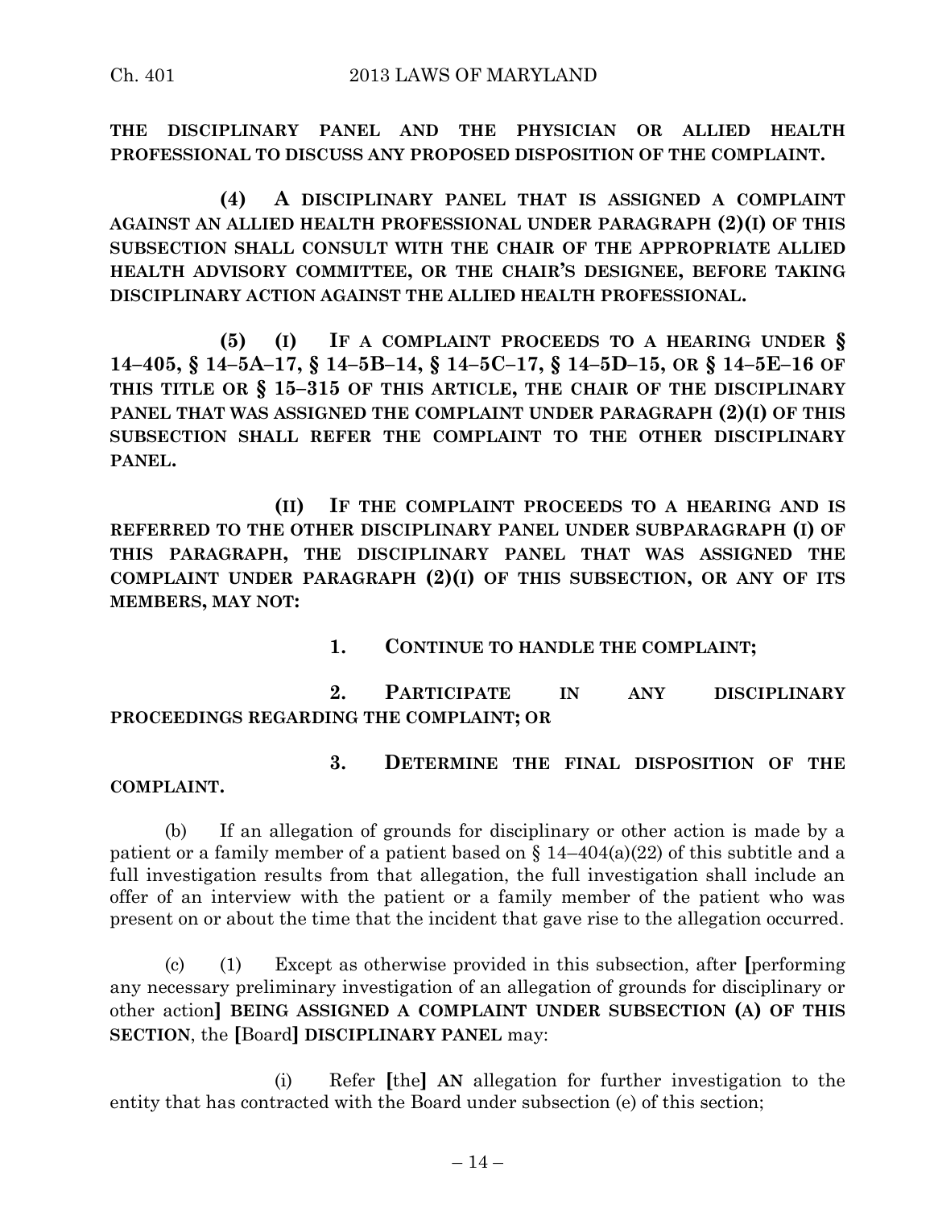**THE DISCIPLINARY PANEL AND THE PHYSICIAN OR ALLIED HEALTH PROFESSIONAL TO DISCUSS ANY PROPOSED DISPOSITION OF THE COMPLAINT.**

**(4) A DISCIPLINARY PANEL THAT IS ASSIGNED A COMPLAINT AGAINST AN ALLIED HEALTH PROFESSIONAL UNDER PARAGRAPH (2)(I) OF THIS SUBSECTION SHALL CONSULT WITH THE CHAIR OF THE APPROPRIATE ALLIED HEALTH ADVISORY COMMITTEE, OR THE CHAIR'S DESIGNEE, BEFORE TAKING DISCIPLINARY ACTION AGAINST THE ALLIED HEALTH PROFESSIONAL.**

**(5) (I) IF A COMPLAINT PROCEEDS TO A HEARING UNDER § 14–405, § 14–5A–17, § 14–5B–14, § 14–5C–17, § 14–5D–15, OR § 14–5E–16 OF THIS TITLE OR § 15–315 OF THIS ARTICLE, THE CHAIR OF THE DISCIPLINARY PANEL THAT WAS ASSIGNED THE COMPLAINT UNDER PARAGRAPH (2)(I) OF THIS SUBSECTION SHALL REFER THE COMPLAINT TO THE OTHER DISCIPLINARY PANEL.**

**(II) IF THE COMPLAINT PROCEEDS TO A HEARING AND IS REFERRED TO THE OTHER DISCIPLINARY PANEL UNDER SUBPARAGRAPH (I) OF THIS PARAGRAPH, THE DISCIPLINARY PANEL THAT WAS ASSIGNED THE COMPLAINT UNDER PARAGRAPH (2)(I) OF THIS SUBSECTION, OR ANY OF ITS MEMBERS, MAY NOT:**

**1. CONTINUE TO HANDLE THE COMPLAINT;**

**2. PARTICIPATE IN ANY DISCIPLINARY PROCEEDINGS REGARDING THE COMPLAINT; OR**

**3. DETERMINE THE FINAL DISPOSITION OF THE COMPLAINT.**

(b) If an allegation of grounds for disciplinary or other action is made by a patient or a family member of a patient based on § 14–404(a)(22) of this subtitle and a full investigation results from that allegation, the full investigation shall include an offer of an interview with the patient or a family member of the patient who was present on or about the time that the incident that gave rise to the allegation occurred.

(c) (1) Except as otherwise provided in this subsection, after [performing any necessary preliminary investigation of an allegation of grounds for disciplinary or other action] **BEING ASSIGNED A COMPLAINT UNDER SUBSECTION (A) OF THIS SECTION**, the [Board] **DISCIPLINARY PANEL** may:

(i) Refer [the] **AN** allegation for further investigation to the entity that has contracted with the Board under subsection (e) of this section;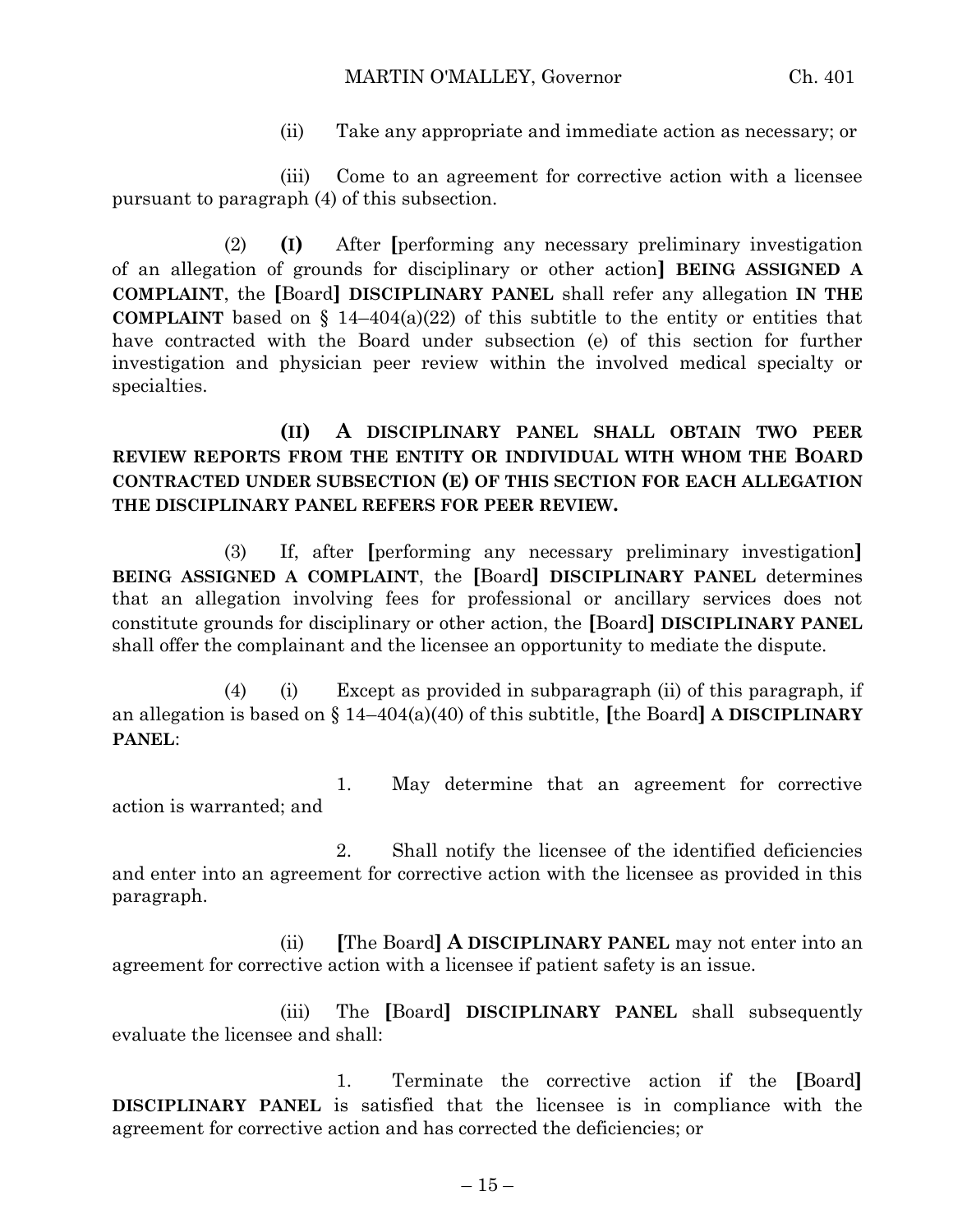(ii) Take any appropriate and immediate action as necessary; or

(iii) Come to an agreement for corrective action with a licensee pursuant to paragraph (4) of this subsection.

(2) **(I)** After [performing any necessary preliminary investigation of an allegation of grounds for disciplinary or other action] **BEING ASSIGNED A COMPLAINT**, the [Board] **DISCIPLINARY PANEL** shall refer any allegation **IN THE COMPLAINT** based on § 14–404(a)(22) of this subtitle to the entity or entities that have contracted with the Board under subsection (e) of this section for further investigation and physician peer review within the involved medical specialty or specialties.

**(II) A DISCIPLINARY PANEL SHALL OBTAIN TWO PEER REVIEW REPORTS FROM THE ENTITY OR INDIVIDUAL WITH WHOM THE BOARD CONTRACTED UNDER SUBSECTION (E) OF THIS SECTION FOR EACH ALLEGATION THE DISCIPLINARY PANEL REFERS FOR PEER REVIEW.**

(3) If, after [performing any necessary preliminary investigation] **BEING ASSIGNED A COMPLAINT**, the [Board] **DISCIPLINARY PANEL** determines that an allegation involving fees for professional or ancillary services does not constitute grounds for disciplinary or other action, the [Board] **DISCIPLINARY PANEL** shall offer the complainant and the licensee an opportunity to mediate the dispute.

(4) (i) Except as provided in subparagraph (ii) of this paragraph, if an allegation is based on § 14–404(a)(40) of this subtitle, [the Board] **A DISCIPLINARY PANEL**:

1. May determine that an agreement for corrective action is warranted; and

2. Shall notify the licensee of the identified deficiencies and enter into an agreement for corrective action with the licensee as provided in this paragraph.

(ii) [The Board] **A DISCIPLINARY PANEL** may not enter into an agreement for corrective action with a licensee if patient safety is an issue.

(iii) The [Board] **DISCIPLINARY PANEL** shall subsequently evaluate the licensee and shall:

1. Terminate the corrective action if the [Board] **DISCIPLINARY PANEL** is satisfied that the licensee is in compliance with the agreement for corrective action and has corrected the deficiencies; or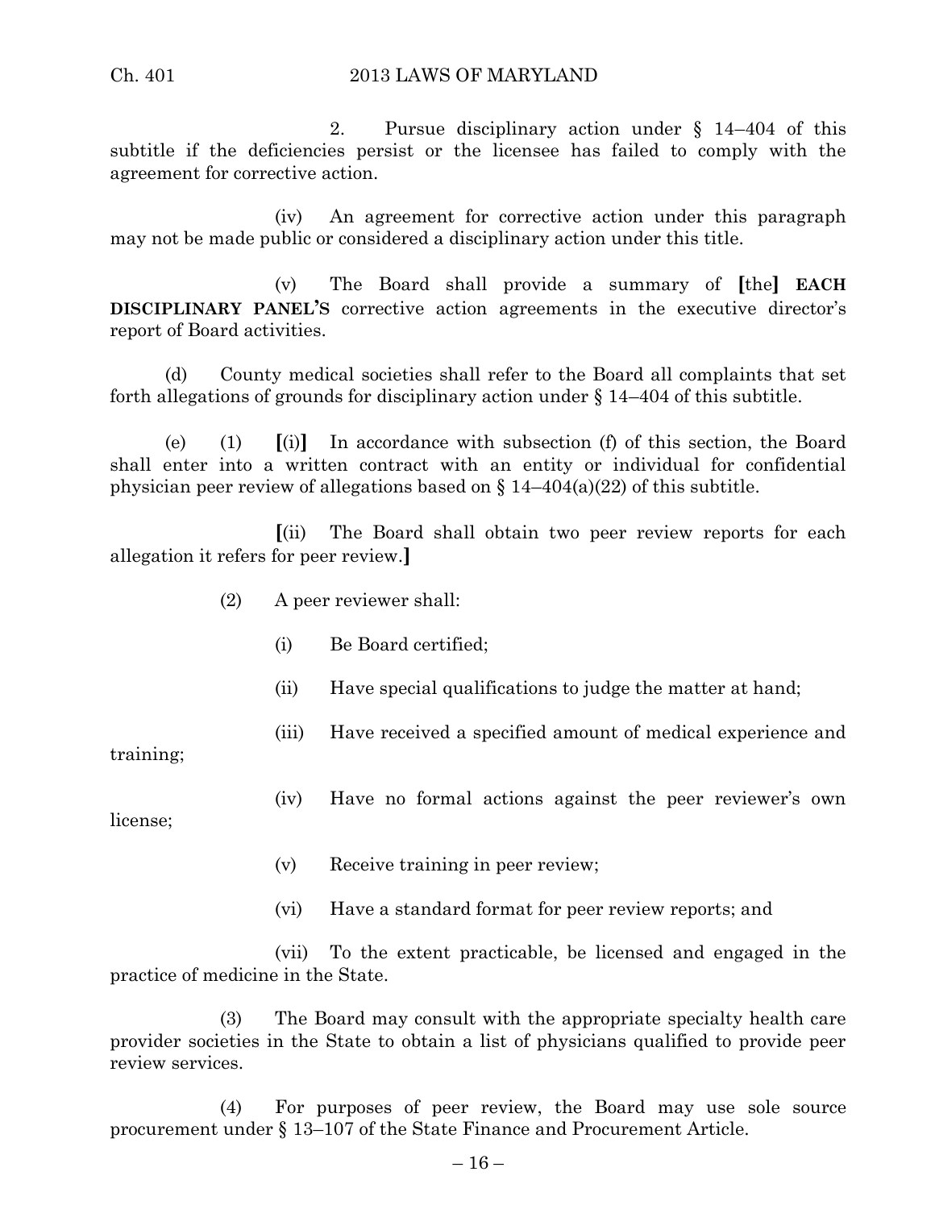2. Pursue disciplinary action under § 14–404 of this subtitle if the deficiencies persist or the licensee has failed to comply with the agreement for corrective action.

(iv) An agreement for corrective action under this paragraph may not be made public or considered a disciplinary action under this title.

(v) The Board shall provide a summary of [the] **EACH DISCIPLINARY PANEL'S** corrective action agreements in the executive director's report of Board activities.

(d) County medical societies shall refer to the Board all complaints that set forth allegations of grounds for disciplinary action under § 14–404 of this subtitle.

(e) (1) [(i)] In accordance with subsection (f) of this section, the Board shall enter into a written contract with an entity or individual for confidential physician peer review of allegations based on § 14–404(a)(22) of this subtitle.

[(ii) The Board shall obtain two peer review reports for each allegation it refers for peer review.]

(2) A peer reviewer shall:

(i) Be Board certified;

(ii) Have special qualifications to judge the matter at hand;

(iii) Have received a specified amount of medical experience and training;

(iv) Have no formal actions against the peer reviewer's own license;

(v) Receive training in peer review;

(vi) Have a standard format for peer review reports; and

(vii) To the extent practicable, be licensed and engaged in the practice of medicine in the State.

(3) The Board may consult with the appropriate specialty health care provider societies in the State to obtain a list of physicians qualified to provide peer review services.

(4) For purposes of peer review, the Board may use sole source procurement under § 13–107 of the State Finance and Procurement Article.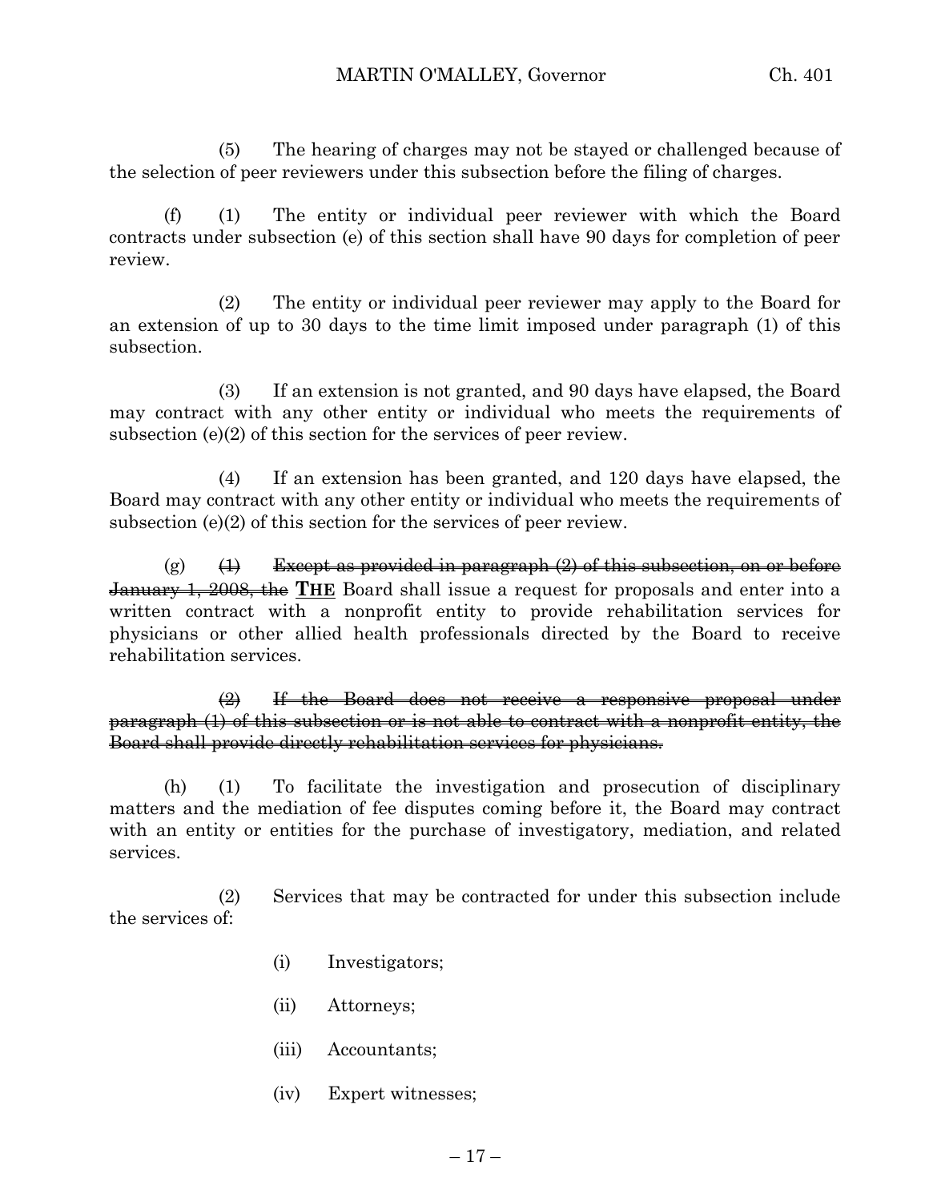(5) The hearing of charges may not be stayed or challenged because of the selection of peer reviewers under this subsection before the filing of charges.

(f) (1) The entity or individual peer reviewer with which the Board contracts under subsection (e) of this section shall have 90 days for completion of peer review.

(2) The entity or individual peer reviewer may apply to the Board for an extension of up to 30 days to the time limit imposed under paragraph (1) of this subsection.

(3) If an extension is not granted, and 90 days have elapsed, the Board may contract with any other entity or individual who meets the requirements of subsection (e)(2) of this section for the services of peer review.

(4) If an extension has been granted, and 120 days have elapsed, the Board may contract with any other entity or individual who meets the requirements of subsection (e)(2) of this section for the services of peer review.

(g) ~~(1) Except as provided in paragraph (2) of this subsection, on or before January 1, 2008, the~~ **<u>THE</u>** Board shall issue a request for proposals and enter into a written contract with a nonprofit entity to provide rehabilitation services for physicians or other allied health professionals directed by the Board to receive rehabilitation services.

~~(2) If the Board does not receive a responsive proposal under paragraph (1) of this subsection or is not able to contract with a nonprofit entity, the Board shall provide directly rehabilitation services for physicians.~~

(h) (1) To facilitate the investigation and prosecution of disciplinary matters and the mediation of fee disputes coming before it, the Board may contract with an entity or entities for the purchase of investigatory, mediation, and related services.

(2) Services that may be contracted for under this subsection include the services of:

(i) Investigators;

(ii) Attorneys;

(iii) Accountants;

(iv) Expert witnesses;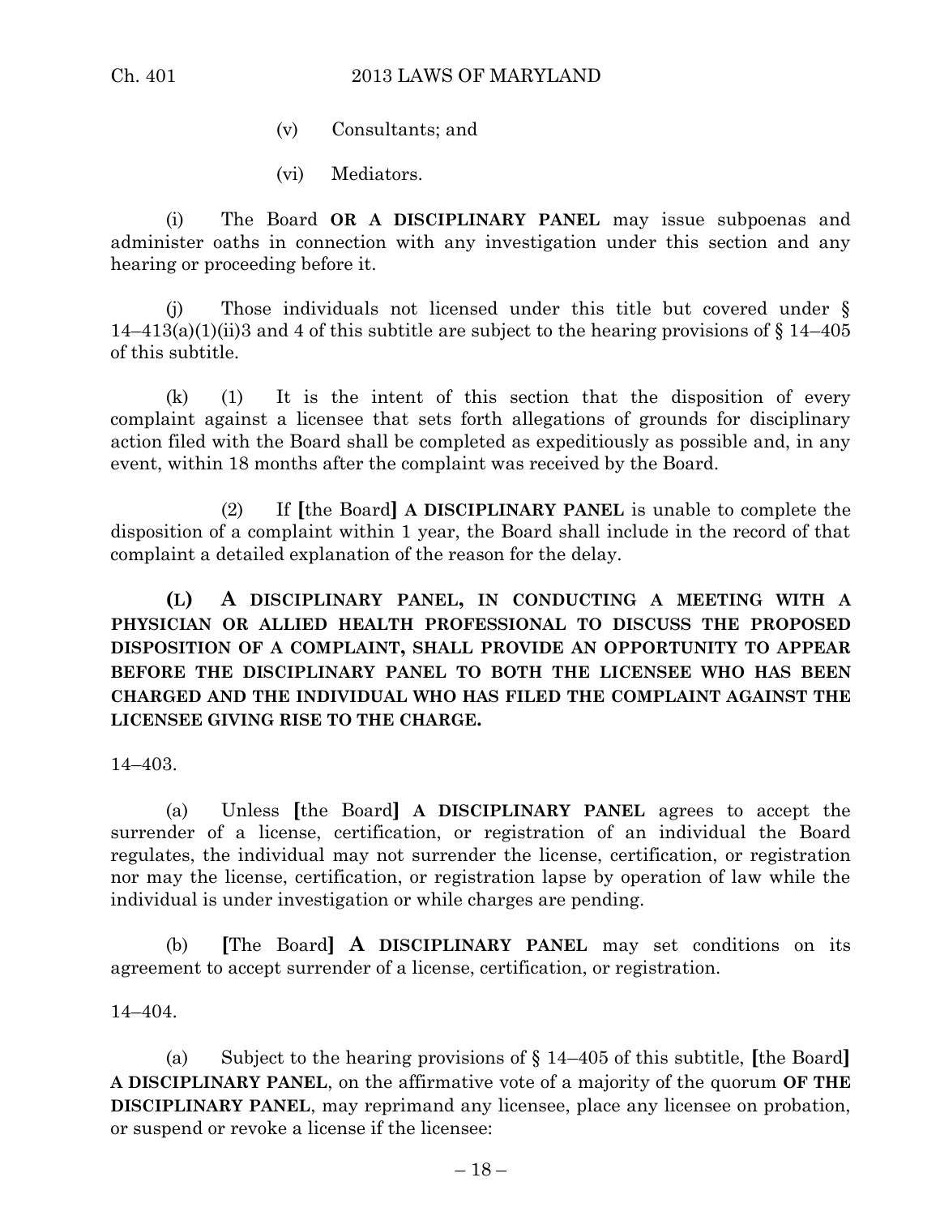(v) Consultants; and

(vi) Mediators.

(i) The Board **OR A DISCIPLINARY PANEL** may issue subpoenas and administer oaths in connection with any investigation under this section and any hearing or proceeding before it.

(j) Those individuals not licensed under this title but covered under § 14–413(a)(1)(ii)3 and 4 of this subtitle are subject to the hearing provisions of § 14–405 of this subtitle.

(k) (1) It is the intent of this section that the disposition of every complaint against a licensee that sets forth allegations of grounds for disciplinary action filed with the Board shall be completed as expeditiously as possible and, in any event, within 18 months after the complaint was received by the Board.

(2) If **[**the Board**]** **A DISCIPLINARY PANEL** is unable to complete the disposition of a complaint within 1 year, the Board shall include in the record of that complaint a detailed explanation of the reason for the delay.

**(L) A DISCIPLINARY PANEL, IN CONDUCTING A MEETING WITH A PHYSICIAN OR ALLIED HEALTH PROFESSIONAL TO DISCUSS THE PROPOSED DISPOSITION OF A COMPLAINT, SHALL PROVIDE AN OPPORTUNITY TO APPEAR BEFORE THE DISCIPLINARY PANEL TO BOTH THE LICENSEE WHO HAS BEEN CHARGED AND THE INDIVIDUAL WHO HAS FILED THE COMPLAINT AGAINST THE LICENSEE GIVING RISE TO THE CHARGE.**

14–403.

(a) Unless **[**the Board**]** **A DISCIPLINARY PANEL** agrees to accept the surrender of a license, certification, or registration of an individual the Board regulates, the individual may not surrender the license, certification, or registration nor may the license, certification, or registration lapse by operation of law while the individual is under investigation or while charges are pending.

(b) **[**The Board**]** **A DISCIPLINARY PANEL** may set conditions on its agreement to accept surrender of a license, certification, or registration.

14–404.

(a) Subject to the hearing provisions of § 14–405 of this subtitle, **[**the Board**]** **A DISCIPLINARY PANEL**, on the affirmative vote of a majority of the quorum **OF THE DISCIPLINARY PANEL**, may reprimand any licensee, place any licensee on probation, or suspend or revoke a license if the licensee: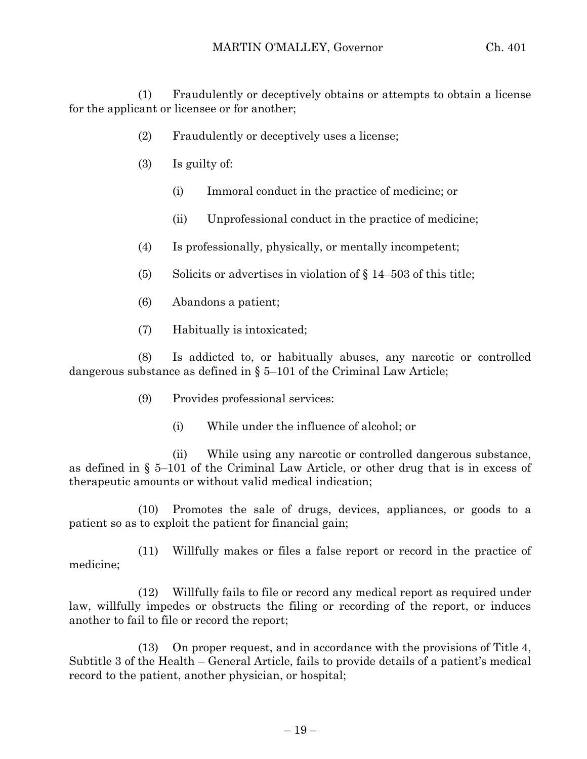(1) Fraudulently or deceptively obtains or attempts to obtain a license for the applicant or licensee or for another;

(2) Fraudulently or deceptively uses a license;

(3) Is guilty of:

(i) Immoral conduct in the practice of medicine; or

(ii) Unprofessional conduct in the practice of medicine;

(4) Is professionally, physically, or mentally incompetent;

(5) Solicits or advertises in violation of § 14–503 of this title;

(6) Abandons a patient;

(7) Habitually is intoxicated;

(8) Is addicted to, or habitually abuses, any narcotic or controlled dangerous substance as defined in § 5–101 of the Criminal Law Article;

(9) Provides professional services:

(i) While under the influence of alcohol; or

(ii) While using any narcotic or controlled dangerous substance, as defined in § 5–101 of the Criminal Law Article, or other drug that is in excess of therapeutic amounts or without valid medical indication;

(10) Promotes the sale of drugs, devices, appliances, or goods to a patient so as to exploit the patient for financial gain;

(11) Willfully makes or files a false report or record in the practice of medicine;

(12) Willfully fails to file or record any medical report as required under law, willfully impedes or obstructs the filing or recording of the report, or induces another to fail to file or record the report;

(13) On proper request, and in accordance with the provisions of Title 4, Subtitle 3 of the Health – General Article, fails to provide details of a patient's medical record to the patient, another physician, or hospital;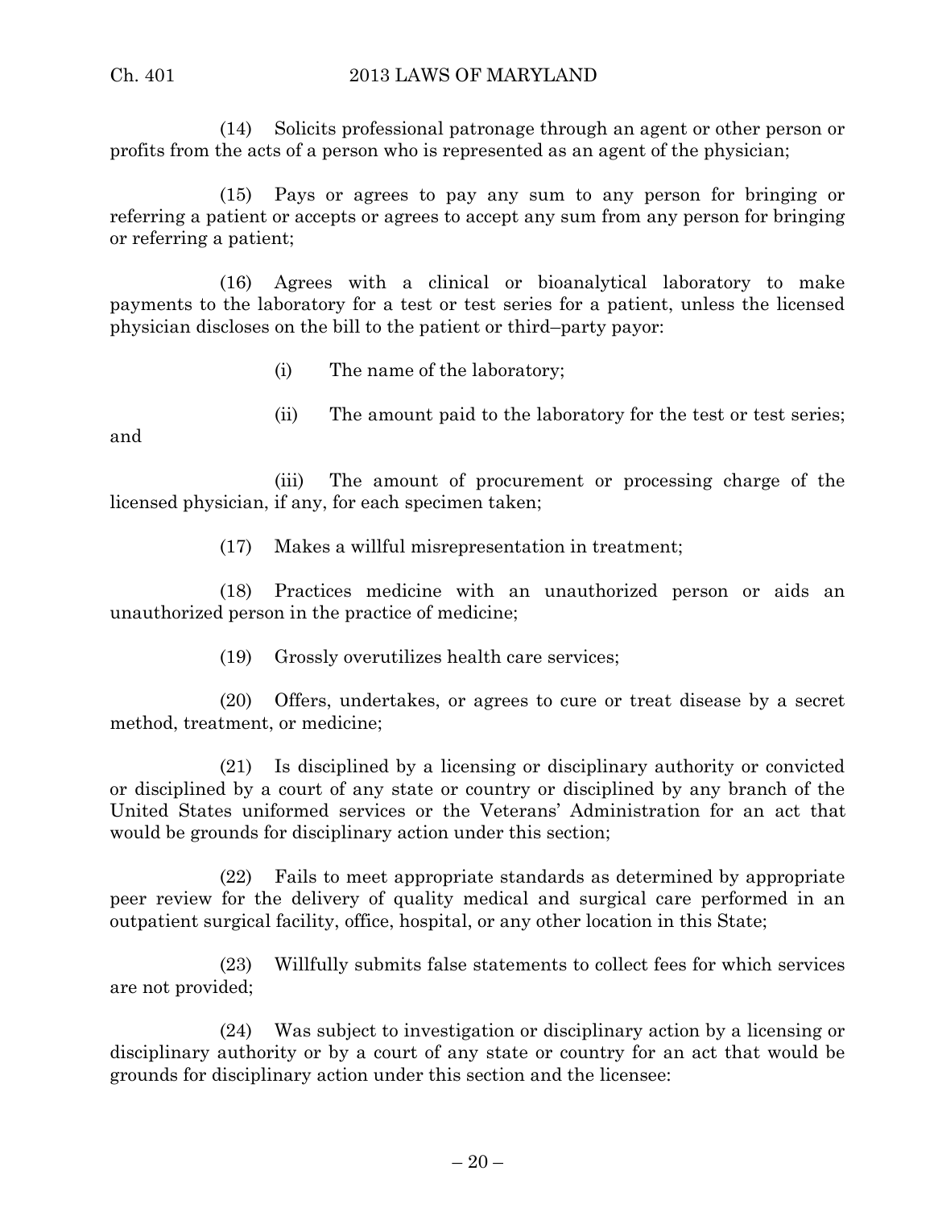(14) Solicits professional patronage through an agent or other person or profits from the acts of a person who is represented as an agent of the physician;

(15) Pays or agrees to pay any sum to any person for bringing or referring a patient or accepts or agrees to accept any sum from any person for bringing or referring a patient;

(16) Agrees with a clinical or bioanalytical laboratory to make payments to the laboratory for a test or test series for a patient, unless the licensed physician discloses on the bill to the patient or third–party payor:

(i) The name of the laboratory;

(ii) The amount paid to the laboratory for the test or test series; and

(iii) The amount of procurement or processing charge of the licensed physician, if any, for each specimen taken;

(17) Makes a willful misrepresentation in treatment;

(18) Practices medicine with an unauthorized person or aids an unauthorized person in the practice of medicine;

(19) Grossly overutilizes health care services;

(20) Offers, undertakes, or agrees to cure or treat disease by a secret method, treatment, or medicine;

(21) Is disciplined by a licensing or disciplinary authority or convicted or disciplined by a court of any state or country or disciplined by any branch of the United States uniformed services or the Veterans' Administration for an act that would be grounds for disciplinary action under this section;

(22) Fails to meet appropriate standards as determined by appropriate peer review for the delivery of quality medical and surgical care performed in an outpatient surgical facility, office, hospital, or any other location in this State;

(23) Willfully submits false statements to collect fees for which services are not provided;

(24) Was subject to investigation or disciplinary action by a licensing or disciplinary authority or by a court of any state or country for an act that would be grounds for disciplinary action under this section and the licensee: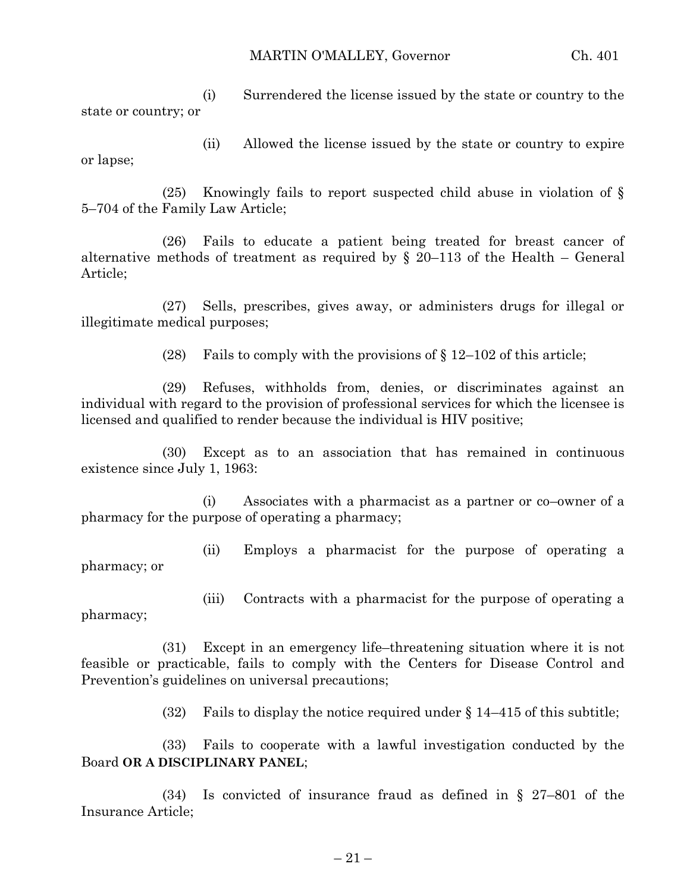(i) Surrendered the license issued by the state or country to the state or country; or

(ii) Allowed the license issued by the state or country to expire or lapse;

(25) Knowingly fails to report suspected child abuse in violation of § 5–704 of the Family Law Article;

(26) Fails to educate a patient being treated for breast cancer of alternative methods of treatment as required by § 20–113 of the Health – General Article;

(27) Sells, prescribes, gives away, or administers drugs for illegal or illegitimate medical purposes;

(28) Fails to comply with the provisions of § 12–102 of this article;

(29) Refuses, withholds from, denies, or discriminates against an individual with regard to the provision of professional services for which the licensee is licensed and qualified to render because the individual is HIV positive;

(30) Except as to an association that has remained in continuous existence since July 1, 1963:

(i) Associates with a pharmacist as a partner or co–owner of a pharmacy for the purpose of operating a pharmacy;

(ii) Employs a pharmacist for the purpose of operating a pharmacy; or

(iii) Contracts with a pharmacist for the purpose of operating a pharmacy;

(31) Except in an emergency life–threatening situation where it is not feasible or practicable, fails to comply with the Centers for Disease Control and Prevention's guidelines on universal precautions;

(32) Fails to display the notice required under § 14–415 of this subtitle;

(33) Fails to cooperate with a lawful investigation conducted by the Board **OR A DISCIPLINARY PANEL**;

(34) Is convicted of insurance fraud as defined in § 27–801 of the Insurance Article;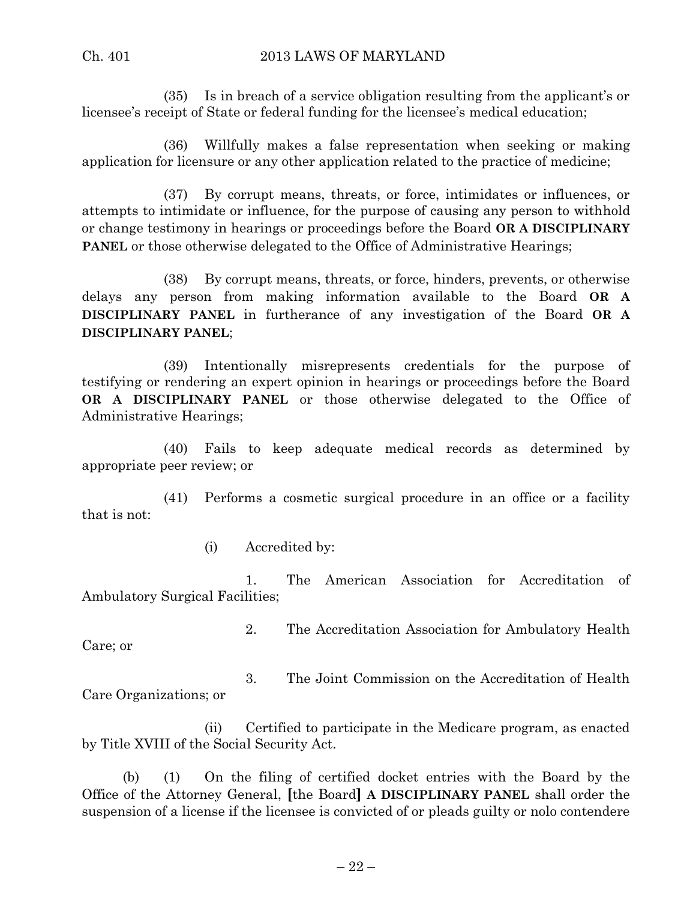(35) Is in breach of a service obligation resulting from the applicant's or licensee's receipt of State or federal funding for the licensee's medical education;

(36) Willfully makes a false representation when seeking or making application for licensure or any other application related to the practice of medicine;

(37) By corrupt means, threats, or force, intimidates or influences, or attempts to intimidate or influence, for the purpose of causing any person to withhold or change testimony in hearings or proceedings before the Board **OR A DISCIPLINARY PANEL** or those otherwise delegated to the Office of Administrative Hearings;

(38) By corrupt means, threats, or force, hinders, prevents, or otherwise delays any person from making information available to the Board **OR A DISCIPLINARY PANEL** in furtherance of any investigation of the Board **OR A DISCIPLINARY PANEL**;

(39) Intentionally misrepresents credentials for the purpose of testifying or rendering an expert opinion in hearings or proceedings before the Board **OR A DISCIPLINARY PANEL** or those otherwise delegated to the Office of Administrative Hearings;

(40) Fails to keep adequate medical records as determined by appropriate peer review; or

(41) Performs a cosmetic surgical procedure in an office or a facility that is not:

(i) Accredited by:

1. The American Association for Accreditation of Ambulatory Surgical Facilities;

2. The Accreditation Association for Ambulatory Health Care; or

3. The Joint Commission on the Accreditation of Health Care Organizations; or

(ii) Certified to participate in the Medicare program, as enacted by Title XVIII of the Social Security Act.

(b) (1) On the filing of certified docket entries with the Board by the Office of the Attorney General, **[**the Board**]** **A DISCIPLINARY PANEL** shall order the suspension of a license if the licensee is convicted of or pleads guilty or nolo contendere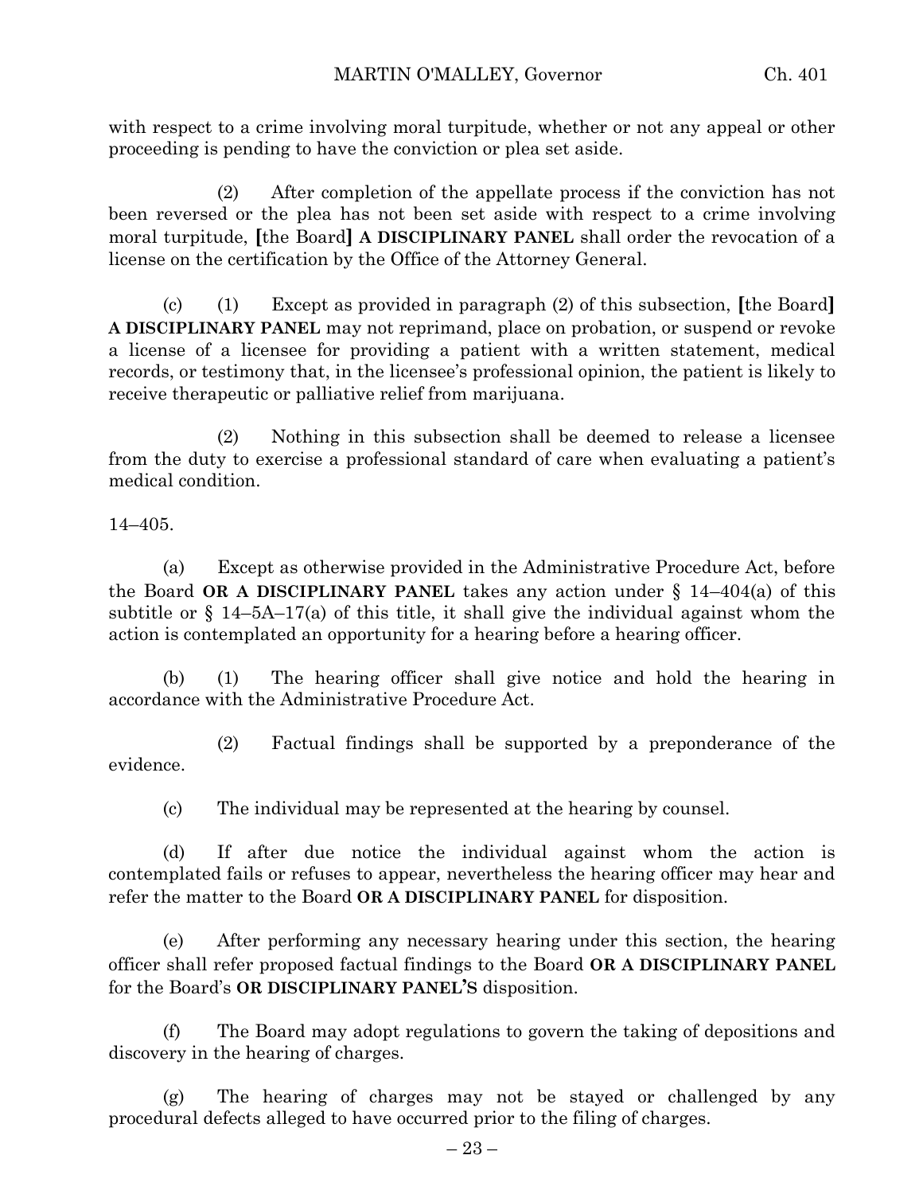with respect to a crime involving moral turpitude, whether or not any appeal or other proceeding is pending to have the conviction or plea set aside.

(2) After completion of the appellate process if the conviction has not been reversed or the plea has not been set aside with respect to a crime involving moral turpitude, **[**the Board**]** **A DISCIPLINARY PANEL** shall order the revocation of a license on the certification by the Office of the Attorney General.

(c) (1) Except as provided in paragraph (2) of this subsection, **[**the Board**]** **A DISCIPLINARY PANEL** may not reprimand, place on probation, or suspend or revoke a license of a licensee for providing a patient with a written statement, medical records, or testimony that, in the licensee's professional opinion, the patient is likely to receive therapeutic or palliative relief from marijuana.

(2) Nothing in this subsection shall be deemed to release a licensee from the duty to exercise a professional standard of care when evaluating a patient's medical condition.

14–405.

(a) Except as otherwise provided in the Administrative Procedure Act, before the Board **OR A DISCIPLINARY PANEL** takes any action under § 14–404(a) of this subtitle or § 14–5A–17(a) of this title, it shall give the individual against whom the action is contemplated an opportunity for a hearing before a hearing officer.

(b) (1) The hearing officer shall give notice and hold the hearing in accordance with the Administrative Procedure Act.

(2) Factual findings shall be supported by a preponderance of the evidence.

(c) The individual may be represented at the hearing by counsel.

(d) If after due notice the individual against whom the action is contemplated fails or refuses to appear, nevertheless the hearing officer may hear and refer the matter to the Board **OR A DISCIPLINARY PANEL** for disposition.

(e) After performing any necessary hearing under this section, the hearing officer shall refer proposed factual findings to the Board **OR A DISCIPLINARY PANEL** for the Board's **OR DISCIPLINARY PANEL'S** disposition.

(f) The Board may adopt regulations to govern the taking of depositions and discovery in the hearing of charges.

(g) The hearing of charges may not be stayed or challenged by any procedural defects alleged to have occurred prior to the filing of charges.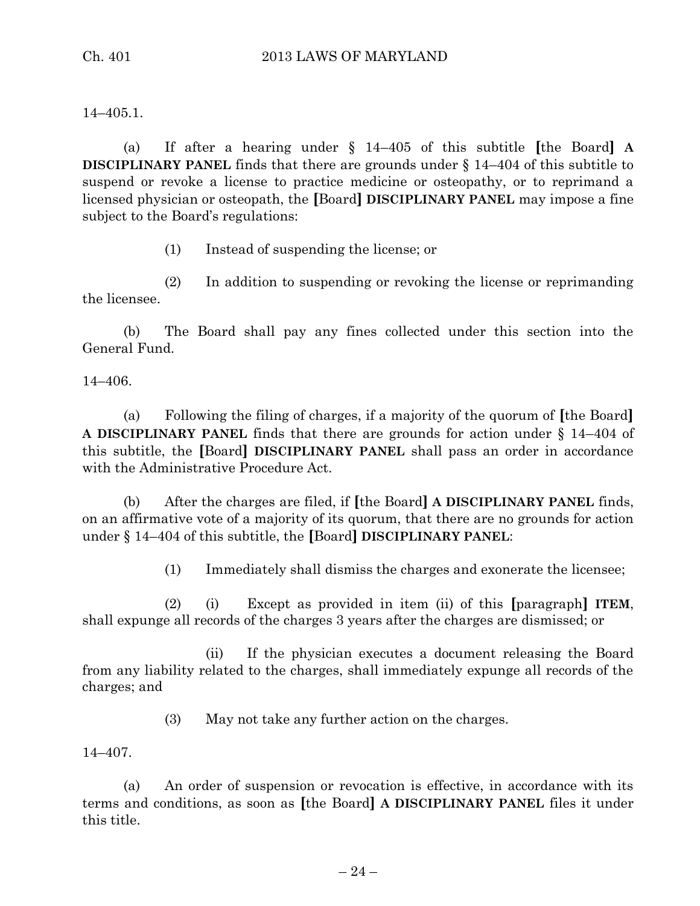14–405.1.

(a) If after a hearing under § 14–405 of this subtitle [the Board] **A DISCIPLINARY PANEL** finds that there are grounds under § 14–404 of this subtitle to suspend or revoke a license to practice medicine or osteopathy, or to reprimand a licensed physician or osteopath, the [Board] **DISCIPLINARY PANEL** may impose a fine subject to the Board's regulations:

(1) Instead of suspending the license; or

(2) In addition to suspending or revoking the license or reprimanding the licensee.

(b) The Board shall pay any fines collected under this section into the General Fund.

14–406.

(a) Following the filing of charges, if a majority of the quorum of [the Board] **A DISCIPLINARY PANEL** finds that there are grounds for action under § 14–404 of this subtitle, the [Board] **DISCIPLINARY PANEL** shall pass an order in accordance with the Administrative Procedure Act.

(b) After the charges are filed, if [the Board] **A DISCIPLINARY PANEL** finds, on an affirmative vote of a majority of its quorum, that there are no grounds for action under § 14–404 of this subtitle, the [Board] **DISCIPLINARY PANEL**:

(1) Immediately shall dismiss the charges and exonerate the licensee;

(2) (i) Except as provided in item (ii) of this [paragraph] **ITEM**, shall expunge all records of the charges 3 years after the charges are dismissed; or

(ii) If the physician executes a document releasing the Board from any liability related to the charges, shall immediately expunge all records of the charges; and

(3) May not take any further action on the charges.

14–407.

(a) An order of suspension or revocation is effective, in accordance with its terms and conditions, as soon as [the Board] **A DISCIPLINARY PANEL** files it under this title.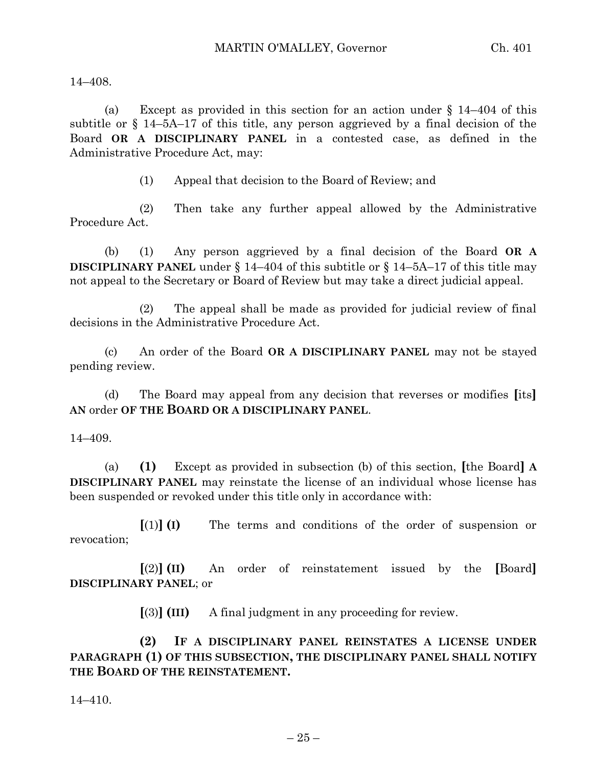14–408.

(a) Except as provided in this section for an action under § 14–404 of this subtitle or § 14–5A–17 of this title, any person aggrieved by a final decision of the Board **OR A DISCIPLINARY PANEL** in a contested case, as defined in the Administrative Procedure Act, may:

(1) Appeal that decision to the Board of Review; and

(2) Then take any further appeal allowed by the Administrative Procedure Act.

(b) (1) Any person aggrieved by a final decision of the Board **OR A DISCIPLINARY PANEL** under § 14–404 of this subtitle or § 14–5A–17 of this title may not appeal to the Secretary or Board of Review but may take a direct judicial appeal.

(2) The appeal shall be made as provided for judicial review of final decisions in the Administrative Procedure Act.

(c) An order of the Board **OR A DISCIPLINARY PANEL** may not be stayed pending review.

(d) The Board may appeal from any decision that reverses or modifies **[**its**]** **AN** order **OF THE BOARD OR A DISCIPLINARY PANEL**.

14–409.

(a) **(1)** Except as provided in subsection (b) of this section, **[**the Board**]** **A DISCIPLINARY PANEL** may reinstate the license of an individual whose license has been suspended or revoked under this title only in accordance with:

**[**(1)**]** **(I)** The terms and conditions of the order of suspension or revocation;

**[**(2)**]** **(II)** An order of reinstatement issued by the **[**Board**]** **DISCIPLINARY PANEL**; or

**[**(3)**]** **(III)** A final judgment in any proceeding for review.

**(2) IF A DISCIPLINARY PANEL REINSTATES A LICENSE UNDER PARAGRAPH (1) OF THIS SUBSECTION, THE DISCIPLINARY PANEL SHALL NOTIFY THE BOARD OF THE REINSTATEMENT.**

14–410.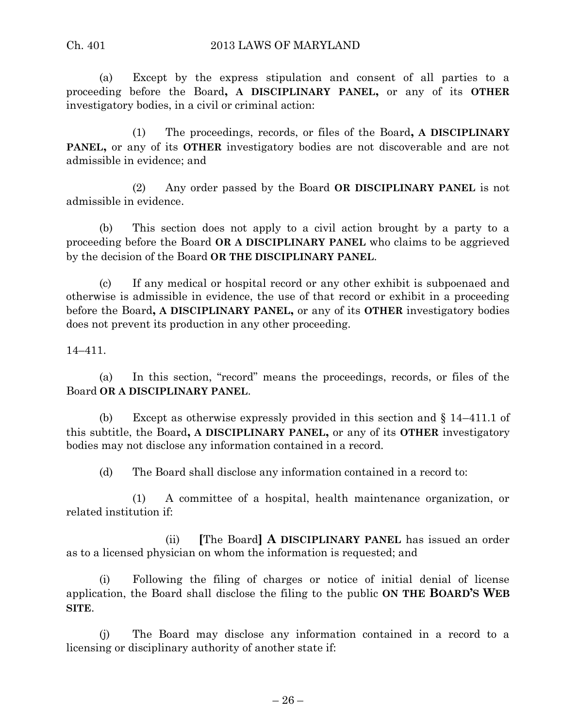(a) Except by the express stipulation and consent of all parties to a proceeding before the Board**, A DISCIPLINARY PANEL,** or any of its **OTHER** investigatory bodies, in a civil or criminal action:

(1) The proceedings, records, or files of the Board**, A DISCIPLINARY PANEL,** or any of its **OTHER** investigatory bodies are not discoverable and are not admissible in evidence; and

(2) Any order passed by the Board **OR DISCIPLINARY PANEL** is not admissible in evidence.

(b) This section does not apply to a civil action brought by a party to a proceeding before the Board **OR A DISCIPLINARY PANEL** who claims to be aggrieved by the decision of the Board **OR THE DISCIPLINARY PANEL**.

(c) If any medical or hospital record or any other exhibit is subpoenaed and otherwise is admissible in evidence, the use of that record or exhibit in a proceeding before the Board**, A DISCIPLINARY PANEL,** or any of its **OTHER** investigatory bodies does not prevent its production in any other proceeding.

14–411.

(a) In this section, "record" means the proceedings, records, or files of the Board **OR A DISCIPLINARY PANEL**.

(b) Except as otherwise expressly provided in this section and § 14–411.1 of this subtitle, the Board**, A DISCIPLINARY PANEL,** or any of its **OTHER** investigatory bodies may not disclose any information contained in a record.

(d) The Board shall disclose any information contained in a record to:

(1) A committee of a hospital, health maintenance organization, or related institution if:

(ii) **[**The Board**] A DISCIPLINARY PANEL** has issued an order as to a licensed physician on whom the information is requested; and

(i) Following the filing of charges or notice of initial denial of license application, the Board shall disclose the filing to the public **ON THE BOARD'S WEB SITE**.

(j) The Board may disclose any information contained in a record to a licensing or disciplinary authority of another state if: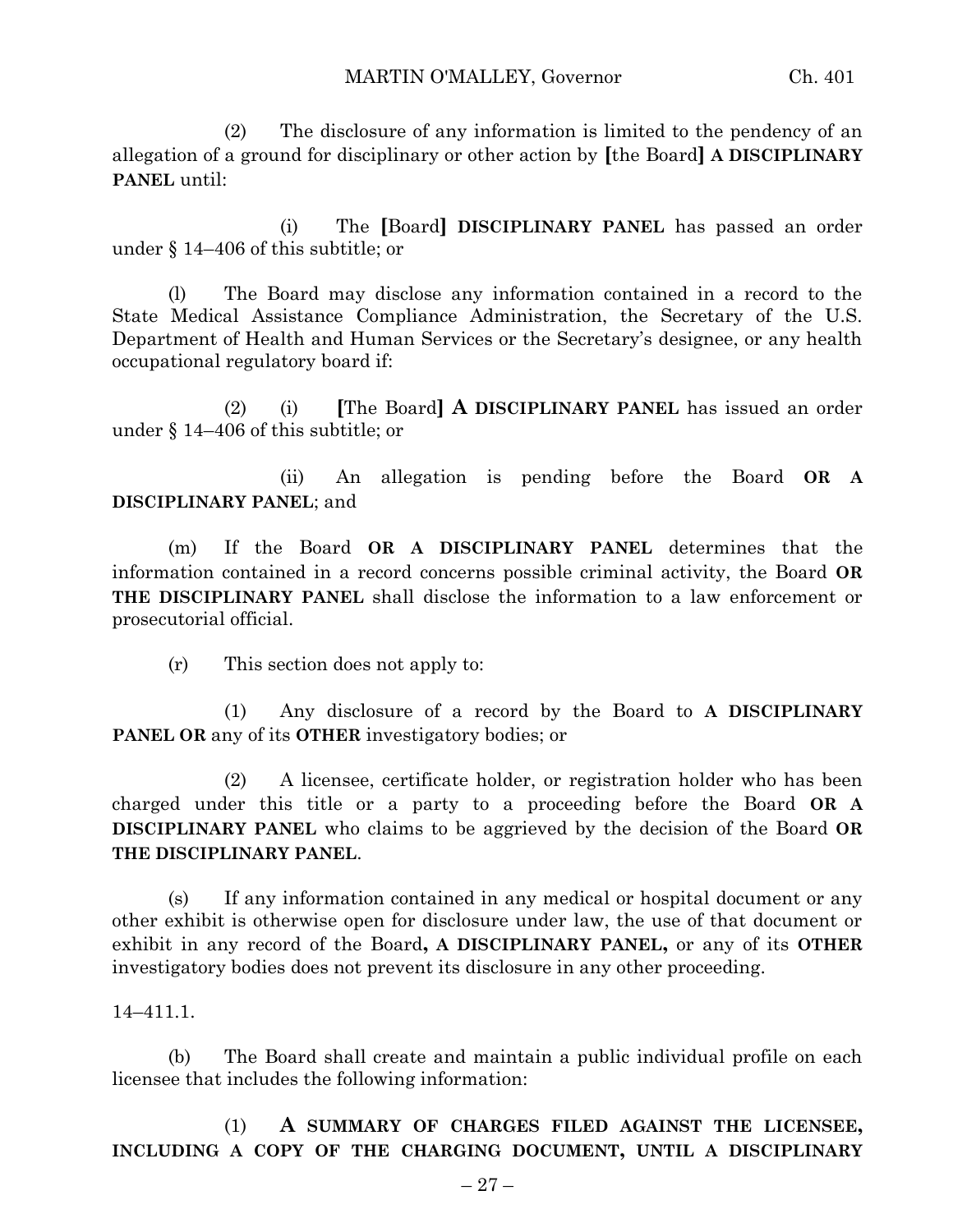(2) The disclosure of any information is limited to the pendency of an allegation of a ground for disciplinary or other action by [the Board] **A DISCIPLINARY PANEL** until:

(i) The [Board] **DISCIPLINARY PANEL** has passed an order under § 14–406 of this subtitle; or

(l) The Board may disclose any information contained in a record to the State Medical Assistance Compliance Administration, the Secretary of the U.S. Department of Health and Human Services or the Secretary's designee, or any health occupational regulatory board if:

(2) (i) [The Board] **A DISCIPLINARY PANEL** has issued an order under § 14–406 of this subtitle; or

(ii) An allegation is pending before the Board **OR A DISCIPLINARY PANEL**; and

(m) If the Board **OR A DISCIPLINARY PANEL** determines that the information contained in a record concerns possible criminal activity, the Board **OR THE DISCIPLINARY PANEL** shall disclose the information to a law enforcement or prosecutorial official.

(r) This section does not apply to:

(1) Any disclosure of a record by the Board to **A DISCIPLINARY PANEL OR** any of its **OTHER** investigatory bodies; or

(2) A licensee, certificate holder, or registration holder who has been charged under this title or a party to a proceeding before the Board **OR A DISCIPLINARY PANEL** who claims to be aggrieved by the decision of the Board **OR THE DISCIPLINARY PANEL**.

(s) If any information contained in any medical or hospital document or any other exhibit is otherwise open for disclosure under law, the use of that document or exhibit in any record of the Board**, A DISCIPLINARY PANEL,** or any of its **OTHER** investigatory bodies does not prevent its disclosure in any other proceeding.

14–411.1.

(b) The Board shall create and maintain a public individual profile on each licensee that includes the following information:

(1) **A SUMMARY OF CHARGES FILED AGAINST THE LICENSEE, INCLUDING A COPY OF THE CHARGING DOCUMENT, UNTIL A DISCIPLINARY**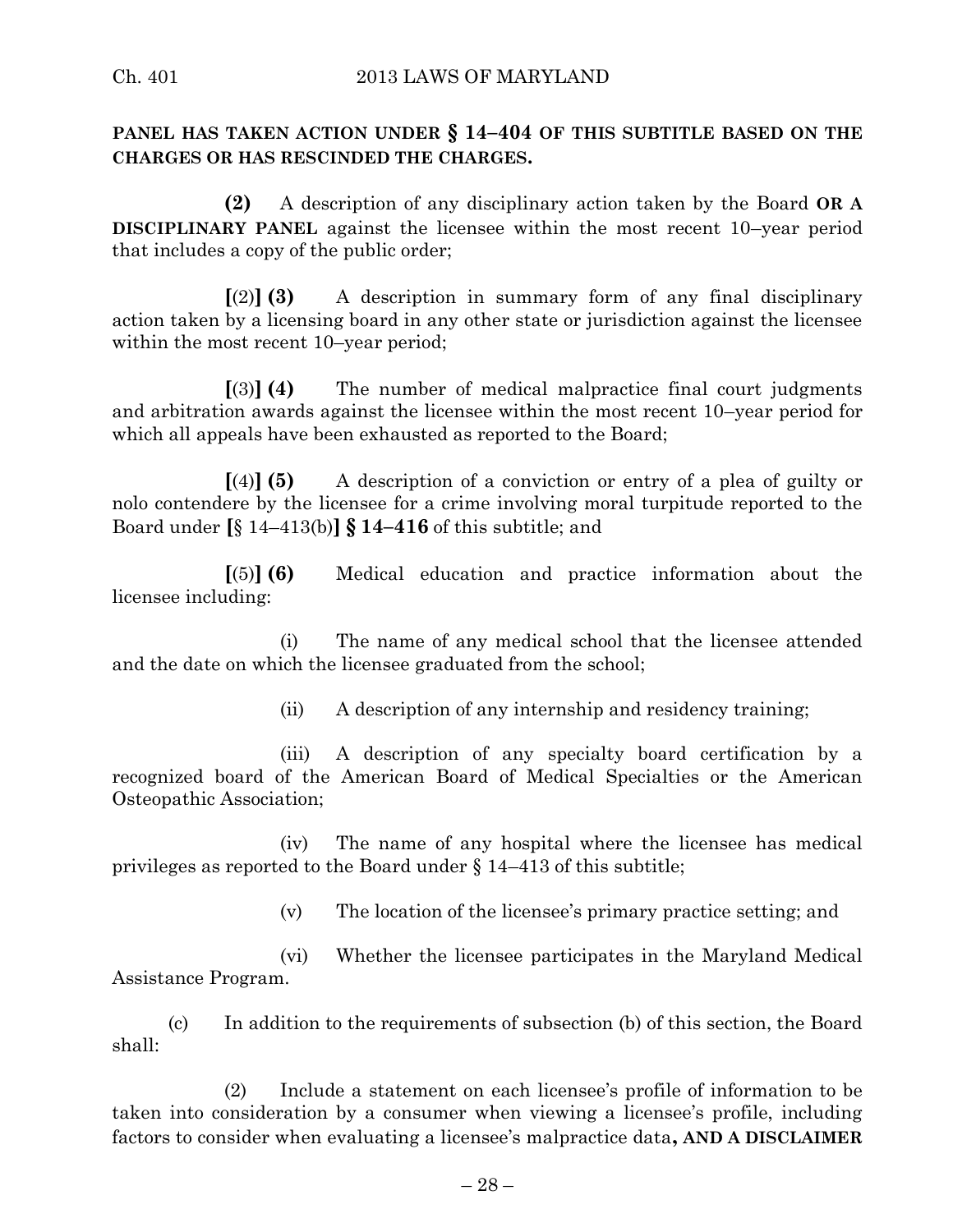**PANEL HAS TAKEN ACTION UNDER § 14–404 OF THIS SUBTITLE BASED ON THE CHARGES OR HAS RESCINDED THE CHARGES.**

**(2)** A description of any disciplinary action taken by the Board **OR A DISCIPLINARY PANEL** against the licensee within the most recent 10–year period that includes a copy of the public order;

**[**(2)**] (3)** A description in summary form of any final disciplinary action taken by a licensing board in any other state or jurisdiction against the licensee within the most recent 10–year period;

**[**(3)**] (4)** The number of medical malpractice final court judgments and arbitration awards against the licensee within the most recent 10–year period for which all appeals have been exhausted as reported to the Board;

**[**(4)**] (5)** A description of a conviction or entry of a plea of guilty or nolo contendere by the licensee for a crime involving moral turpitude reported to the Board under **[**§ 14–413(b)**] § 14–416** of this subtitle; and

**[**(5)**] (6)** Medical education and practice information about the licensee including:

(i) The name of any medical school that the licensee attended and the date on which the licensee graduated from the school;

(ii) A description of any internship and residency training;

(iii) A description of any specialty board certification by a recognized board of the American Board of Medical Specialties or the American Osteopathic Association;

(iv) The name of any hospital where the licensee has medical privileges as reported to the Board under § 14–413 of this subtitle;

(v) The location of the licensee's primary practice setting; and

(vi) Whether the licensee participates in the Maryland Medical Assistance Program.

(c) In addition to the requirements of subsection (b) of this section, the Board shall:

(2) Include a statement on each licensee's profile of information to be taken into consideration by a consumer when viewing a licensee's profile, including factors to consider when evaluating a licensee's malpractice data**, AND A DISCLAIMER**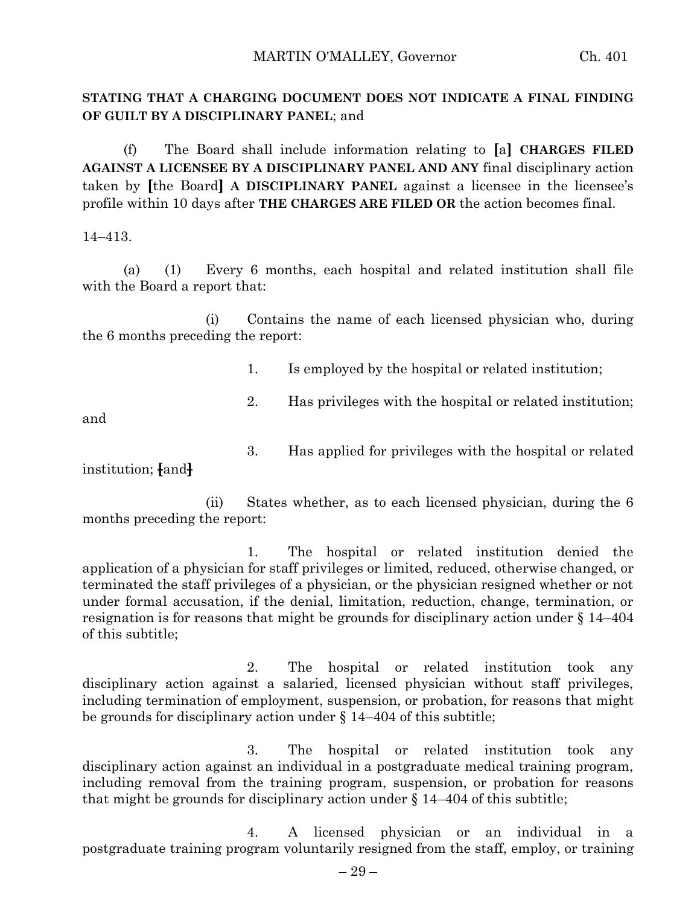**STATING THAT A CHARGING DOCUMENT DOES NOT INDICATE A FINAL FINDING OF GUILT BY A DISCIPLINARY PANEL**; and

(f) The Board shall include information relating to [a] **CHARGES FILED AGAINST A LICENSEE BY A DISCIPLINARY PANEL AND ANY** final disciplinary action taken by [the Board] **A DISCIPLINARY PANEL** against a licensee in the licensee's profile within 10 days after **THE CHARGES ARE FILED OR** the action becomes final.

14–413.

(a) (1) Every 6 months, each hospital and related institution shall file with the Board a report that:

(i) Contains the name of each licensed physician who, during the 6 months preceding the report:

1. Is employed by the hospital or related institution;

2. Has privileges with the hospital or related institution; and

3. Has applied for privileges with the hospital or related institution; ~~[and]~~

(ii) States whether, as to each licensed physician, during the 6 months preceding the report:

1. The hospital or related institution denied the application of a physician for staff privileges or limited, reduced, otherwise changed, or terminated the staff privileges of a physician, or the physician resigned whether or not under formal accusation, if the denial, limitation, reduction, change, termination, or resignation is for reasons that might be grounds for disciplinary action under § 14–404 of this subtitle;

2. The hospital or related institution took any disciplinary action against a salaried, licensed physician without staff privileges, including termination of employment, suspension, or probation, for reasons that might be grounds for disciplinary action under § 14–404 of this subtitle;

3. The hospital or related institution took any disciplinary action against an individual in a postgraduate medical training program, including removal from the training program, suspension, or probation for reasons that might be grounds for disciplinary action under § 14–404 of this subtitle;

4. A licensed physician or an individual in a postgraduate training program voluntarily resigned from the staff, employ, or training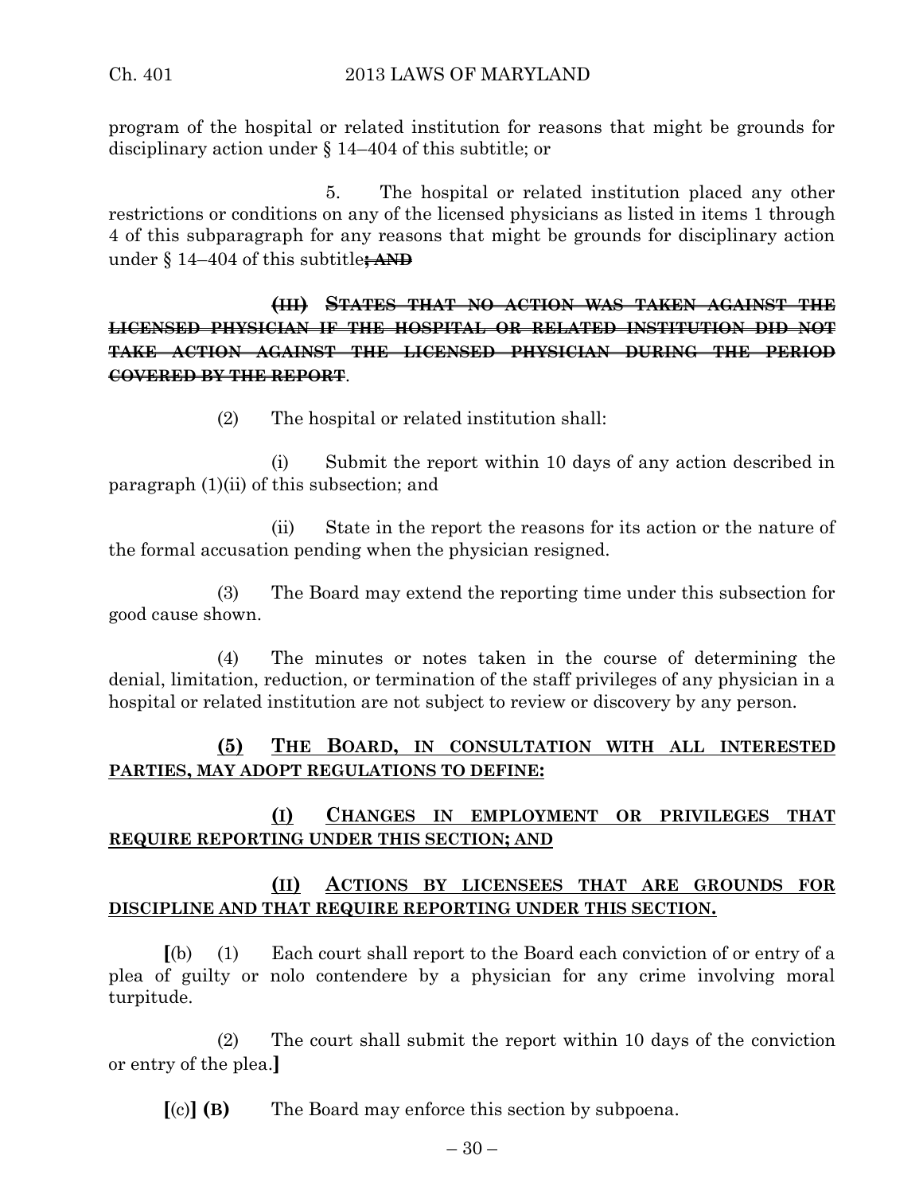program of the hospital or related institution for reasons that might be grounds for disciplinary action under § 14–404 of this subtitle; or

5. The hospital or related institution placed any other restrictions or conditions on any of the licensed physicians as listed in items 1 through 4 of this subparagraph for any reasons that might be grounds for disciplinary action under § 14–404 of this subtitle~~; AND~~

~~**(III) STATES THAT NO ACTION WAS TAKEN AGAINST THE LICENSED PHYSICIAN IF THE HOSPITAL OR RELATED INSTITUTION DID NOT TAKE ACTION AGAINST THE LICENSED PHYSICIAN DURING THE PERIOD COVERED BY THE REPORT**~~.

(2) The hospital or related institution shall:

(i) Submit the report within 10 days of any action described in paragraph (1)(ii) of this subsection; and

(ii) State in the report the reasons for its action or the nature of the formal accusation pending when the physician resigned.

(3) The Board may extend the reporting time under this subsection for good cause shown.

(4) The minutes or notes taken in the course of determining the denial, limitation, reduction, or termination of the staff privileges of any physician in a hospital or related institution are not subject to review or discovery by any person.

<u>**(5) THE BOARD, IN CONSULTATION WITH ALL INTERESTED PARTIES, MAY ADOPT REGULATIONS TO DEFINE:**</u>

<u>**(I) CHANGES IN EMPLOYMENT OR PRIVILEGES THAT REQUIRE REPORTING UNDER THIS SECTION; AND**</u>

<u>**(II) ACTIONS BY LICENSEES THAT ARE GROUNDS FOR DISCIPLINE AND THAT REQUIRE REPORTING UNDER THIS SECTION.**</u>

**[**(b) (1) Each court shall report to the Board each conviction of or entry of a plea of guilty or nolo contendere by a physician for any crime involving moral turpitude.

(2) The court shall submit the report within 10 days of the conviction or entry of the plea.**]**

**[**(c)**] (B)** The Board may enforce this section by subpoena.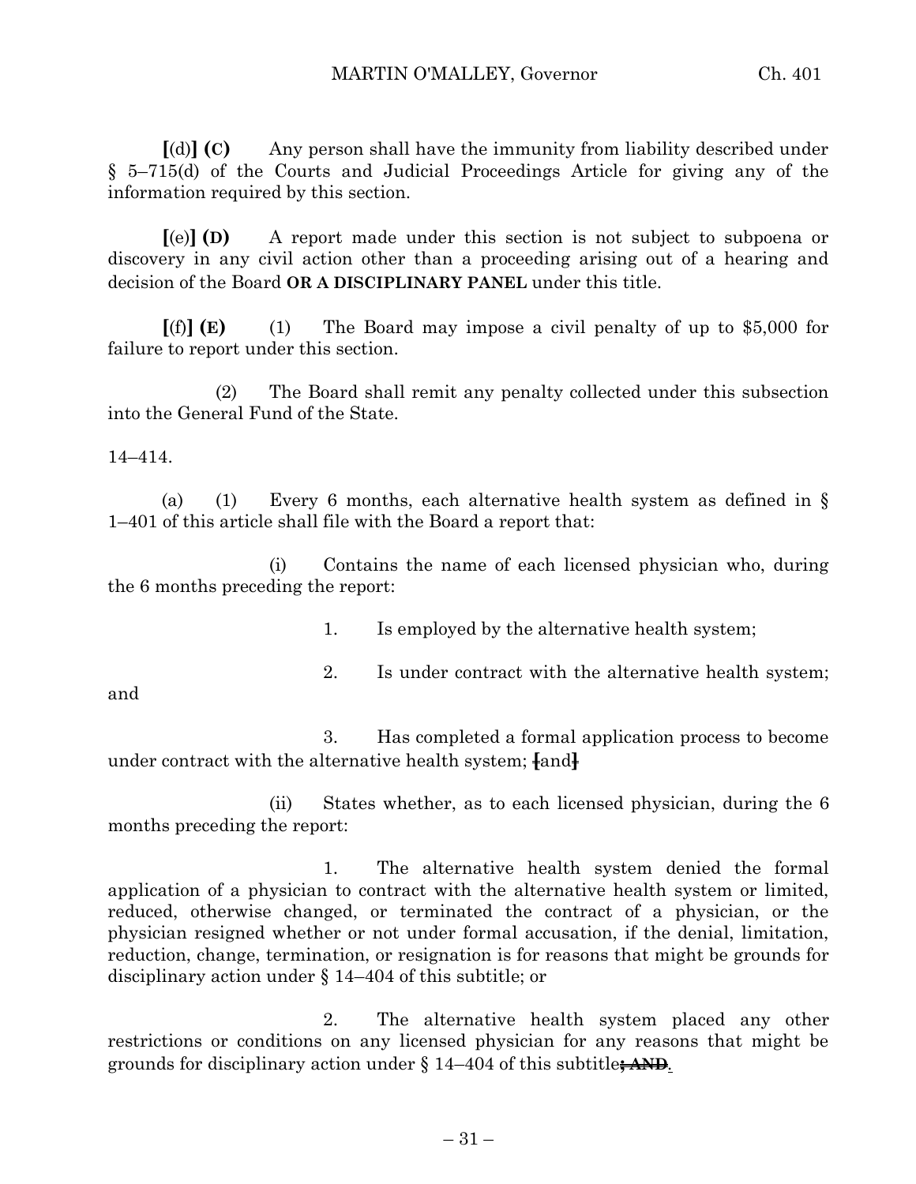**[**(d)**] (C)** Any person shall have the immunity from liability described under § 5–715(d) of the Courts and Judicial Proceedings Article for giving any of the information required by this section.

**[**(e)**] (D)** A report made under this section is not subject to subpoena or discovery in any civil action other than a proceeding arising out of a hearing and decision of the Board **OR A DISCIPLINARY PANEL** under this title.

**[**(f)**] (E)** (1) The Board may impose a civil penalty of up to $5,000 for failure to report under this section.

(2) The Board shall remit any penalty collected under this subsection into the General Fund of the State.

14–414.

(a) (1) Every 6 months, each alternative health system as defined in § 1–401 of this article shall file with the Board a report that:

(i) Contains the name of each licensed physician who, during the 6 months preceding the report:

1. Is employed by the alternative health system;

2. Is under contract with the alternative health system; and

3. Has completed a formal application process to become under contract with the alternative health system; ~~[and]~~

(ii) States whether, as to each licensed physician, during the 6 months preceding the report:

1. The alternative health system denied the formal application of a physician to contract with the alternative health system or limited, reduced, otherwise changed, or terminated the contract of a physician, or the physician resigned whether or not under formal accusation, if the denial, limitation, reduction, change, termination, or resignation is for reasons that might be grounds for disciplinary action under § 14–404 of this subtitle; or

2. The alternative health system placed any other restrictions or conditions on any licensed physician for any reasons that might be grounds for disciplinary action under § 14–404 of this subtitle~~**; AND**~~.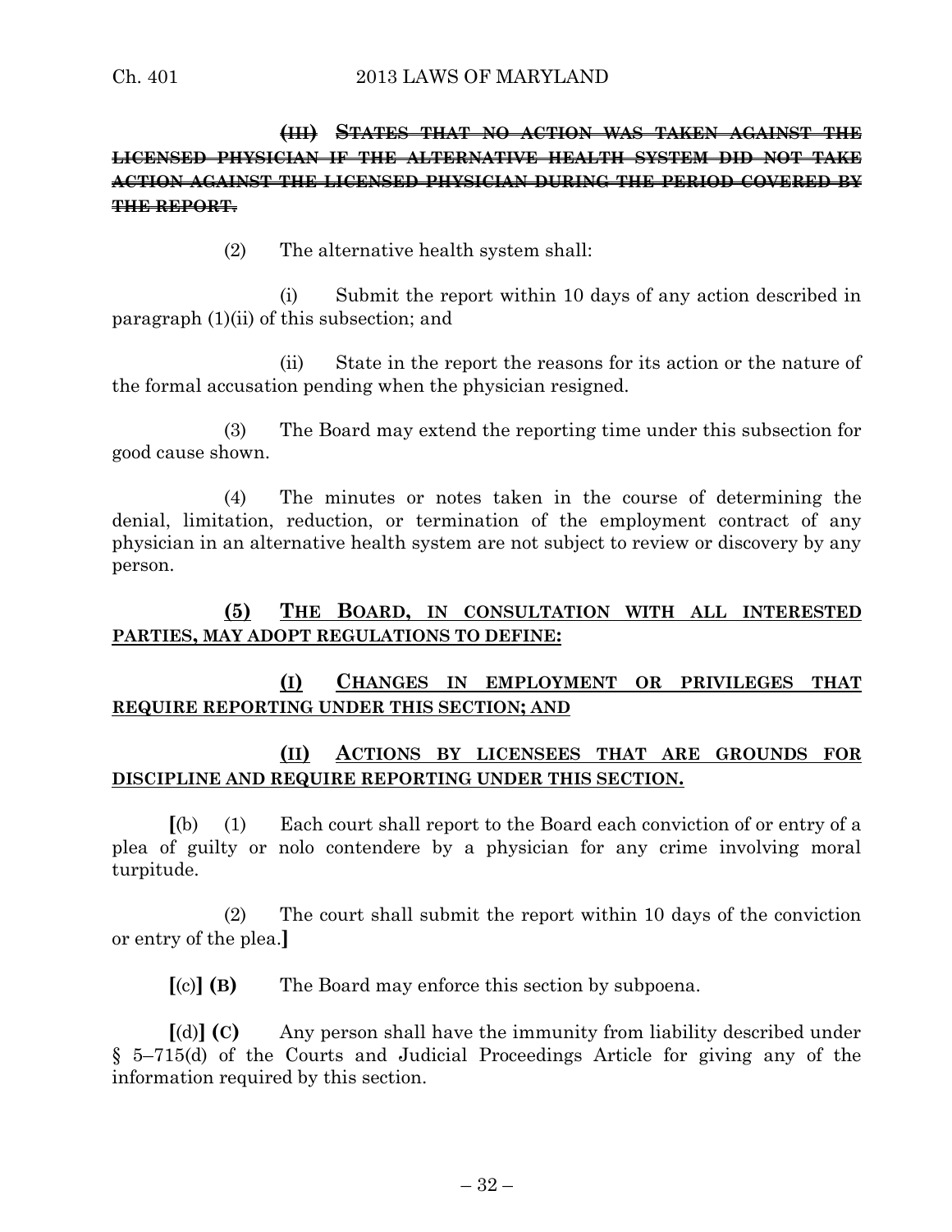~~**(III) STATES THAT NO ACTION WAS TAKEN AGAINST THE LICENSED PHYSICIAN IF THE ALTERNATIVE HEALTH SYSTEM DID NOT TAKE ACTION AGAINST THE LICENSED PHYSICIAN DURING THE PERIOD COVERED BY THE REPORT.**~~

(2) The alternative health system shall:

(i) Submit the report within 10 days of any action described in paragraph (1)(ii) of this subsection; and

(ii) State in the report the reasons for its action or the nature of the formal accusation pending when the physician resigned.

(3) The Board may extend the reporting time under this subsection for good cause shown.

(4) The minutes or notes taken in the course of determining the denial, limitation, reduction, or termination of the employment contract of any physician in an alternative health system are not subject to review or discovery by any person.

**<u>(5) THE BOARD, IN CONSULTATION WITH ALL INTERESTED PARTIES, MAY ADOPT REGULATIONS TO DEFINE:</u>**

**<u>(I) CHANGES IN EMPLOYMENT OR PRIVILEGES THAT REQUIRE REPORTING UNDER THIS SECTION; AND</u>**

**<u>(II) ACTIONS BY LICENSEES THAT ARE GROUNDS FOR DISCIPLINE AND REQUIRE REPORTING UNDER THIS SECTION.</u>**

**[**(b) (1) Each court shall report to the Board each conviction of or entry of a plea of guilty or nolo contendere by a physician for any crime involving moral turpitude.

(2) The court shall submit the report within 10 days of the conviction or entry of the plea.**]**

**[**(c)**] (B)** The Board may enforce this section by subpoena.

**[**(d)**] (C)** Any person shall have the immunity from liability described under § 5–715(d) of the Courts and Judicial Proceedings Article for giving any of the information required by this section.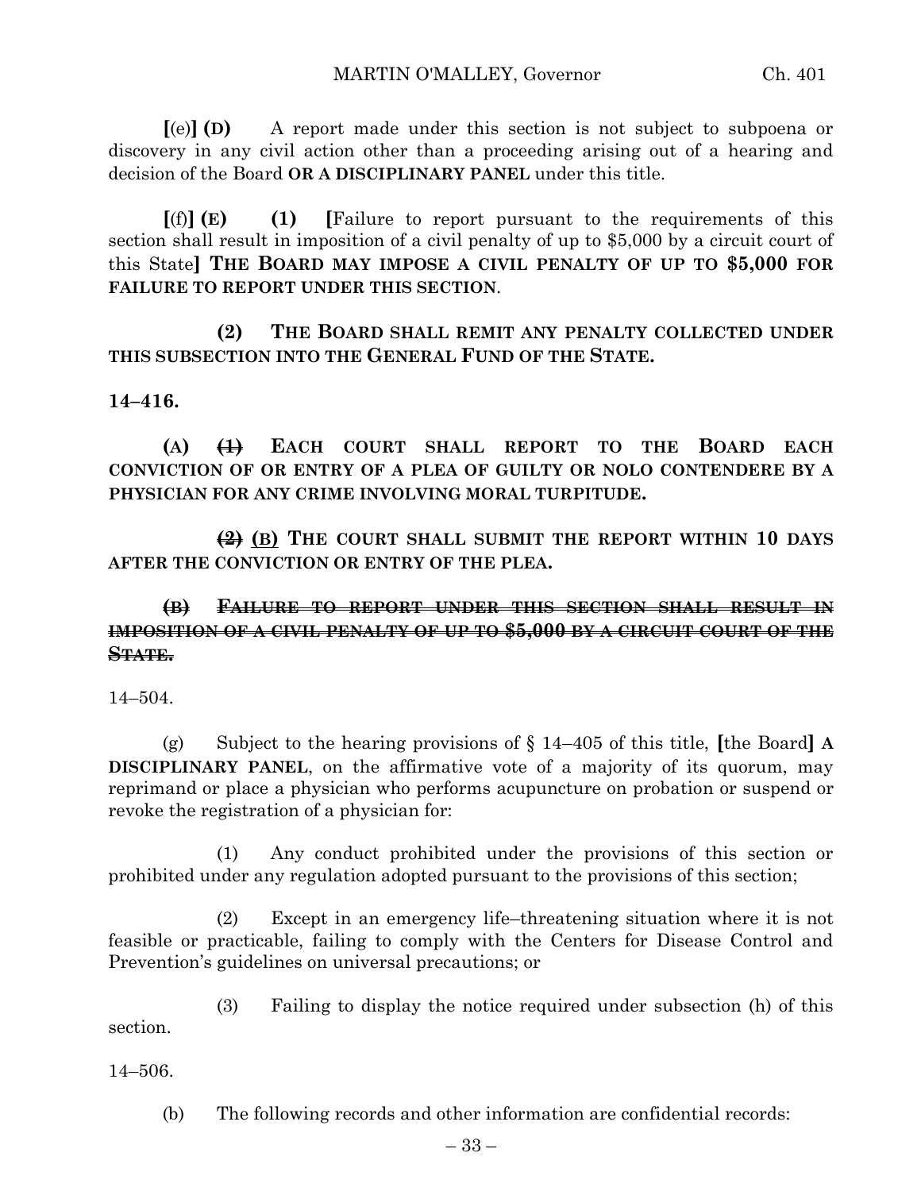**[**(e)**] (D)** A report made under this section is not subject to subpoena or discovery in any civil action other than a proceeding arising out of a hearing and decision of the Board **OR A DISCIPLINARY PANEL** under this title.

**[**(f)**] (E) (1) [**Failure to report pursuant to the requirements of this section shall result in imposition of a civil penalty of up to $5,000 by a circuit court of this State**] THE BOARD MAY IMPOSE A CIVIL PENALTY OF UP TO $5,000 FOR FAILURE TO REPORT UNDER THIS SECTION**.

**(2) THE BOARD SHALL REMIT ANY PENALTY COLLECTED UNDER THIS SUBSECTION INTO THE GENERAL FUND OF THE STATE.**

**14–416.**

**(A) ~~(1)~~ EACH COURT SHALL REPORT TO THE BOARD EACH CONVICTION OF OR ENTRY OF A PLEA OF GUILTY OR NOLO CONTENDERE BY A PHYSICIAN FOR ANY CRIME INVOLVING MORAL TURPITUDE.**

**~~(2)~~ <u>(B)</u> THE COURT SHALL SUBMIT THE REPORT WITHIN 10 DAYS AFTER THE CONVICTION OR ENTRY OF THE PLEA.**

**~~(B) FAILURE TO REPORT UNDER THIS SECTION SHALL RESULT IN IMPOSITION OF A CIVIL PENALTY OF UP TO $5,000 BY A CIRCUIT COURT OF THE STATE.~~**

14–504.

(g) Subject to the hearing provisions of § 14–405 of this title, **[**the Board**] A DISCIPLINARY PANEL**, on the affirmative vote of a majority of its quorum, may reprimand or place a physician who performs acupuncture on probation or suspend or revoke the registration of a physician for:

(1) Any conduct prohibited under the provisions of this section or prohibited under any regulation adopted pursuant to the provisions of this section;

(2) Except in an emergency life–threatening situation where it is not feasible or practicable, failing to comply with the Centers for Disease Control and Prevention's guidelines on universal precautions; or

(3) Failing to display the notice required under subsection (h) of this section.

14–506.

(b) The following records and other information are confidential records: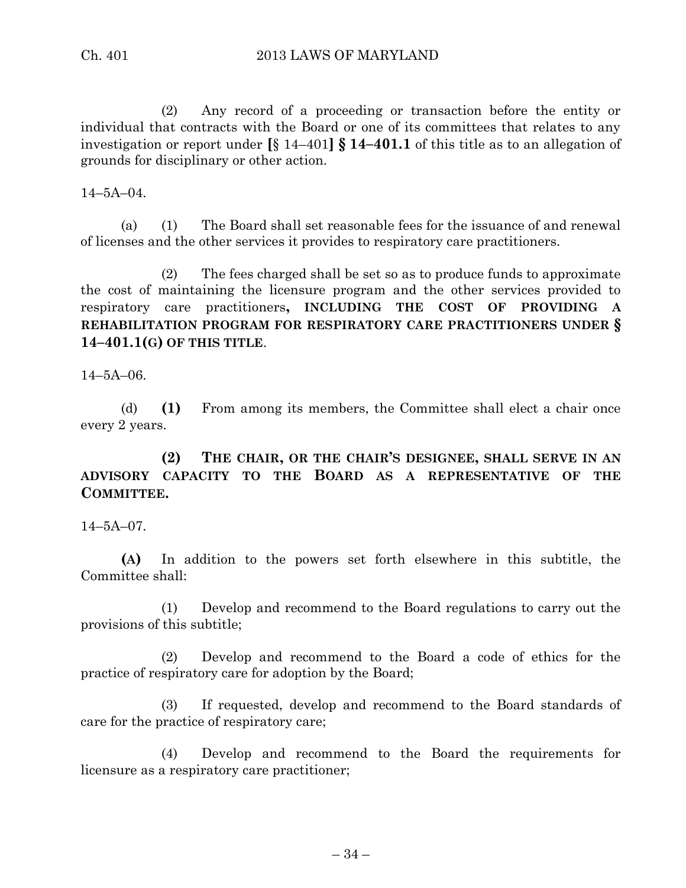(2) Any record of a proceeding or transaction before the entity or individual that contracts with the Board or one of its committees that relates to any investigation or report under **[**§ 14–401**]** **§ 14–401.1** of this title as to an allegation of grounds for disciplinary or other action.

14–5A–04.

(a) (1) The Board shall set reasonable fees for the issuance of and renewal of licenses and the other services it provides to respiratory care practitioners.

(2) The fees charged shall be set so as to produce funds to approximate the cost of maintaining the licensure program and the other services provided to respiratory care practitioners**, INCLUDING THE COST OF PROVIDING A REHABILITATION PROGRAM FOR RESPIRATORY CARE PRACTITIONERS UNDER § 14–401.1(G) OF THIS TITLE**.

14–5A–06.

(d) **(1)** From among its members, the Committee shall elect a chair once every 2 years.

**(2) THE CHAIR, OR THE CHAIR'S DESIGNEE, SHALL SERVE IN AN ADVISORY CAPACITY TO THE BOARD AS A REPRESENTATIVE OF THE COMMITTEE.**

14–5A–07.

**(A)** In addition to the powers set forth elsewhere in this subtitle, the Committee shall:

(1) Develop and recommend to the Board regulations to carry out the provisions of this subtitle;

(2) Develop and recommend to the Board a code of ethics for the practice of respiratory care for adoption by the Board;

(3) If requested, develop and recommend to the Board standards of care for the practice of respiratory care;

(4) Develop and recommend to the Board the requirements for licensure as a respiratory care practitioner;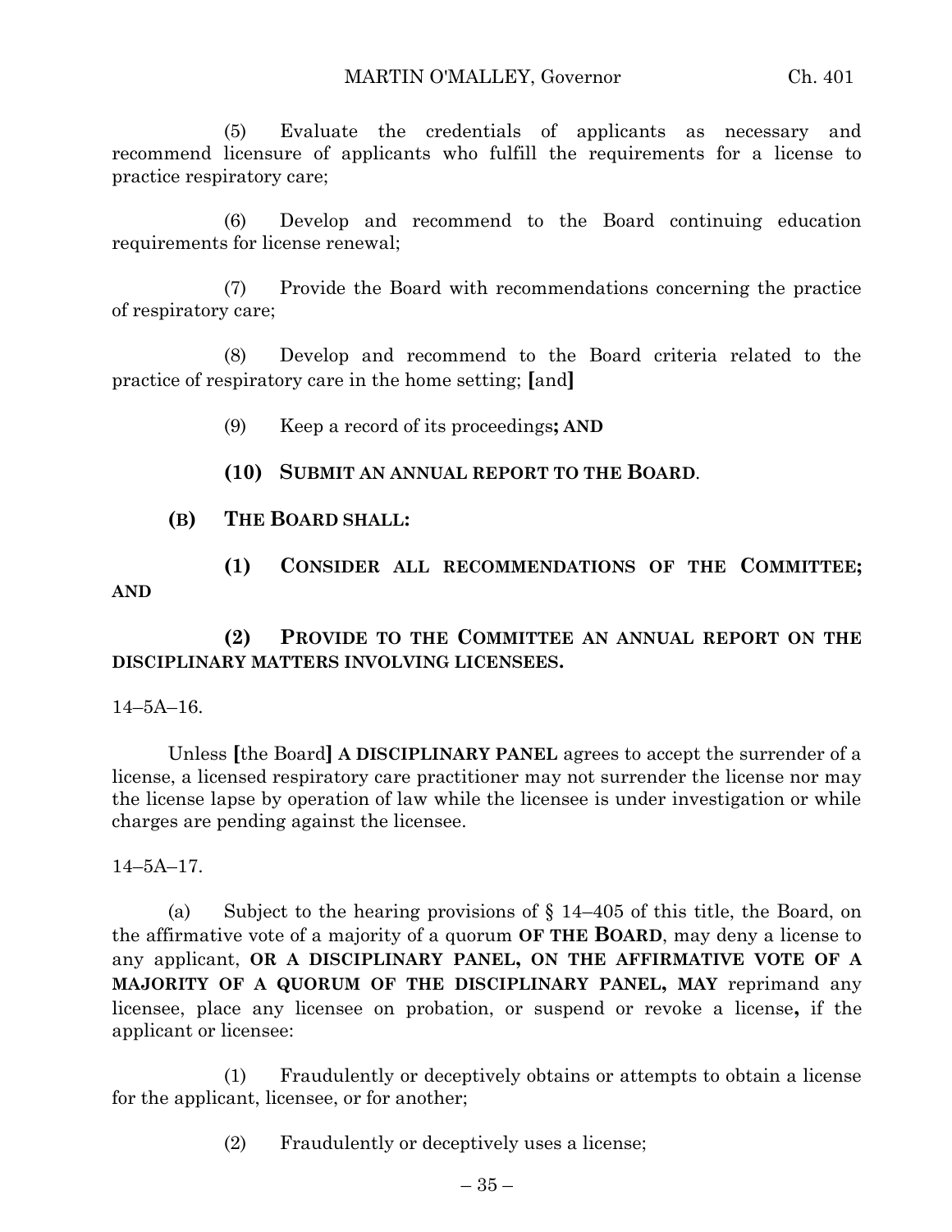(5) Evaluate the credentials of applicants as necessary and recommend licensure of applicants who fulfill the requirements for a license to practice respiratory care;

(6) Develop and recommend to the Board continuing education requirements for license renewal;

(7) Provide the Board with recommendations concerning the practice of respiratory care;

(8) Develop and recommend to the Board criteria related to the practice of respiratory care in the home setting; **[**and**]**

(9) Keep a record of its proceedings**; AND**

**(10) SUBMIT AN ANNUAL REPORT TO THE BOARD**.

**(B) THE BOARD SHALL:**

**(1) CONSIDER ALL RECOMMENDATIONS OF THE COMMITTEE; AND**

**(2) PROVIDE TO THE COMMITTEE AN ANNUAL REPORT ON THE DISCIPLINARY MATTERS INVOLVING LICENSEES.**

14–5A–16.

Unless **[**the Board**]** **A DISCIPLINARY PANEL** agrees to accept the surrender of a license, a licensed respiratory care practitioner may not surrender the license nor may the license lapse by operation of law while the licensee is under investigation or while charges are pending against the licensee.

14–5A–17.

(a) Subject to the hearing provisions of § 14–405 of this title, the Board, on the affirmative vote of a majority of a quorum **OF THE BOARD**, may deny a license to any applicant, **OR A DISCIPLINARY PANEL, ON THE AFFIRMATIVE VOTE OF A MAJORITY OF A QUORUM OF THE DISCIPLINARY PANEL, MAY** reprimand any licensee, place any licensee on probation, or suspend or revoke a license**,** if the applicant or licensee:

(1) Fraudulently or deceptively obtains or attempts to obtain a license for the applicant, licensee, or for another;

(2) Fraudulently or deceptively uses a license;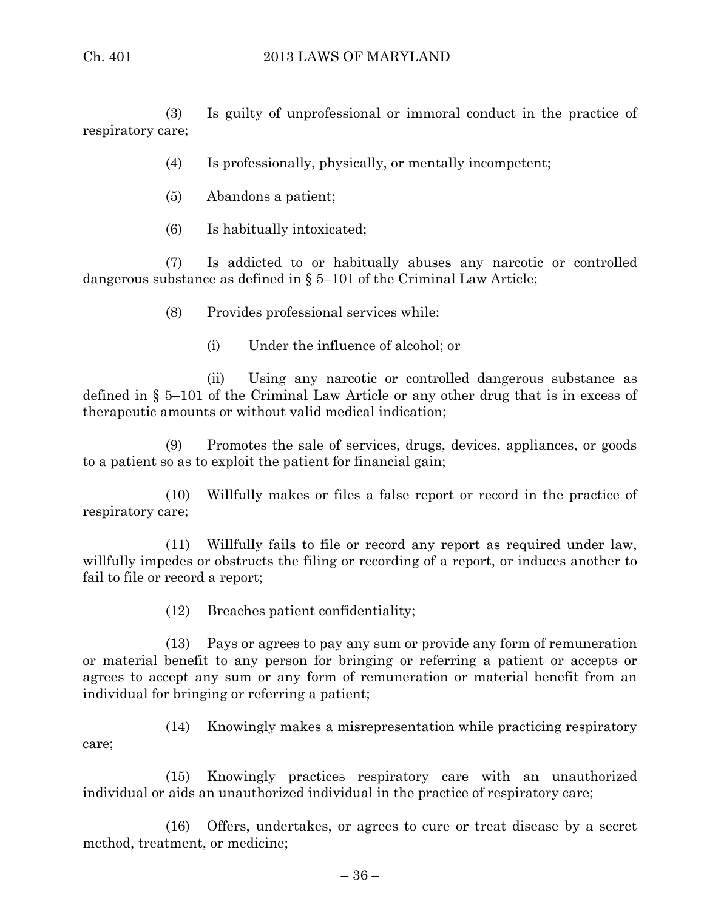(3) Is guilty of unprofessional or immoral conduct in the practice of respiratory care;

(4) Is professionally, physically, or mentally incompetent;

(5) Abandons a patient;

(6) Is habitually intoxicated;

(7) Is addicted to or habitually abuses any narcotic or controlled dangerous substance as defined in § 5–101 of the Criminal Law Article;

(8) Provides professional services while:

(i) Under the influence of alcohol; or

(ii) Using any narcotic or controlled dangerous substance as defined in § 5–101 of the Criminal Law Article or any other drug that is in excess of therapeutic amounts or without valid medical indication;

(9) Promotes the sale of services, drugs, devices, appliances, or goods to a patient so as to exploit the patient for financial gain;

(10) Willfully makes or files a false report or record in the practice of respiratory care;

(11) Willfully fails to file or record any report as required under law, willfully impedes or obstructs the filing or recording of a report, or induces another to fail to file or record a report;

(12) Breaches patient confidentiality;

(13) Pays or agrees to pay any sum or provide any form of remuneration or material benefit to any person for bringing or referring a patient or accepts or agrees to accept any sum or any form of remuneration or material benefit from an individual for bringing or referring a patient;

(14) Knowingly makes a misrepresentation while practicing respiratory care;

(15) Knowingly practices respiratory care with an unauthorized individual or aids an unauthorized individual in the practice of respiratory care;

(16) Offers, undertakes, or agrees to cure or treat disease by a secret method, treatment, or medicine;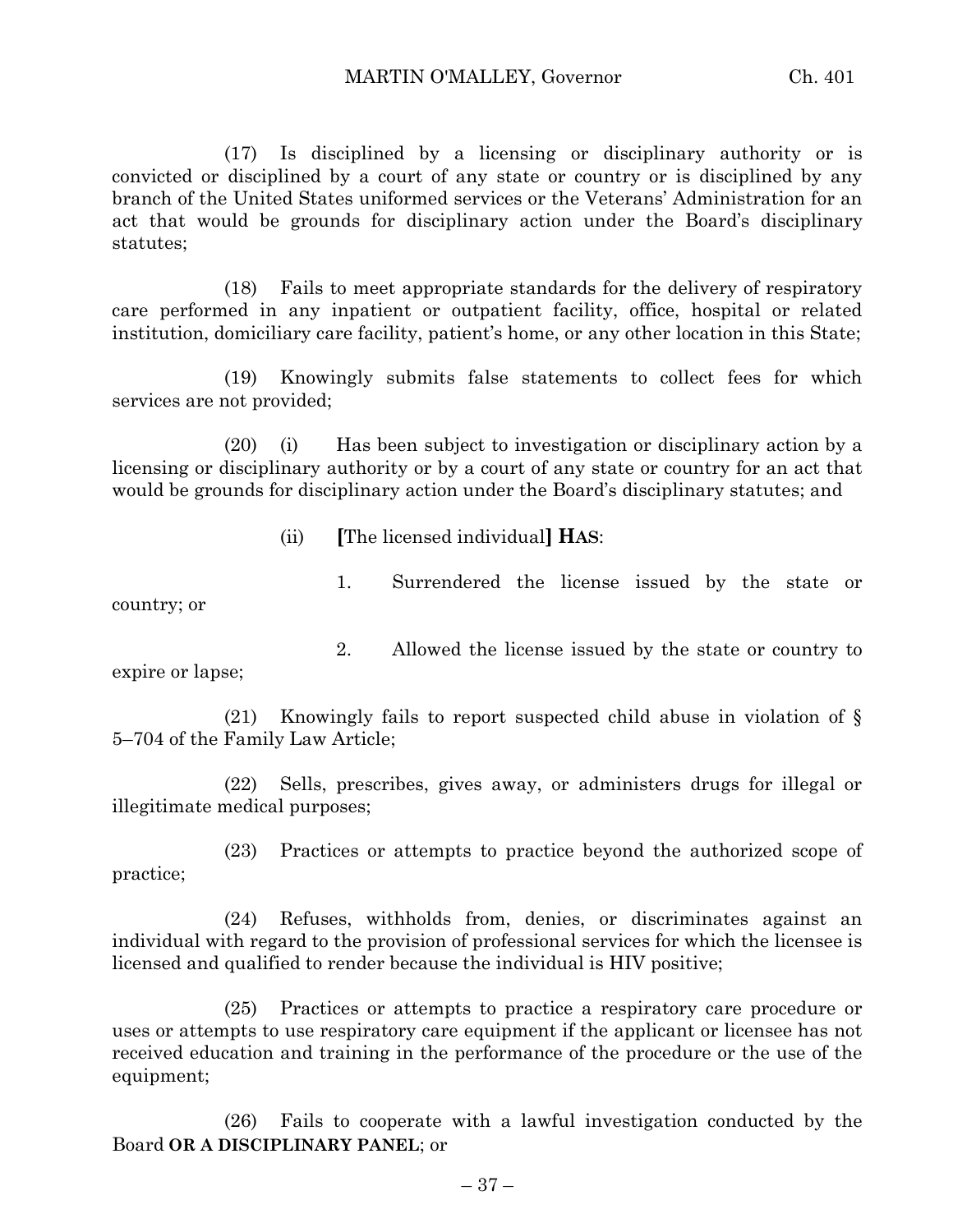(17) Is disciplined by a licensing or disciplinary authority or is convicted or disciplined by a court of any state or country or is disciplined by any branch of the United States uniformed services or the Veterans' Administration for an act that would be grounds for disciplinary action under the Board's disciplinary statutes;

(18) Fails to meet appropriate standards for the delivery of respiratory care performed in any inpatient or outpatient facility, office, hospital or related institution, domiciliary care facility, patient's home, or any other location in this State;

(19) Knowingly submits false statements to collect fees for which services are not provided;

(20) (i) Has been subject to investigation or disciplinary action by a licensing or disciplinary authority or by a court of any state or country for an act that would be grounds for disciplinary action under the Board's disciplinary statutes; and

(ii) **[**The licensed individual**]** **HAS**:

1. Surrendered the license issued by the state or country; or

2. Allowed the license issued by the state or country to expire or lapse;

(21) Knowingly fails to report suspected child abuse in violation of § 5–704 of the Family Law Article;

(22) Sells, prescribes, gives away, or administers drugs for illegal or illegitimate medical purposes;

(23) Practices or attempts to practice beyond the authorized scope of practice;

(24) Refuses, withholds from, denies, or discriminates against an individual with regard to the provision of professional services for which the licensee is licensed and qualified to render because the individual is HIV positive;

(25) Practices or attempts to practice a respiratory care procedure or uses or attempts to use respiratory care equipment if the applicant or licensee has not received education and training in the performance of the procedure or the use of the equipment;

(26) Fails to cooperate with a lawful investigation conducted by the Board **OR A DISCIPLINARY PANEL**; or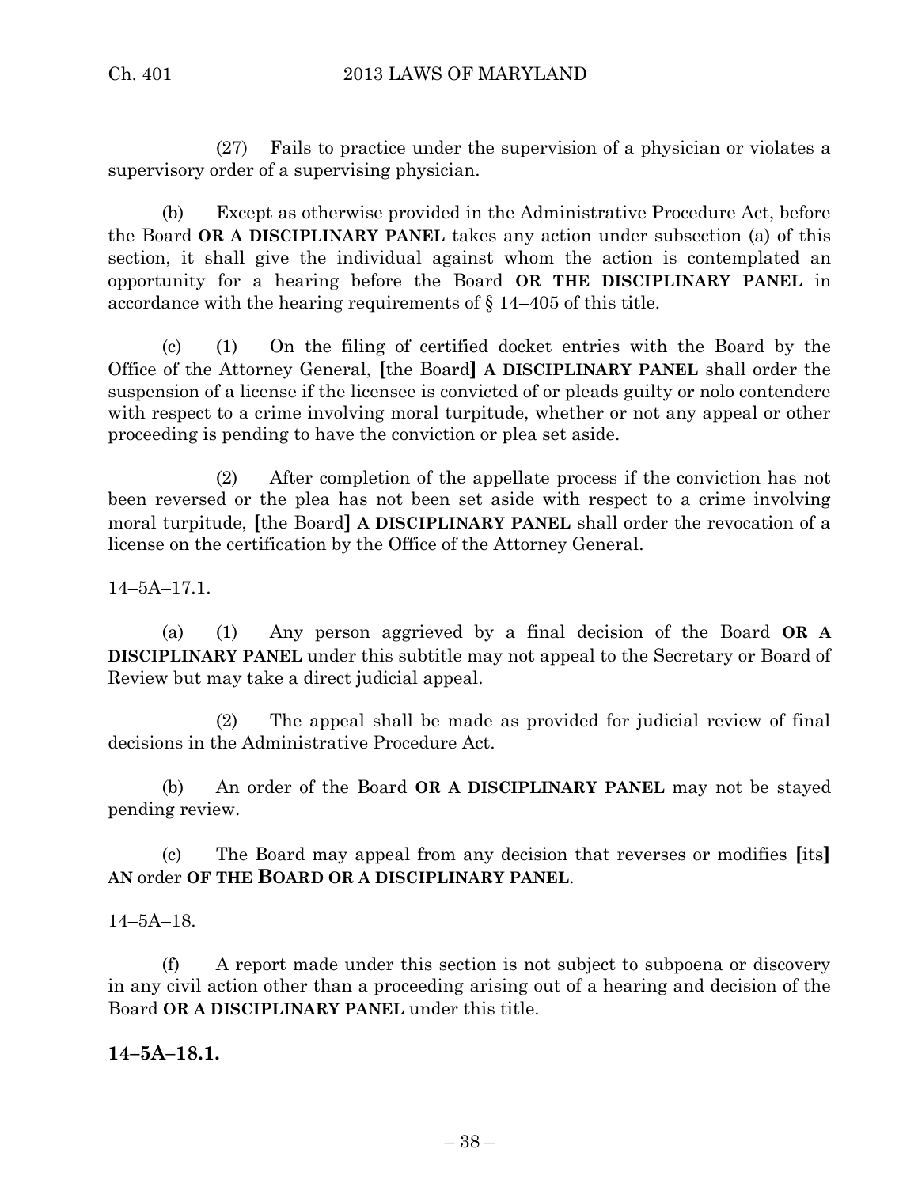(27) Fails to practice under the supervision of a physician or violates a supervisory order of a supervising physician.

(b) Except as otherwise provided in the Administrative Procedure Act, before the Board **OR A DISCIPLINARY PANEL** takes any action under subsection (a) of this section, it shall give the individual against whom the action is contemplated an opportunity for a hearing before the Board **OR THE DISCIPLINARY PANEL** in accordance with the hearing requirements of § 14–405 of this title.

(c) (1) On the filing of certified docket entries with the Board by the Office of the Attorney General, **[**the Board**]** **A DISCIPLINARY PANEL** shall order the suspension of a license if the licensee is convicted of or pleads guilty or nolo contendere with respect to a crime involving moral turpitude, whether or not any appeal or other proceeding is pending to have the conviction or plea set aside.

(2) After completion of the appellate process if the conviction has not been reversed or the plea has not been set aside with respect to a crime involving moral turpitude, **[**the Board**]** **A DISCIPLINARY PANEL** shall order the revocation of a license on the certification by the Office of the Attorney General.

14–5A–17.1.

(a) (1) Any person aggrieved by a final decision of the Board **OR A DISCIPLINARY PANEL** under this subtitle may not appeal to the Secretary or Board of Review but may take a direct judicial appeal.

(2) The appeal shall be made as provided for judicial review of final decisions in the Administrative Procedure Act.

(b) An order of the Board **OR A DISCIPLINARY PANEL** may not be stayed pending review.

(c) The Board may appeal from any decision that reverses or modifies **[**its**]** **AN** order **OF THE BOARD OR A DISCIPLINARY PANEL**.

14–5A–18.

(f) A report made under this section is not subject to subpoena or discovery in any civil action other than a proceeding arising out of a hearing and decision of the Board **OR A DISCIPLINARY PANEL** under this title.

**14–5A–18.1.**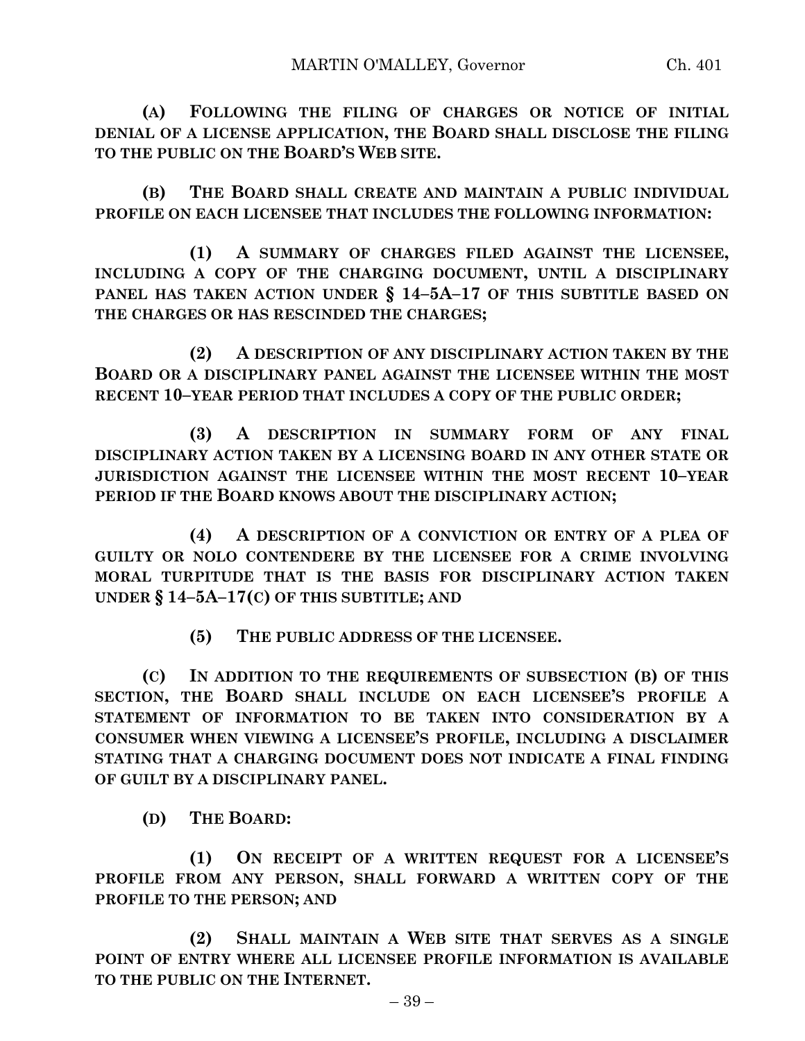**(A) FOLLOWING THE FILING OF CHARGES OR NOTICE OF INITIAL DENIAL OF A LICENSE APPLICATION, THE BOARD SHALL DISCLOSE THE FILING TO THE PUBLIC ON THE BOARD'S WEB SITE.**

**(B) THE BOARD SHALL CREATE AND MAINTAIN A PUBLIC INDIVIDUAL PROFILE ON EACH LICENSEE THAT INCLUDES THE FOLLOWING INFORMATION:**

**(1) A SUMMARY OF CHARGES FILED AGAINST THE LICENSEE, INCLUDING A COPY OF THE CHARGING DOCUMENT, UNTIL A DISCIPLINARY PANEL HAS TAKEN ACTION UNDER § 14–5A–17 OF THIS SUBTITLE BASED ON THE CHARGES OR HAS RESCINDED THE CHARGES;**

**(2) A DESCRIPTION OF ANY DISCIPLINARY ACTION TAKEN BY THE BOARD OR A DISCIPLINARY PANEL AGAINST THE LICENSEE WITHIN THE MOST RECENT 10–YEAR PERIOD THAT INCLUDES A COPY OF THE PUBLIC ORDER;**

**(3) A DESCRIPTION IN SUMMARY FORM OF ANY FINAL DISCIPLINARY ACTION TAKEN BY A LICENSING BOARD IN ANY OTHER STATE OR JURISDICTION AGAINST THE LICENSEE WITHIN THE MOST RECENT 10–YEAR PERIOD IF THE BOARD KNOWS ABOUT THE DISCIPLINARY ACTION;**

**(4) A DESCRIPTION OF A CONVICTION OR ENTRY OF A PLEA OF GUILTY OR NOLO CONTENDERE BY THE LICENSEE FOR A CRIME INVOLVING MORAL TURPITUDE THAT IS THE BASIS FOR DISCIPLINARY ACTION TAKEN UNDER § 14–5A–17(C) OF THIS SUBTITLE; AND**

**(5) THE PUBLIC ADDRESS OF THE LICENSEE.**

**(C) IN ADDITION TO THE REQUIREMENTS OF SUBSECTION (B) OF THIS SECTION, THE BOARD SHALL INCLUDE ON EACH LICENSEE'S PROFILE A STATEMENT OF INFORMATION TO BE TAKEN INTO CONSIDERATION BY A CONSUMER WHEN VIEWING A LICENSEE'S PROFILE, INCLUDING A DISCLAIMER STATING THAT A CHARGING DOCUMENT DOES NOT INDICATE A FINAL FINDING OF GUILT BY A DISCIPLINARY PANEL.**

**(D) THE BOARD:**

**(1) ON RECEIPT OF A WRITTEN REQUEST FOR A LICENSEE'S PROFILE FROM ANY PERSON, SHALL FORWARD A WRITTEN COPY OF THE PROFILE TO THE PERSON; AND**

**(2) SHALL MAINTAIN A WEB SITE THAT SERVES AS A SINGLE POINT OF ENTRY WHERE ALL LICENSEE PROFILE INFORMATION IS AVAILABLE TO THE PUBLIC ON THE INTERNET.**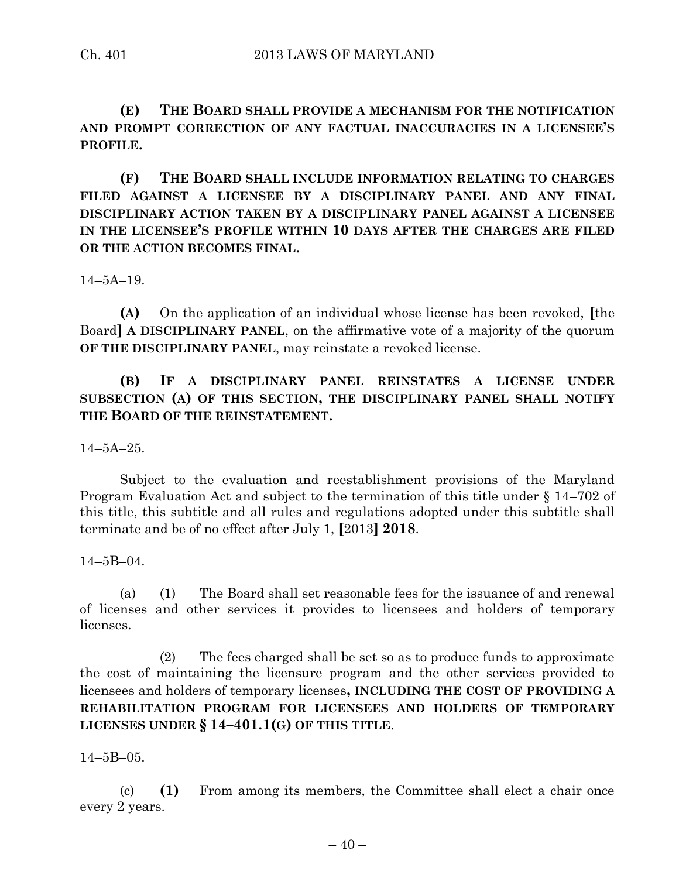**(E) THE BOARD SHALL PROVIDE A MECHANISM FOR THE NOTIFICATION AND PROMPT CORRECTION OF ANY FACTUAL INACCURACIES IN A LICENSEE'S PROFILE.**

**(F) THE BOARD SHALL INCLUDE INFORMATION RELATING TO CHARGES FILED AGAINST A LICENSEE BY A DISCIPLINARY PANEL AND ANY FINAL DISCIPLINARY ACTION TAKEN BY A DISCIPLINARY PANEL AGAINST A LICENSEE IN THE LICENSEE'S PROFILE WITHIN 10 DAYS AFTER THE CHARGES ARE FILED OR THE ACTION BECOMES FINAL.**

14–5A–19.

**(A)** On the application of an individual whose license has been revoked, **[**the Board**]** **A DISCIPLINARY PANEL**, on the affirmative vote of a majority of the quorum **OF THE DISCIPLINARY PANEL**, may reinstate a revoked license.

**(B) IF A DISCIPLINARY PANEL REINSTATES A LICENSE UNDER SUBSECTION (A) OF THIS SECTION, THE DISCIPLINARY PANEL SHALL NOTIFY THE BOARD OF THE REINSTATEMENT.**

14–5A–25.

Subject to the evaluation and reestablishment provisions of the Maryland Program Evaluation Act and subject to the termination of this title under § 14–702 of this title, this subtitle and all rules and regulations adopted under this subtitle shall terminate and be of no effect after July 1, **[**2013**]** **2018**.

14–5B–04.

(a) (1) The Board shall set reasonable fees for the issuance of and renewal of licenses and other services it provides to licensees and holders of temporary licenses.

(2) The fees charged shall be set so as to produce funds to approximate the cost of maintaining the licensure program and the other services provided to licensees and holders of temporary licenses**, INCLUDING THE COST OF PROVIDING A REHABILITATION PROGRAM FOR LICENSEES AND HOLDERS OF TEMPORARY LICENSES UNDER § 14–401.1(G) OF THIS TITLE**.

14–5B–05.

(c) **(1)** From among its members, the Committee shall elect a chair once every 2 years.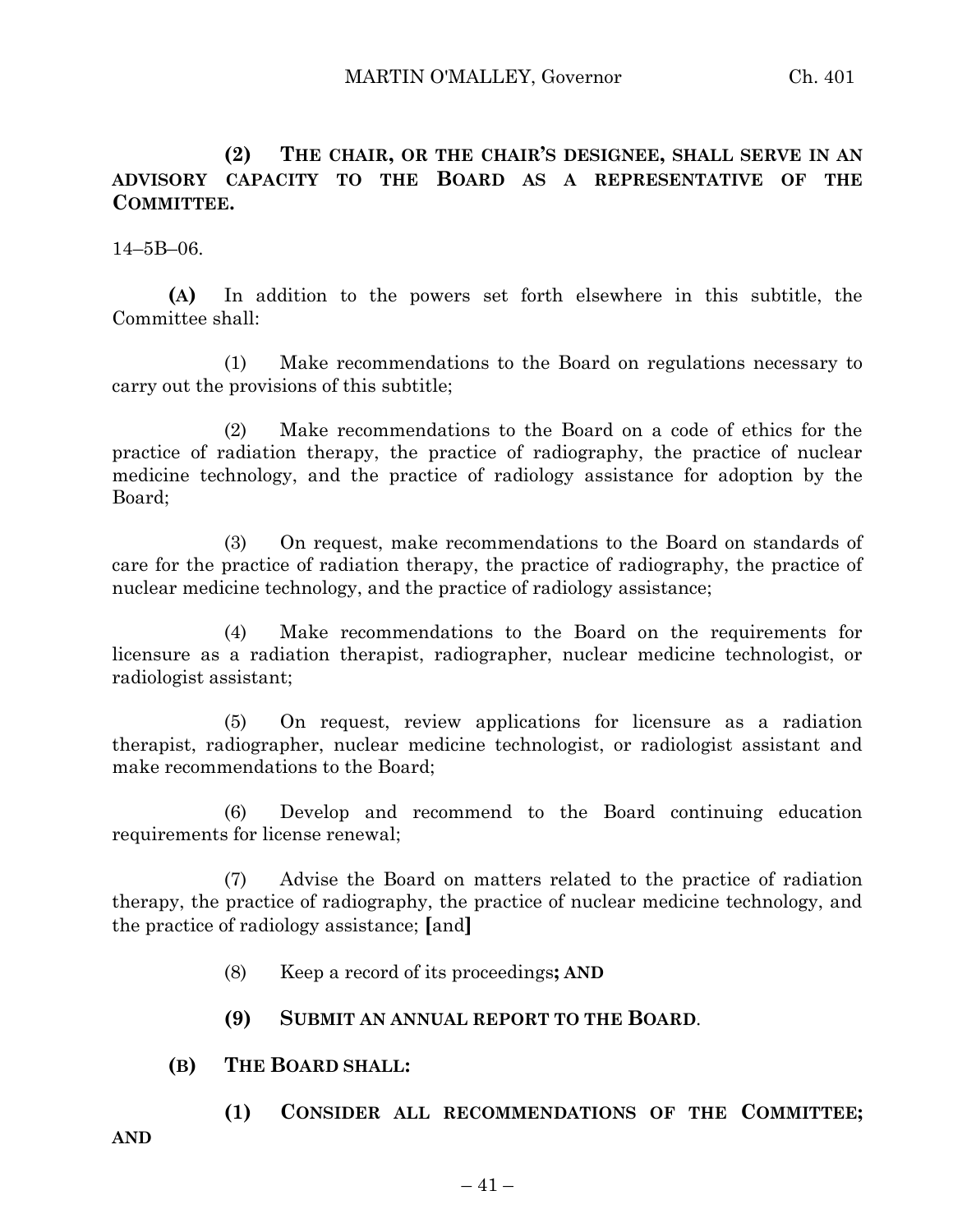**(2) THE CHAIR, OR THE CHAIR'S DESIGNEE, SHALL SERVE IN AN ADVISORY CAPACITY TO THE BOARD AS A REPRESENTATIVE OF THE COMMITTEE.**

14–5B–06.

**(A)** In addition to the powers set forth elsewhere in this subtitle, the Committee shall:

(1) Make recommendations to the Board on regulations necessary to carry out the provisions of this subtitle;

(2) Make recommendations to the Board on a code of ethics for the practice of radiation therapy, the practice of radiography, the practice of nuclear medicine technology, and the practice of radiology assistance for adoption by the Board;

(3) On request, make recommendations to the Board on standards of care for the practice of radiation therapy, the practice of radiography, the practice of nuclear medicine technology, and the practice of radiology assistance;

(4) Make recommendations to the Board on the requirements for licensure as a radiation therapist, radiographer, nuclear medicine technologist, or radiologist assistant;

(5) On request, review applications for licensure as a radiation therapist, radiographer, nuclear medicine technologist, or radiologist assistant and make recommendations to the Board;

(6) Develop and recommend to the Board continuing education requirements for license renewal;

(7) Advise the Board on matters related to the practice of radiation therapy, the practice of radiography, the practice of nuclear medicine technology, and the practice of radiology assistance; **[**and**]**

(8) Keep a record of its proceedings**; AND**

**(9) SUBMIT AN ANNUAL REPORT TO THE BOARD**.

**(B) THE BOARD SHALL:**

**(1) CONSIDER ALL RECOMMENDATIONS OF THE COMMITTEE; AND**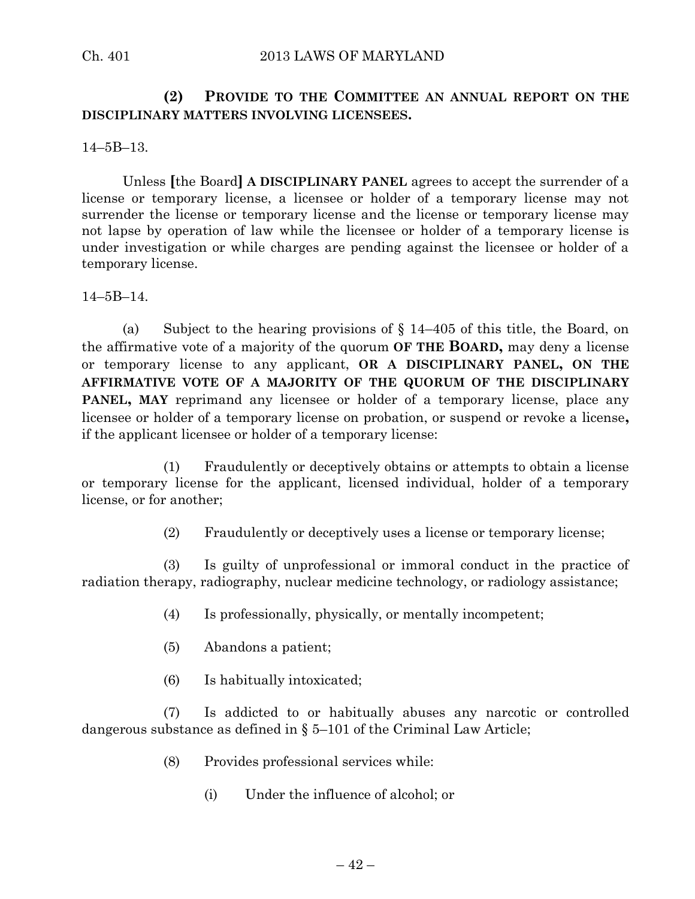**(2) PROVIDE TO THE COMMITTEE AN ANNUAL REPORT ON THE DISCIPLINARY MATTERS INVOLVING LICENSEES.**

14–5B–13.

Unless **[**the Board**]** **A DISCIPLINARY PANEL** agrees to accept the surrender of a license or temporary license, a licensee or holder of a temporary license may not surrender the license or temporary license and the license or temporary license may not lapse by operation of law while the licensee or holder of a temporary license is under investigation or while charges are pending against the licensee or holder of a temporary license.

14–5B–14.

(a) Subject to the hearing provisions of § 14–405 of this title, the Board, on the affirmative vote of a majority of the quorum **OF THE BOARD,** may deny a license or temporary license to any applicant, **OR A DISCIPLINARY PANEL, ON THE AFFIRMATIVE VOTE OF A MAJORITY OF THE QUORUM OF THE DISCIPLINARY PANEL, MAY** reprimand any licensee or holder of a temporary license, place any licensee or holder of a temporary license on probation, or suspend or revoke a license**,** if the applicant licensee or holder of a temporary license:

(1) Fraudulently or deceptively obtains or attempts to obtain a license or temporary license for the applicant, licensed individual, holder of a temporary license, or for another;

(2) Fraudulently or deceptively uses a license or temporary license;

(3) Is guilty of unprofessional or immoral conduct in the practice of radiation therapy, radiography, nuclear medicine technology, or radiology assistance;

(4) Is professionally, physically, or mentally incompetent;

(5) Abandons a patient;

(6) Is habitually intoxicated;

(7) Is addicted to or habitually abuses any narcotic or controlled dangerous substance as defined in § 5–101 of the Criminal Law Article;

(8) Provides professional services while:

(i) Under the influence of alcohol; or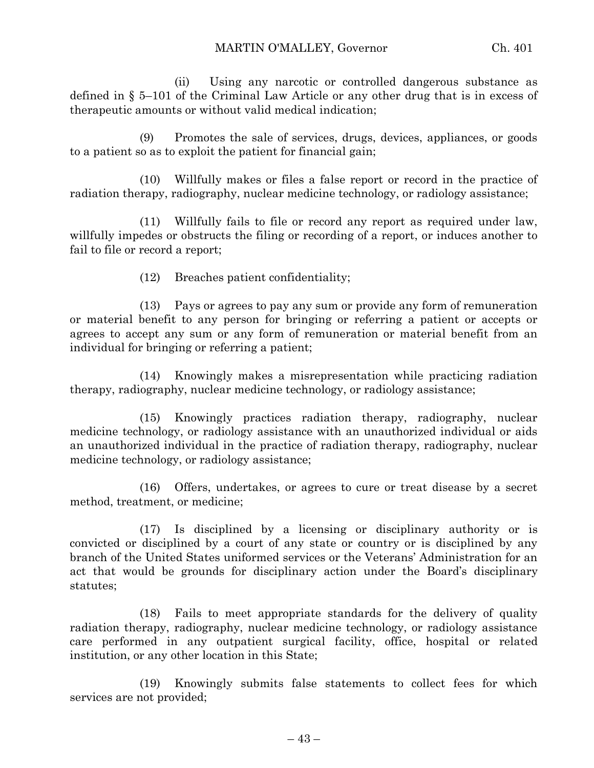(ii) Using any narcotic or controlled dangerous substance as defined in § 5–101 of the Criminal Law Article or any other drug that is in excess of therapeutic amounts or without valid medical indication;

(9) Promotes the sale of services, drugs, devices, appliances, or goods to a patient so as to exploit the patient for financial gain;

(10) Willfully makes or files a false report or record in the practice of radiation therapy, radiography, nuclear medicine technology, or radiology assistance;

(11) Willfully fails to file or record any report as required under law, willfully impedes or obstructs the filing or recording of a report, or induces another to fail to file or record a report;

(12) Breaches patient confidentiality;

(13) Pays or agrees to pay any sum or provide any form of remuneration or material benefit to any person for bringing or referring a patient or accepts or agrees to accept any sum or any form of remuneration or material benefit from an individual for bringing or referring a patient;

(14) Knowingly makes a misrepresentation while practicing radiation therapy, radiography, nuclear medicine technology, or radiology assistance;

(15) Knowingly practices radiation therapy, radiography, nuclear medicine technology, or radiology assistance with an unauthorized individual or aids an unauthorized individual in the practice of radiation therapy, radiography, nuclear medicine technology, or radiology assistance;

(16) Offers, undertakes, or agrees to cure or treat disease by a secret method, treatment, or medicine;

(17) Is disciplined by a licensing or disciplinary authority or is convicted or disciplined by a court of any state or country or is disciplined by any branch of the United States uniformed services or the Veterans' Administration for an act that would be grounds for disciplinary action under the Board's disciplinary statutes;

(18) Fails to meet appropriate standards for the delivery of quality radiation therapy, radiography, nuclear medicine technology, or radiology assistance care performed in any outpatient surgical facility, office, hospital or related institution, or any other location in this State;

(19) Knowingly submits false statements to collect fees for which services are not provided;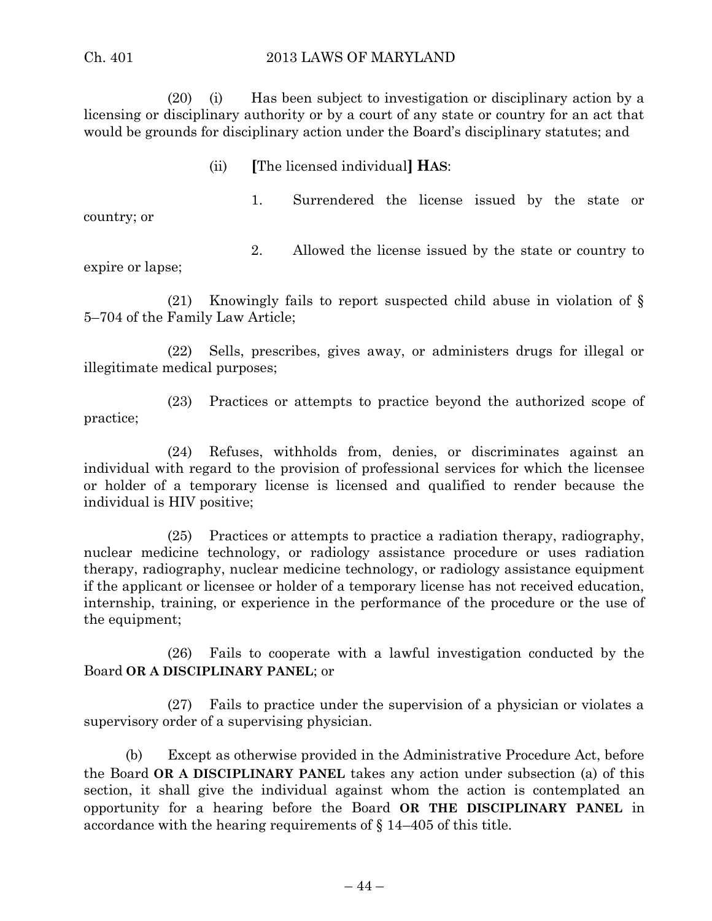(20) (i) Has been subject to investigation or disciplinary action by a licensing or disciplinary authority or by a court of any state or country for an act that would be grounds for disciplinary action under the Board's disciplinary statutes; and

(ii) **[**The licensed individual**]** **HAS**:

1. Surrendered the license issued by the state or country; or

2. Allowed the license issued by the state or country to expire or lapse;

(21) Knowingly fails to report suspected child abuse in violation of § 5–704 of the Family Law Article;

(22) Sells, prescribes, gives away, or administers drugs for illegal or illegitimate medical purposes;

(23) Practices or attempts to practice beyond the authorized scope of practice;

(24) Refuses, withholds from, denies, or discriminates against an individual with regard to the provision of professional services for which the licensee or holder of a temporary license is licensed and qualified to render because the individual is HIV positive;

(25) Practices or attempts to practice a radiation therapy, radiography, nuclear medicine technology, or radiology assistance procedure or uses radiation therapy, radiography, nuclear medicine technology, or radiology assistance equipment if the applicant or licensee or holder of a temporary license has not received education, internship, training, or experience in the performance of the procedure or the use of the equipment;

(26) Fails to cooperate with a lawful investigation conducted by the Board **OR A DISCIPLINARY PANEL**; or

(27) Fails to practice under the supervision of a physician or violates a supervisory order of a supervising physician.

(b) Except as otherwise provided in the Administrative Procedure Act, before the Board **OR A DISCIPLINARY PANEL** takes any action under subsection (a) of this section, it shall give the individual against whom the action is contemplated an opportunity for a hearing before the Board **OR THE DISCIPLINARY PANEL** in accordance with the hearing requirements of § 14–405 of this title.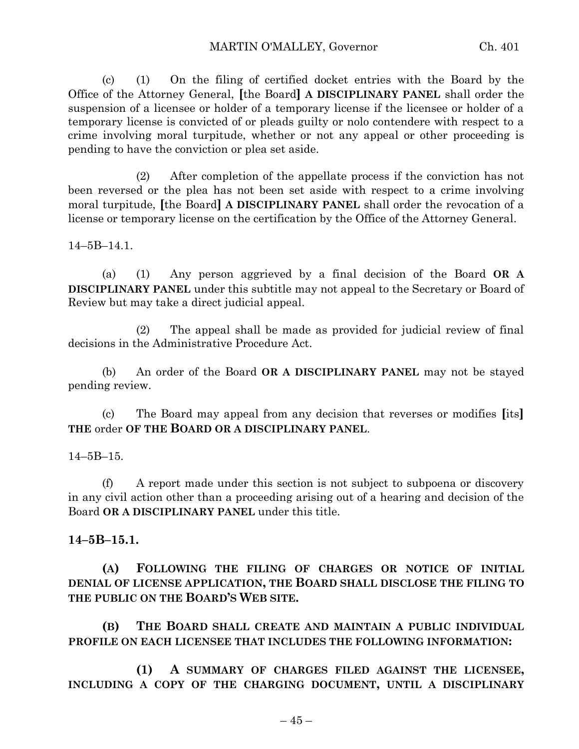(c) (1) On the filing of certified docket entries with the Board by the Office of the Attorney General, **[**the Board**]** **A DISCIPLINARY PANEL** shall order the suspension of a licensee or holder of a temporary license if the licensee or holder of a temporary license is convicted of or pleads guilty or nolo contendere with respect to a crime involving moral turpitude, whether or not any appeal or other proceeding is pending to have the conviction or plea set aside.

(2) After completion of the appellate process if the conviction has not been reversed or the plea has not been set aside with respect to a crime involving moral turpitude, **[**the Board**]** **A DISCIPLINARY PANEL** shall order the revocation of a license or temporary license on the certification by the Office of the Attorney General.

14–5B–14.1.

(a) (1) Any person aggrieved by a final decision of the Board **OR A DISCIPLINARY PANEL** under this subtitle may not appeal to the Secretary or Board of Review but may take a direct judicial appeal.

(2) The appeal shall be made as provided for judicial review of final decisions in the Administrative Procedure Act.

(b) An order of the Board **OR A DISCIPLINARY PANEL** may not be stayed pending review.

(c) The Board may appeal from any decision that reverses or modifies **[**its**]** **THE** order **OF THE BOARD OR A DISCIPLINARY PANEL**.

14–5B–15.

(f) A report made under this section is not subject to subpoena or discovery in any civil action other than a proceeding arising out of a hearing and decision of the Board **OR A DISCIPLINARY PANEL** under this title.

**14–5B–15.1.**

**(A) FOLLOWING THE FILING OF CHARGES OR NOTICE OF INITIAL DENIAL OF LICENSE APPLICATION, THE BOARD SHALL DISCLOSE THE FILING TO THE PUBLIC ON THE BOARD'S WEB SITE.**

**(B) THE BOARD SHALL CREATE AND MAINTAIN A PUBLIC INDIVIDUAL PROFILE ON EACH LICENSEE THAT INCLUDES THE FOLLOWING INFORMATION:**

**(1) A SUMMARY OF CHARGES FILED AGAINST THE LICENSEE, INCLUDING A COPY OF THE CHARGING DOCUMENT, UNTIL A DISCIPLINARY**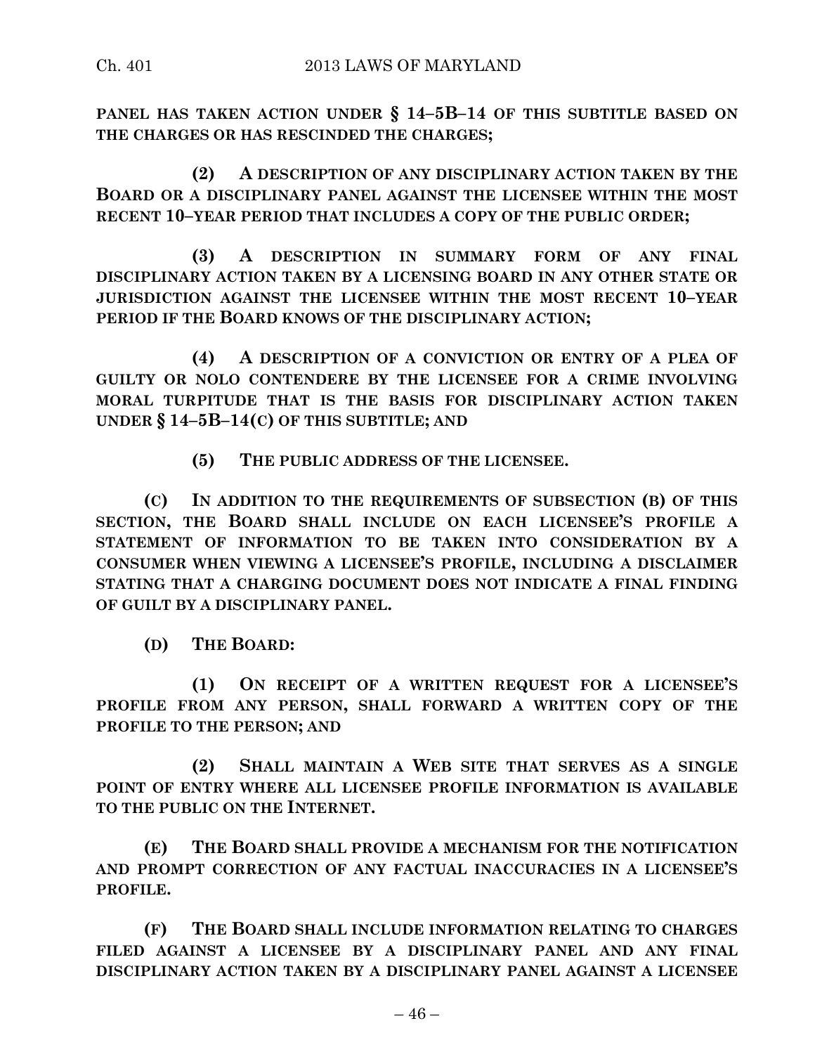**PANEL HAS TAKEN ACTION UNDER § 14–5B–14 OF THIS SUBTITLE BASED ON THE CHARGES OR HAS RESCINDED THE CHARGES;**

**(2) A DESCRIPTION OF ANY DISCIPLINARY ACTION TAKEN BY THE BOARD OR A DISCIPLINARY PANEL AGAINST THE LICENSEE WITHIN THE MOST RECENT 10–YEAR PERIOD THAT INCLUDES A COPY OF THE PUBLIC ORDER;**

**(3) A DESCRIPTION IN SUMMARY FORM OF ANY FINAL DISCIPLINARY ACTION TAKEN BY A LICENSING BOARD IN ANY OTHER STATE OR JURISDICTION AGAINST THE LICENSEE WITHIN THE MOST RECENT 10–YEAR PERIOD IF THE BOARD KNOWS OF THE DISCIPLINARY ACTION;**

**(4) A DESCRIPTION OF A CONVICTION OR ENTRY OF A PLEA OF GUILTY OR NOLO CONTENDERE BY THE LICENSEE FOR A CRIME INVOLVING MORAL TURPITUDE THAT IS THE BASIS FOR DISCIPLINARY ACTION TAKEN UNDER § 14–5B–14(C) OF THIS SUBTITLE; AND**

**(5) THE PUBLIC ADDRESS OF THE LICENSEE.**

**(C) IN ADDITION TO THE REQUIREMENTS OF SUBSECTION (B) OF THIS SECTION, THE BOARD SHALL INCLUDE ON EACH LICENSEE'S PROFILE A STATEMENT OF INFORMATION TO BE TAKEN INTO CONSIDERATION BY A CONSUMER WHEN VIEWING A LICENSEE'S PROFILE, INCLUDING A DISCLAIMER STATING THAT A CHARGING DOCUMENT DOES NOT INDICATE A FINAL FINDING OF GUILT BY A DISCIPLINARY PANEL.**

**(D) THE BOARD:**

**(1) ON RECEIPT OF A WRITTEN REQUEST FOR A LICENSEE'S PROFILE FROM ANY PERSON, SHALL FORWARD A WRITTEN COPY OF THE PROFILE TO THE PERSON; AND**

**(2) SHALL MAINTAIN A WEB SITE THAT SERVES AS A SINGLE POINT OF ENTRY WHERE ALL LICENSEE PROFILE INFORMATION IS AVAILABLE TO THE PUBLIC ON THE INTERNET.**

**(E) THE BOARD SHALL PROVIDE A MECHANISM FOR THE NOTIFICATION AND PROMPT CORRECTION OF ANY FACTUAL INACCURACIES IN A LICENSEE'S PROFILE.**

**(F) THE BOARD SHALL INCLUDE INFORMATION RELATING TO CHARGES FILED AGAINST A LICENSEE BY A DISCIPLINARY PANEL AND ANY FINAL DISCIPLINARY ACTION TAKEN BY A DISCIPLINARY PANEL AGAINST A LICENSEE**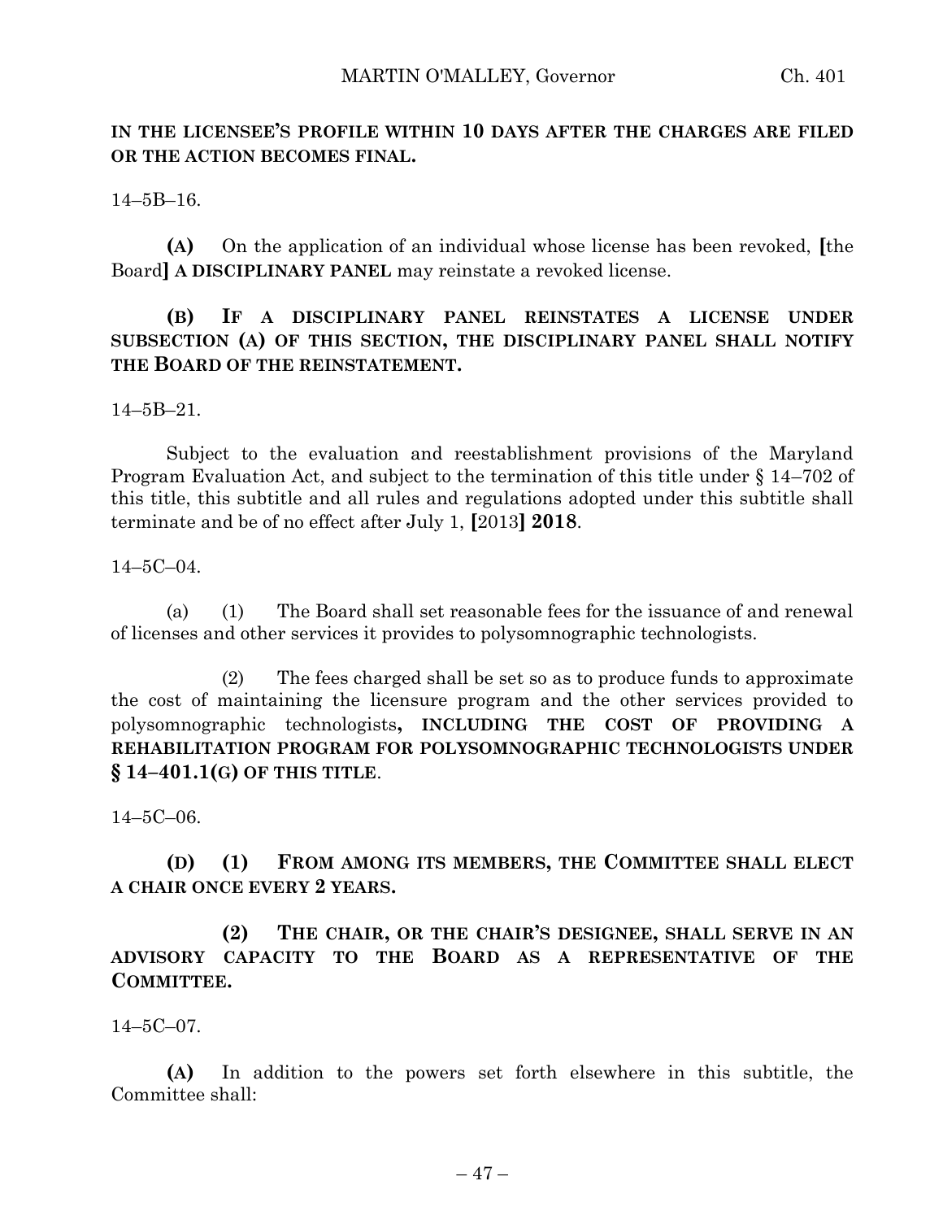**IN THE LICENSEE'S PROFILE WITHIN 10 DAYS AFTER THE CHARGES ARE FILED OR THE ACTION BECOMES FINAL.**

14–5B–16.

**(A)** On the application of an individual whose license has been revoked, **[**the Board**]** **A DISCIPLINARY PANEL** may reinstate a revoked license.

**(B) IF A DISCIPLINARY PANEL REINSTATES A LICENSE UNDER SUBSECTION (A) OF THIS SECTION, THE DISCIPLINARY PANEL SHALL NOTIFY THE BOARD OF THE REINSTATEMENT.**

14–5B–21.

Subject to the evaluation and reestablishment provisions of the Maryland Program Evaluation Act, and subject to the termination of this title under § 14–702 of this title, this subtitle and all rules and regulations adopted under this subtitle shall terminate and be of no effect after July 1, **[**2013**]** **2018**.

14–5C–04.

(a) (1) The Board shall set reasonable fees for the issuance of and renewal of licenses and other services it provides to polysomnographic technologists.

(2) The fees charged shall be set so as to produce funds to approximate the cost of maintaining the licensure program and the other services provided to polysomnographic technologists**, INCLUDING THE COST OF PROVIDING A REHABILITATION PROGRAM FOR POLYSOMNOGRAPHIC TECHNOLOGISTS UNDER § 14–401.1(G) OF THIS TITLE**.

14–5C–06.

**(D) (1) FROM AMONG ITS MEMBERS, THE COMMITTEE SHALL ELECT A CHAIR ONCE EVERY 2 YEARS.**

**(2) THE CHAIR, OR THE CHAIR'S DESIGNEE, SHALL SERVE IN AN ADVISORY CAPACITY TO THE BOARD AS A REPRESENTATIVE OF THE COMMITTEE.**

14–5C–07.

**(A)** In addition to the powers set forth elsewhere in this subtitle, the Committee shall: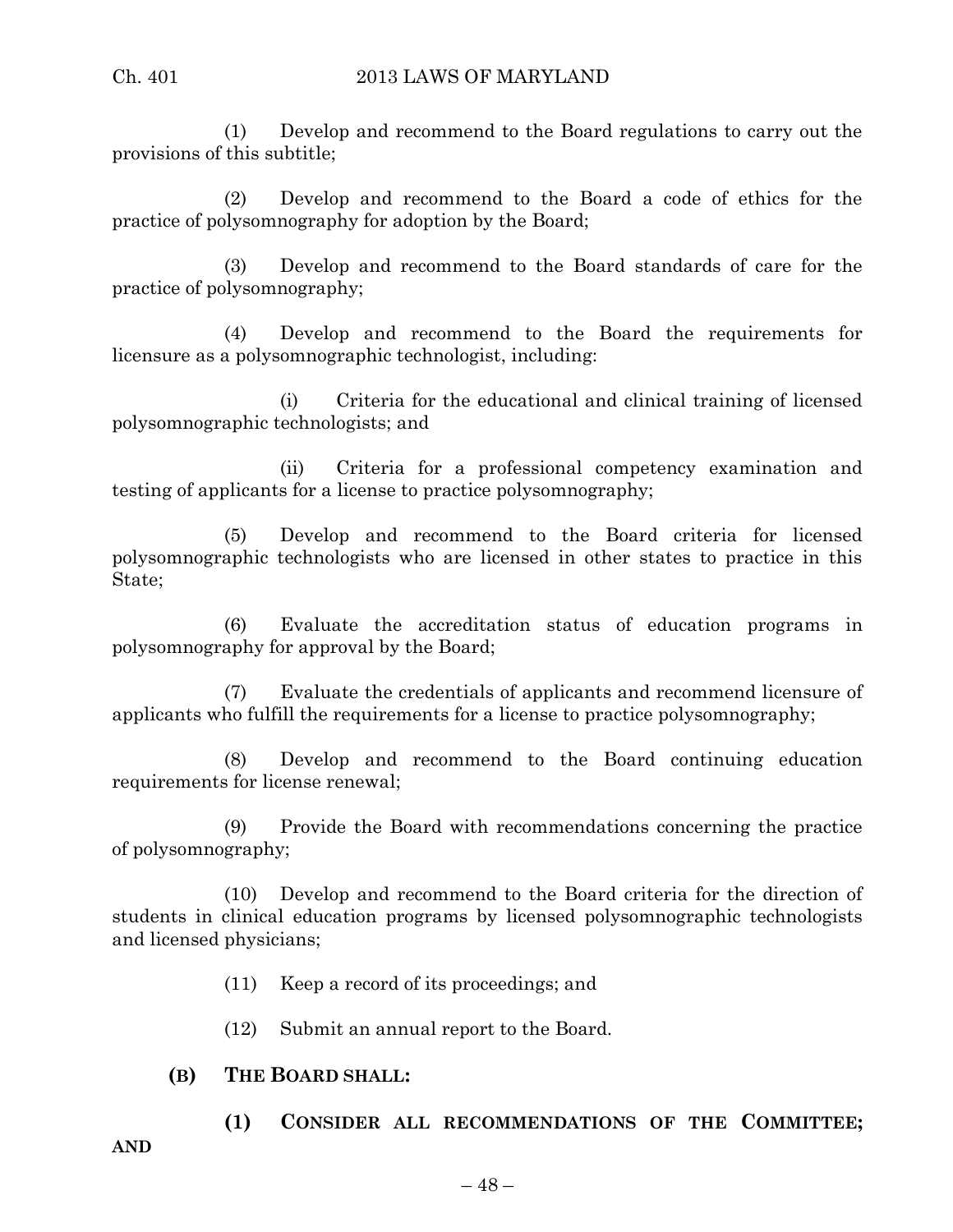(1) Develop and recommend to the Board regulations to carry out the provisions of this subtitle;

(2) Develop and recommend to the Board a code of ethics for the practice of polysomnography for adoption by the Board;

(3) Develop and recommend to the Board standards of care for the practice of polysomnography;

(4) Develop and recommend to the Board the requirements for licensure as a polysomnographic technologist, including:

(i) Criteria for the educational and clinical training of licensed polysomnographic technologists; and

(ii) Criteria for a professional competency examination and testing of applicants for a license to practice polysomnography;

(5) Develop and recommend to the Board criteria for licensed polysomnographic technologists who are licensed in other states to practice in this State;

(6) Evaluate the accreditation status of education programs in polysomnography for approval by the Board;

(7) Evaluate the credentials of applicants and recommend licensure of applicants who fulfill the requirements for a license to practice polysomnography;

(8) Develop and recommend to the Board continuing education requirements for license renewal;

(9) Provide the Board with recommendations concerning the practice of polysomnography;

(10) Develop and recommend to the Board criteria for the direction of students in clinical education programs by licensed polysomnographic technologists and licensed physicians;

(11) Keep a record of its proceedings; and

(12) Submit an annual report to the Board.

**(B) THE BOARD SHALL:**

**(1) CONSIDER ALL RECOMMENDATIONS OF THE COMMITTEE; AND**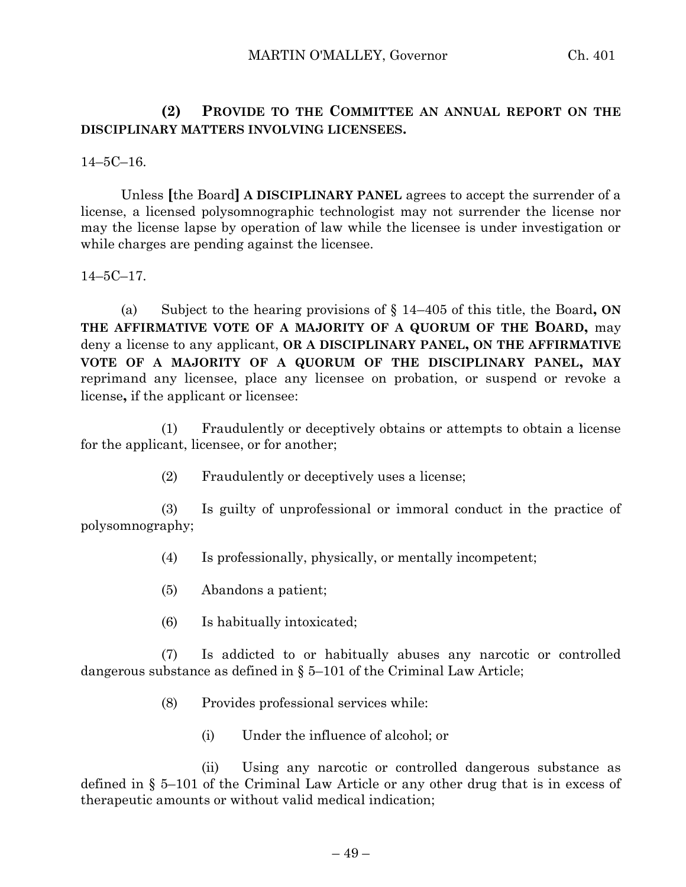**(2) PROVIDE TO THE COMMITTEE AN ANNUAL REPORT ON THE DISCIPLINARY MATTERS INVOLVING LICENSEES.**

14–5C–16.

Unless [the Board] **A DISCIPLINARY PANEL** agrees to accept the surrender of a license, a licensed polysomnographic technologist may not surrender the license nor may the license lapse by operation of law while the licensee is under investigation or while charges are pending against the licensee.

14–5C–17.

(a) Subject to the hearing provisions of § 14–405 of this title, the Board**, ON THE AFFIRMATIVE VOTE OF A MAJORITY OF A QUORUM OF THE BOARD,** may deny a license to any applicant, **OR A DISCIPLINARY PANEL, ON THE AFFIRMATIVE VOTE OF A MAJORITY OF A QUORUM OF THE DISCIPLINARY PANEL, MAY** reprimand any licensee, place any licensee on probation, or suspend or revoke a license**,** if the applicant or licensee:

(1) Fraudulently or deceptively obtains or attempts to obtain a license for the applicant, licensee, or for another;

(2) Fraudulently or deceptively uses a license;

(3) Is guilty of unprofessional or immoral conduct in the practice of polysomnography;

(4) Is professionally, physically, or mentally incompetent;

(5) Abandons a patient;

(6) Is habitually intoxicated;

(7) Is addicted to or habitually abuses any narcotic or controlled dangerous substance as defined in § 5–101 of the Criminal Law Article;

(8) Provides professional services while:

(i) Under the influence of alcohol; or

(ii) Using any narcotic or controlled dangerous substance as defined in § 5–101 of the Criminal Law Article or any other drug that is in excess of therapeutic amounts or without valid medical indication;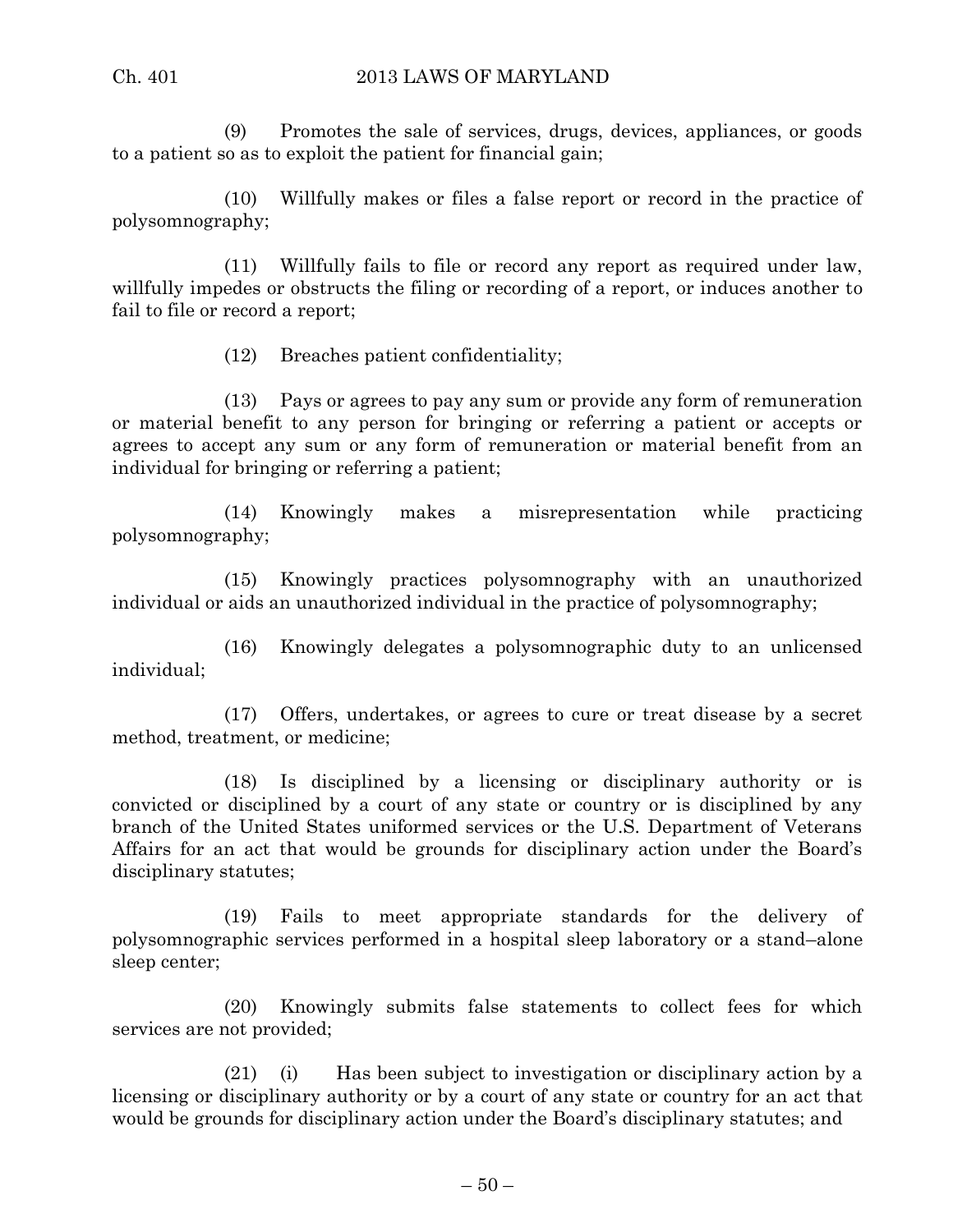(9) Promotes the sale of services, drugs, devices, appliances, or goods to a patient so as to exploit the patient for financial gain;

(10) Willfully makes or files a false report or record in the practice of polysomnography;

(11) Willfully fails to file or record any report as required under law, willfully impedes or obstructs the filing or recording of a report, or induces another to fail to file or record a report;

(12) Breaches patient confidentiality;

(13) Pays or agrees to pay any sum or provide any form of remuneration or material benefit to any person for bringing or referring a patient or accepts or agrees to accept any sum or any form of remuneration or material benefit from an individual for bringing or referring a patient;

(14) Knowingly makes a misrepresentation while practicing polysomnography;

(15) Knowingly practices polysomnography with an unauthorized individual or aids an unauthorized individual in the practice of polysomnography;

(16) Knowingly delegates a polysomnographic duty to an unlicensed individual;

(17) Offers, undertakes, or agrees to cure or treat disease by a secret method, treatment, or medicine;

(18) Is disciplined by a licensing or disciplinary authority or is convicted or disciplined by a court of any state or country or is disciplined by any branch of the United States uniformed services or the U.S. Department of Veterans Affairs for an act that would be grounds for disciplinary action under the Board's disciplinary statutes;

(19) Fails to meet appropriate standards for the delivery of polysomnographic services performed in a hospital sleep laboratory or a stand–alone sleep center;

(20) Knowingly submits false statements to collect fees for which services are not provided;

(21) (i) Has been subject to investigation or disciplinary action by a licensing or disciplinary authority or by a court of any state or country for an act that would be grounds for disciplinary action under the Board's disciplinary statutes; and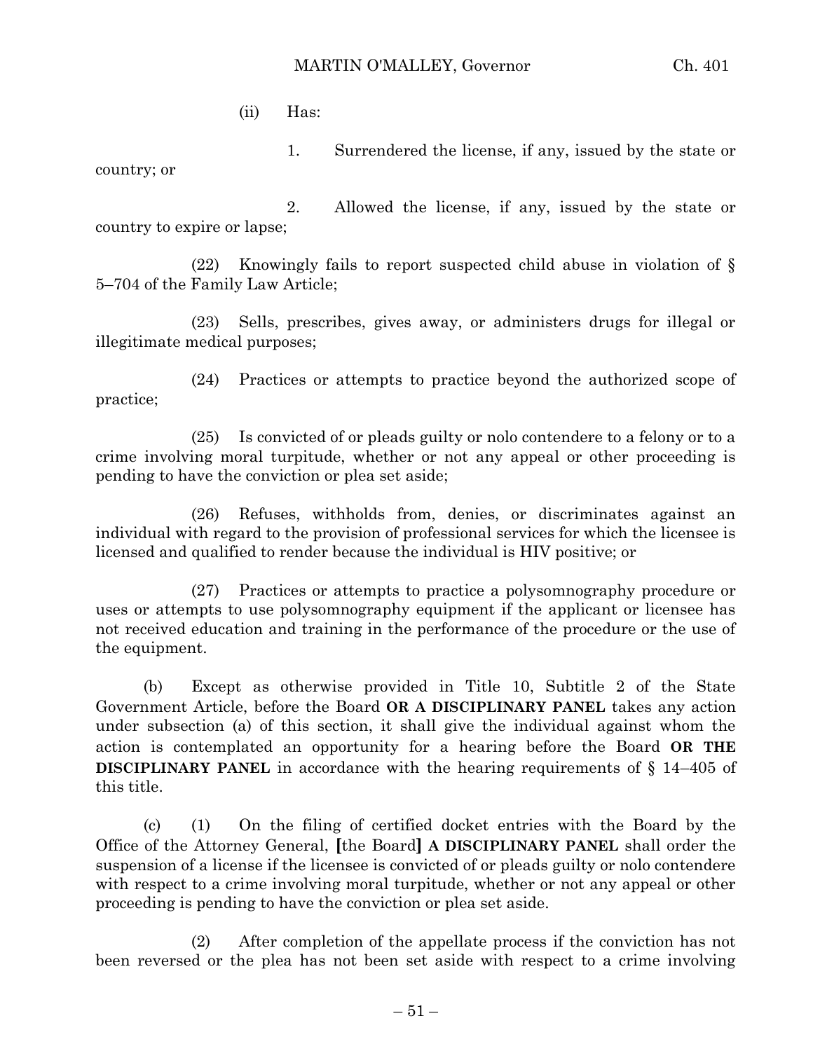(ii) Has:

1. Surrendered the license, if any, issued by the state or country; or

2. Allowed the license, if any, issued by the state or country to expire or lapse;

(22) Knowingly fails to report suspected child abuse in violation of § 5–704 of the Family Law Article;

(23) Sells, prescribes, gives away, or administers drugs for illegal or illegitimate medical purposes;

(24) Practices or attempts to practice beyond the authorized scope of practice;

(25) Is convicted of or pleads guilty or nolo contendere to a felony or to a crime involving moral turpitude, whether or not any appeal or other proceeding is pending to have the conviction or plea set aside;

(26) Refuses, withholds from, denies, or discriminates against an individual with regard to the provision of professional services for which the licensee is licensed and qualified to render because the individual is HIV positive; or

(27) Practices or attempts to practice a polysomnography procedure or uses or attempts to use polysomnography equipment if the applicant or licensee has not received education and training in the performance of the procedure or the use of the equipment.

(b) Except as otherwise provided in Title 10, Subtitle 2 of the State Government Article, before the Board **OR A DISCIPLINARY PANEL** takes any action under subsection (a) of this section, it shall give the individual against whom the action is contemplated an opportunity for a hearing before the Board **OR THE DISCIPLINARY PANEL** in accordance with the hearing requirements of § 14–405 of this title.

(c) (1) On the filing of certified docket entries with the Board by the Office of the Attorney General, **[**the Board**]** **A DISCIPLINARY PANEL** shall order the suspension of a license if the licensee is convicted of or pleads guilty or nolo contendere with respect to a crime involving moral turpitude, whether or not any appeal or other proceeding is pending to have the conviction or plea set aside.

(2) After completion of the appellate process if the conviction has not been reversed or the plea has not been set aside with respect to a crime involving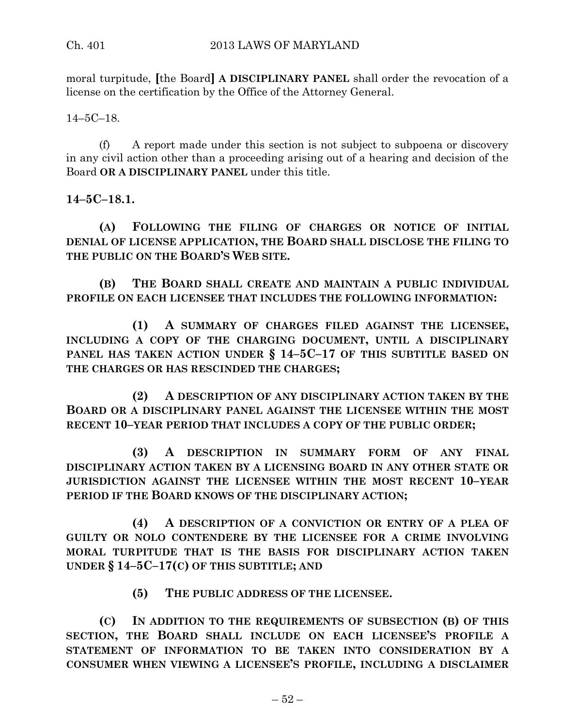moral turpitude, [the Board] **A DISCIPLINARY PANEL** shall order the revocation of a license on the certification by the Office of the Attorney General.

14–5C–18.

(f) A report made under this section is not subject to subpoena or discovery in any civil action other than a proceeding arising out of a hearing and decision of the Board **OR A DISCIPLINARY PANEL** under this title.

**14–5C–18.1.**

**(A) FOLLOWING THE FILING OF CHARGES OR NOTICE OF INITIAL DENIAL OF LICENSE APPLICATION, THE BOARD SHALL DISCLOSE THE FILING TO THE PUBLIC ON THE BOARD'S WEB SITE.**

**(B) THE BOARD SHALL CREATE AND MAINTAIN A PUBLIC INDIVIDUAL PROFILE ON EACH LICENSEE THAT INCLUDES THE FOLLOWING INFORMATION:**

**(1) A SUMMARY OF CHARGES FILED AGAINST THE LICENSEE, INCLUDING A COPY OF THE CHARGING DOCUMENT, UNTIL A DISCIPLINARY PANEL HAS TAKEN ACTION UNDER § 14–5C–17 OF THIS SUBTITLE BASED ON THE CHARGES OR HAS RESCINDED THE CHARGES;**

**(2) A DESCRIPTION OF ANY DISCIPLINARY ACTION TAKEN BY THE BOARD OR A DISCIPLINARY PANEL AGAINST THE LICENSEE WITHIN THE MOST RECENT 10–YEAR PERIOD THAT INCLUDES A COPY OF THE PUBLIC ORDER;**

**(3) A DESCRIPTION IN SUMMARY FORM OF ANY FINAL DISCIPLINARY ACTION TAKEN BY A LICENSING BOARD IN ANY OTHER STATE OR JURISDICTION AGAINST THE LICENSEE WITHIN THE MOST RECENT 10–YEAR PERIOD IF THE BOARD KNOWS OF THE DISCIPLINARY ACTION;**

**(4) A DESCRIPTION OF A CONVICTION OR ENTRY OF A PLEA OF GUILTY OR NOLO CONTENDERE BY THE LICENSEE FOR A CRIME INVOLVING MORAL TURPITUDE THAT IS THE BASIS FOR DISCIPLINARY ACTION TAKEN UNDER § 14–5C–17(C) OF THIS SUBTITLE; AND**

**(5) THE PUBLIC ADDRESS OF THE LICENSEE.**

**(C) IN ADDITION TO THE REQUIREMENTS OF SUBSECTION (B) OF THIS SECTION, THE BOARD SHALL INCLUDE ON EACH LICENSEE'S PROFILE A STATEMENT OF INFORMATION TO BE TAKEN INTO CONSIDERATION BY A CONSUMER WHEN VIEWING A LICENSEE'S PROFILE, INCLUDING A DISCLAIMER**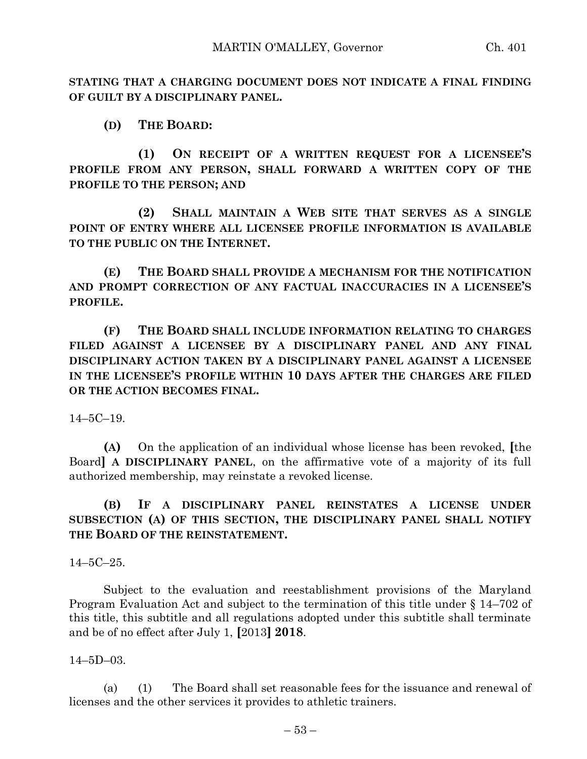**STATING THAT A CHARGING DOCUMENT DOES NOT INDICATE A FINAL FINDING OF GUILT BY A DISCIPLINARY PANEL.**

**(D) THE BOARD:**

**(1) ON RECEIPT OF A WRITTEN REQUEST FOR A LICENSEE'S PROFILE FROM ANY PERSON, SHALL FORWARD A WRITTEN COPY OF THE PROFILE TO THE PERSON; AND**

**(2) SHALL MAINTAIN A WEB SITE THAT SERVES AS A SINGLE POINT OF ENTRY WHERE ALL LICENSEE PROFILE INFORMATION IS AVAILABLE TO THE PUBLIC ON THE INTERNET.**

**(E) THE BOARD SHALL PROVIDE A MECHANISM FOR THE NOTIFICATION AND PROMPT CORRECTION OF ANY FACTUAL INACCURACIES IN A LICENSEE'S PROFILE.**

**(F) THE BOARD SHALL INCLUDE INFORMATION RELATING TO CHARGES FILED AGAINST A LICENSEE BY A DISCIPLINARY PANEL AND ANY FINAL DISCIPLINARY ACTION TAKEN BY A DISCIPLINARY PANEL AGAINST A LICENSEE IN THE LICENSEE'S PROFILE WITHIN 10 DAYS AFTER THE CHARGES ARE FILED OR THE ACTION BECOMES FINAL.**

14–5C–19.

**(A)** On the application of an individual whose license has been revoked, **[**the Board**]** **A DISCIPLINARY PANEL**, on the affirmative vote of a majority of its full authorized membership, may reinstate a revoked license.

**(B) IF A DISCIPLINARY PANEL REINSTATES A LICENSE UNDER SUBSECTION (A) OF THIS SECTION, THE DISCIPLINARY PANEL SHALL NOTIFY THE BOARD OF THE REINSTATEMENT.**

14–5C–25.

Subject to the evaluation and reestablishment provisions of the Maryland Program Evaluation Act and subject to the termination of this title under § 14–702 of this title, this subtitle and all regulations adopted under this subtitle shall terminate and be of no effect after July 1, **[**2013**]** **2018**.

14–5D–03.

(a) (1) The Board shall set reasonable fees for the issuance and renewal of licenses and the other services it provides to athletic trainers.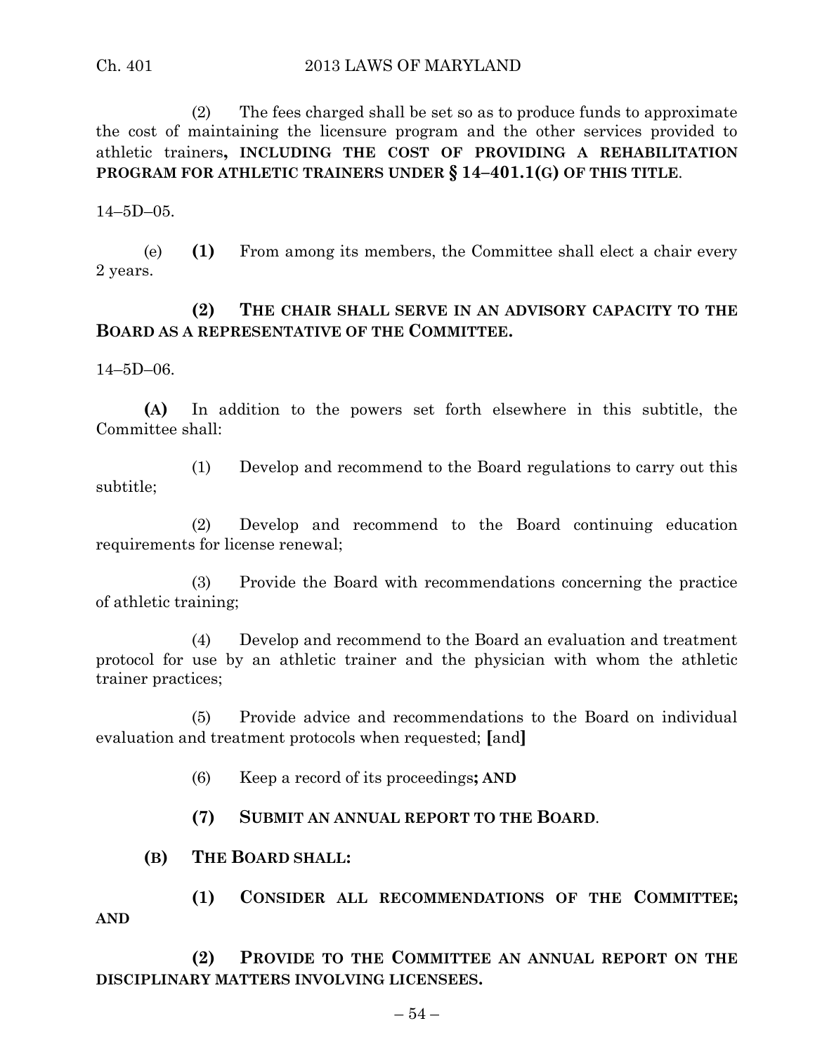(2) The fees charged shall be set so as to produce funds to approximate the cost of maintaining the licensure program and the other services provided to athletic trainers**, INCLUDING THE COST OF PROVIDING A REHABILITATION PROGRAM FOR ATHLETIC TRAINERS UNDER § 14–401.1(G) OF THIS TITLE**.

14–5D–05.

(e) **(1)** From among its members, the Committee shall elect a chair every 2 years.

**(2) THE CHAIR SHALL SERVE IN AN ADVISORY CAPACITY TO THE BOARD AS A REPRESENTATIVE OF THE COMMITTEE.**

14–5D–06.

**(A)** In addition to the powers set forth elsewhere in this subtitle, the Committee shall:

(1) Develop and recommend to the Board regulations to carry out this subtitle;

(2) Develop and recommend to the Board continuing education requirements for license renewal;

(3) Provide the Board with recommendations concerning the practice of athletic training;

(4) Develop and recommend to the Board an evaluation and treatment protocol for use by an athletic trainer and the physician with whom the athletic trainer practices;

(5) Provide advice and recommendations to the Board on individual evaluation and treatment protocols when requested; **[**and**]**

(6) Keep a record of its proceedings**; AND**

**(7) SUBMIT AN ANNUAL REPORT TO THE BOARD**.

**(B) THE BOARD SHALL:**

**(1) CONSIDER ALL RECOMMENDATIONS OF THE COMMITTEE; AND**

**(2) PROVIDE TO THE COMMITTEE AN ANNUAL REPORT ON THE DISCIPLINARY MATTERS INVOLVING LICENSEES.**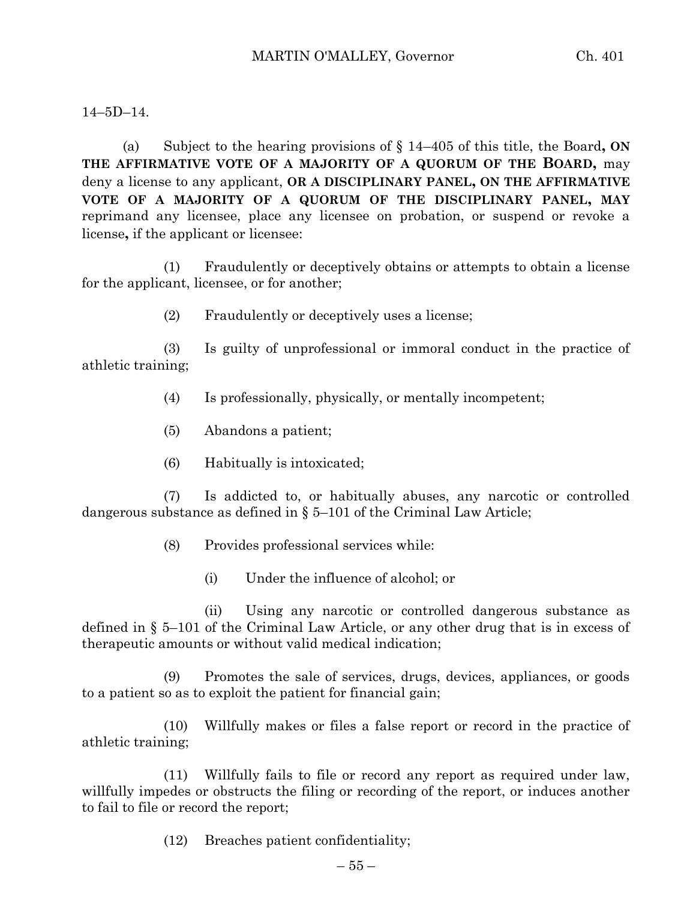14–5D–14.

(a) Subject to the hearing provisions of § 14–405 of this title, the Board**, ON THE AFFIRMATIVE VOTE OF A MAJORITY OF A QUORUM OF THE BOARD,** may deny a license to any applicant, **OR A DISCIPLINARY PANEL, ON THE AFFIRMATIVE VOTE OF A MAJORITY OF A QUORUM OF THE DISCIPLINARY PANEL, MAY** reprimand any licensee, place any licensee on probation, or suspend or revoke a license**,** if the applicant or licensee:

(1) Fraudulently or deceptively obtains or attempts to obtain a license for the applicant, licensee, or for another;

(2) Fraudulently or deceptively uses a license;

(3) Is guilty of unprofessional or immoral conduct in the practice of athletic training;

(4) Is professionally, physically, or mentally incompetent;

(5) Abandons a patient;

(6) Habitually is intoxicated;

(7) Is addicted to, or habitually abuses, any narcotic or controlled dangerous substance as defined in § 5–101 of the Criminal Law Article;

(8) Provides professional services while:

(i) Under the influence of alcohol; or

(ii) Using any narcotic or controlled dangerous substance as defined in § 5–101 of the Criminal Law Article, or any other drug that is in excess of therapeutic amounts or without valid medical indication;

(9) Promotes the sale of services, drugs, devices, appliances, or goods to a patient so as to exploit the patient for financial gain;

(10) Willfully makes or files a false report or record in the practice of athletic training;

(11) Willfully fails to file or record any report as required under law, willfully impedes or obstructs the filing or recording of the report, or induces another to fail to file or record the report;

(12) Breaches patient confidentiality;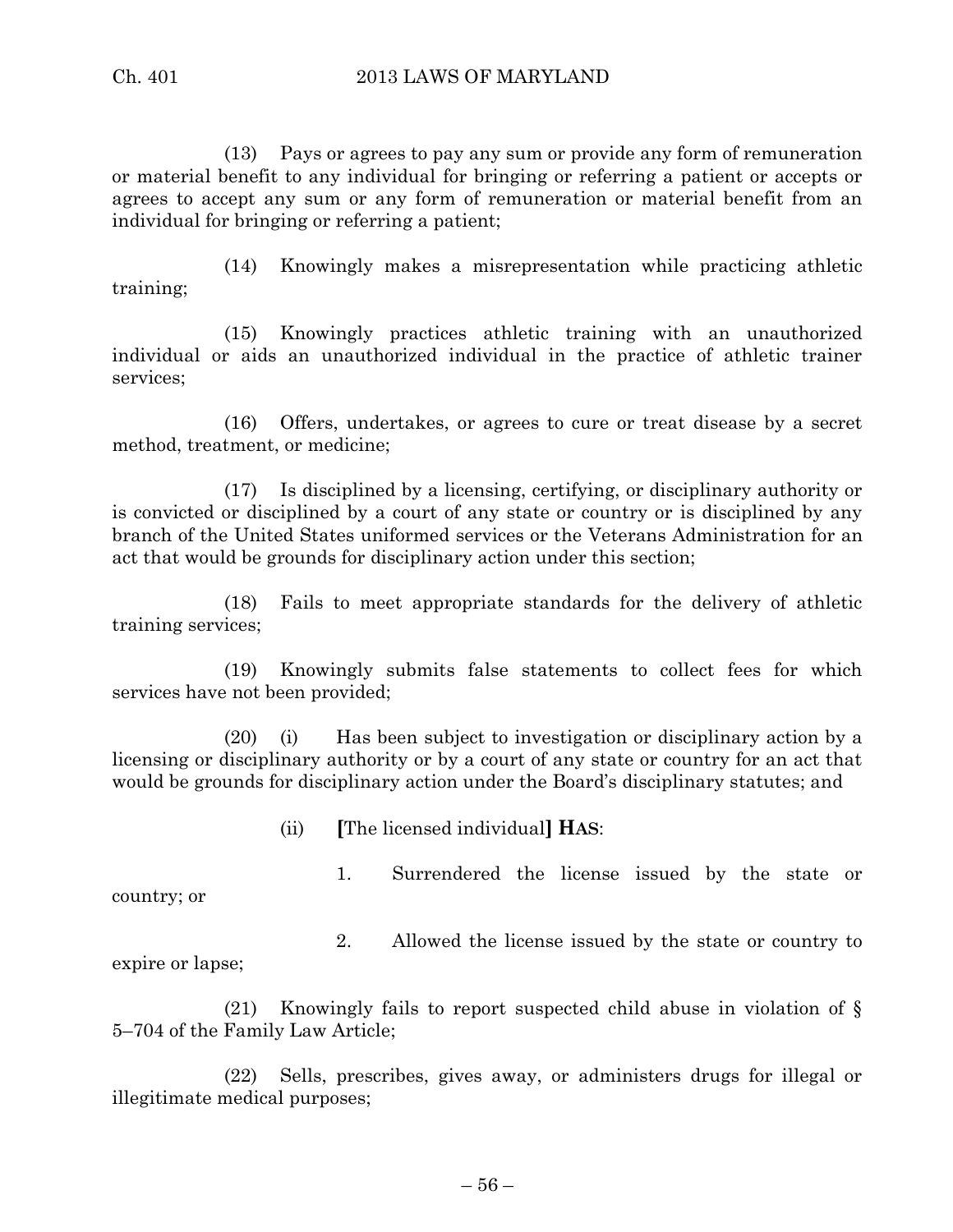(13) Pays or agrees to pay any sum or provide any form of remuneration or material benefit to any individual for bringing or referring a patient or accepts or agrees to accept any sum or any form of remuneration or material benefit from an individual for bringing or referring a patient;

(14) Knowingly makes a misrepresentation while practicing athletic training;

(15) Knowingly practices athletic training with an unauthorized individual or aids an unauthorized individual in the practice of athletic trainer services;

(16) Offers, undertakes, or agrees to cure or treat disease by a secret method, treatment, or medicine;

(17) Is disciplined by a licensing, certifying, or disciplinary authority or is convicted or disciplined by a court of any state or country or is disciplined by any branch of the United States uniformed services or the Veterans Administration for an act that would be grounds for disciplinary action under this section;

(18) Fails to meet appropriate standards for the delivery of athletic training services;

(19) Knowingly submits false statements to collect fees for which services have not been provided;

(20) (i) Has been subject to investigation or disciplinary action by a licensing or disciplinary authority or by a court of any state or country for an act that would be grounds for disciplinary action under the Board's disciplinary statutes; and

(ii) **[**The licensed individual**] HAS**:

1. Surrendered the license issued by the state or country; or

2. Allowed the license issued by the state or country to expire or lapse;

(21) Knowingly fails to report suspected child abuse in violation of § 5–704 of the Family Law Article;

(22) Sells, prescribes, gives away, or administers drugs for illegal or illegitimate medical purposes;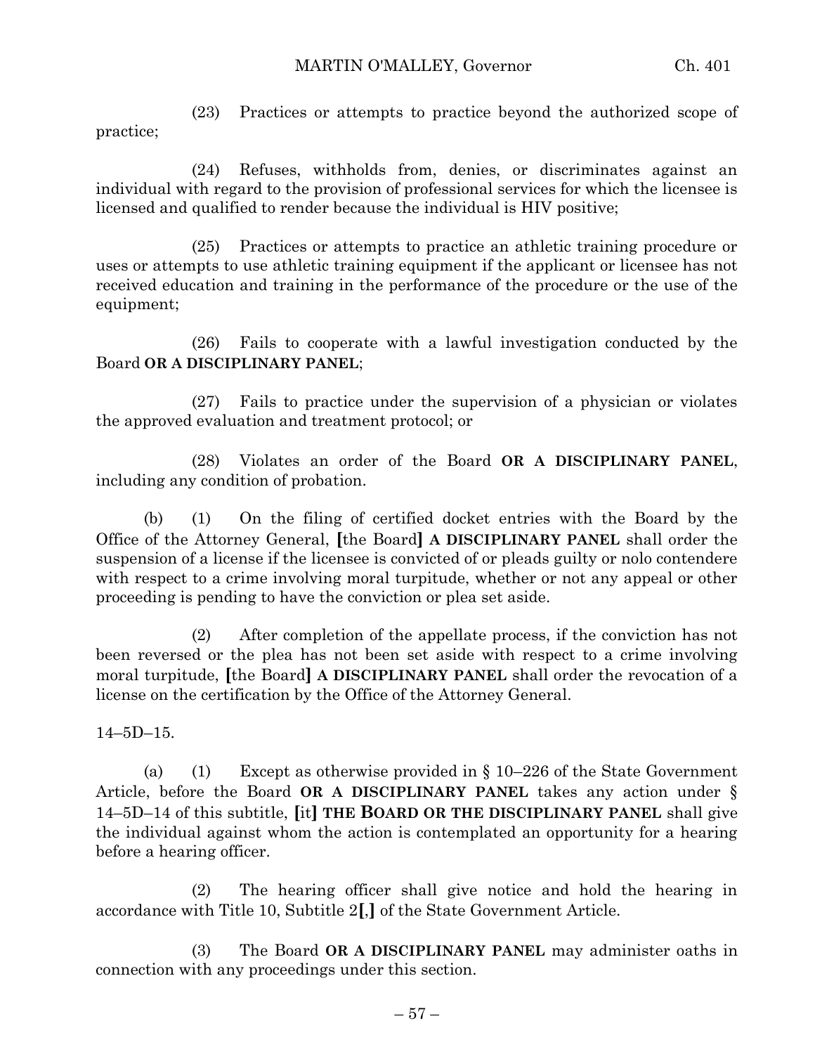(23) Practices or attempts to practice beyond the authorized scope of practice;

(24) Refuses, withholds from, denies, or discriminates against an individual with regard to the provision of professional services for which the licensee is licensed and qualified to render because the individual is HIV positive;

(25) Practices or attempts to practice an athletic training procedure or uses or attempts to use athletic training equipment if the applicant or licensee has not received education and training in the performance of the procedure or the use of the equipment;

(26) Fails to cooperate with a lawful investigation conducted by the Board **OR A DISCIPLINARY PANEL**;

(27) Fails to practice under the supervision of a physician or violates the approved evaluation and treatment protocol; or

(28) Violates an order of the Board **OR A DISCIPLINARY PANEL**, including any condition of probation.

(b) (1) On the filing of certified docket entries with the Board by the Office of the Attorney General, **[**the Board**]** **A DISCIPLINARY PANEL** shall order the suspension of a license if the licensee is convicted of or pleads guilty or nolo contendere with respect to a crime involving moral turpitude, whether or not any appeal or other proceeding is pending to have the conviction or plea set aside.

(2) After completion of the appellate process, if the conviction has not been reversed or the plea has not been set aside with respect to a crime involving moral turpitude, **[**the Board**]** **A DISCIPLINARY PANEL** shall order the revocation of a license on the certification by the Office of the Attorney General.

14–5D–15.

(a) (1) Except as otherwise provided in § 10–226 of the State Government Article, before the Board **OR A DISCIPLINARY PANEL** takes any action under § 14–5D–14 of this subtitle, **[**it**]** **THE BOARD OR THE DISCIPLINARY PANEL** shall give the individual against whom the action is contemplated an opportunity for a hearing before a hearing officer.

(2) The hearing officer shall give notice and hold the hearing in accordance with Title 10, Subtitle 2**[**,**]** of the State Government Article.

(3) The Board **OR A DISCIPLINARY PANEL** may administer oaths in connection with any proceedings under this section.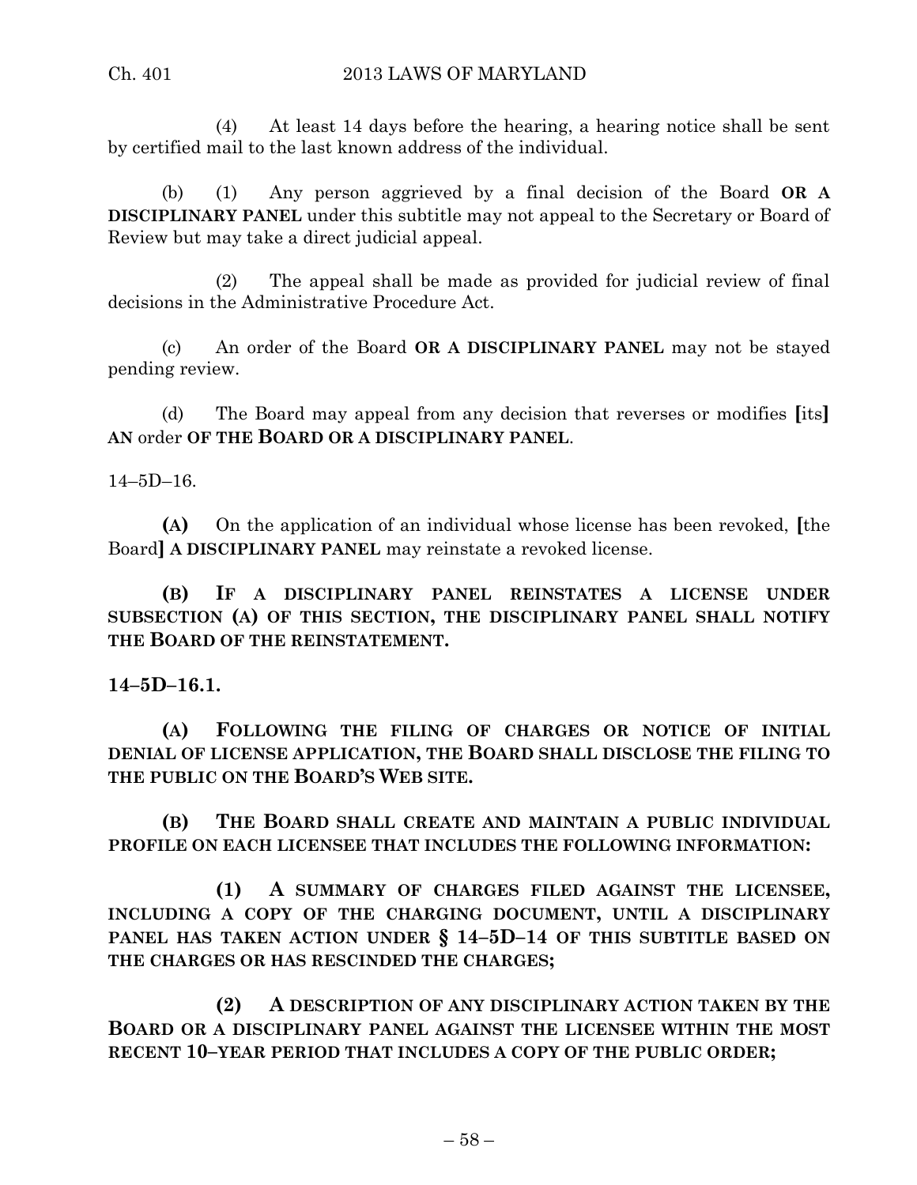(4) At least 14 days before the hearing, a hearing notice shall be sent by certified mail to the last known address of the individual.

(b) (1) Any person aggrieved by a final decision of the Board **OR A DISCIPLINARY PANEL** under this subtitle may not appeal to the Secretary or Board of Review but may take a direct judicial appeal.

(2) The appeal shall be made as provided for judicial review of final decisions in the Administrative Procedure Act.

(c) An order of the Board **OR A DISCIPLINARY PANEL** may not be stayed pending review.

(d) The Board may appeal from any decision that reverses or modifies **[**its**]** **AN** order **OF THE BOARD OR A DISCIPLINARY PANEL**.

14–5D–16.

**(A)** On the application of an individual whose license has been revoked, **[**the Board**]** **A DISCIPLINARY PANEL** may reinstate a revoked license.

**(B) IF A DISCIPLINARY PANEL REINSTATES A LICENSE UNDER SUBSECTION (A) OF THIS SECTION, THE DISCIPLINARY PANEL SHALL NOTIFY THE BOARD OF THE REINSTATEMENT.**

**14–5D–16.1.**

**(A) FOLLOWING THE FILING OF CHARGES OR NOTICE OF INITIAL DENIAL OF LICENSE APPLICATION, THE BOARD SHALL DISCLOSE THE FILING TO THE PUBLIC ON THE BOARD'S WEB SITE.**

**(B) THE BOARD SHALL CREATE AND MAINTAIN A PUBLIC INDIVIDUAL PROFILE ON EACH LICENSEE THAT INCLUDES THE FOLLOWING INFORMATION:**

**(1) A SUMMARY OF CHARGES FILED AGAINST THE LICENSEE, INCLUDING A COPY OF THE CHARGING DOCUMENT, UNTIL A DISCIPLINARY PANEL HAS TAKEN ACTION UNDER § 14–5D–14 OF THIS SUBTITLE BASED ON THE CHARGES OR HAS RESCINDED THE CHARGES;**

**(2) A DESCRIPTION OF ANY DISCIPLINARY ACTION TAKEN BY THE BOARD OR A DISCIPLINARY PANEL AGAINST THE LICENSEE WITHIN THE MOST RECENT 10–YEAR PERIOD THAT INCLUDES A COPY OF THE PUBLIC ORDER;**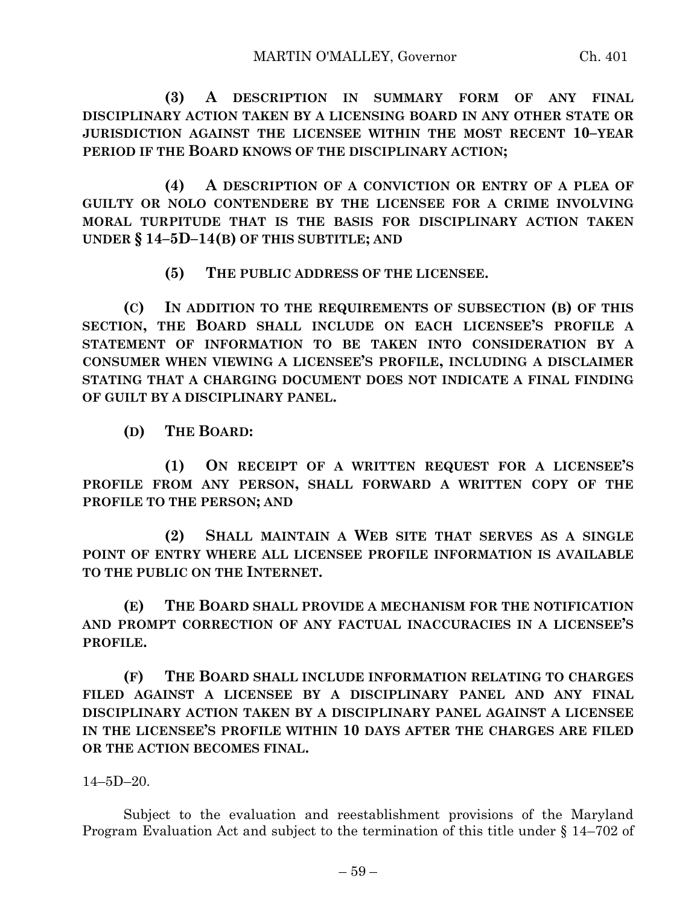**(3) A DESCRIPTION IN SUMMARY FORM OF ANY FINAL DISCIPLINARY ACTION TAKEN BY A LICENSING BOARD IN ANY OTHER STATE OR JURISDICTION AGAINST THE LICENSEE WITHIN THE MOST RECENT 10–YEAR PERIOD IF THE BOARD KNOWS OF THE DISCIPLINARY ACTION;**

**(4) A DESCRIPTION OF A CONVICTION OR ENTRY OF A PLEA OF GUILTY OR NOLO CONTENDERE BY THE LICENSEE FOR A CRIME INVOLVING MORAL TURPITUDE THAT IS THE BASIS FOR DISCIPLINARY ACTION TAKEN UNDER § 14–5D–14(B) OF THIS SUBTITLE; AND**

**(5) THE PUBLIC ADDRESS OF THE LICENSEE.**

**(C) IN ADDITION TO THE REQUIREMENTS OF SUBSECTION (B) OF THIS SECTION, THE BOARD SHALL INCLUDE ON EACH LICENSEE'S PROFILE A STATEMENT OF INFORMATION TO BE TAKEN INTO CONSIDERATION BY A CONSUMER WHEN VIEWING A LICENSEE'S PROFILE, INCLUDING A DISCLAIMER STATING THAT A CHARGING DOCUMENT DOES NOT INDICATE A FINAL FINDING OF GUILT BY A DISCIPLINARY PANEL.**

**(D) THE BOARD:**

**(1) ON RECEIPT OF A WRITTEN REQUEST FOR A LICENSEE'S PROFILE FROM ANY PERSON, SHALL FORWARD A WRITTEN COPY OF THE PROFILE TO THE PERSON; AND**

**(2) SHALL MAINTAIN A WEB SITE THAT SERVES AS A SINGLE POINT OF ENTRY WHERE ALL LICENSEE PROFILE INFORMATION IS AVAILABLE TO THE PUBLIC ON THE INTERNET.**

**(E) THE BOARD SHALL PROVIDE A MECHANISM FOR THE NOTIFICATION AND PROMPT CORRECTION OF ANY FACTUAL INACCURACIES IN A LICENSEE'S PROFILE.**

**(F) THE BOARD SHALL INCLUDE INFORMATION RELATING TO CHARGES FILED AGAINST A LICENSEE BY A DISCIPLINARY PANEL AND ANY FINAL DISCIPLINARY ACTION TAKEN BY A DISCIPLINARY PANEL AGAINST A LICENSEE IN THE LICENSEE'S PROFILE WITHIN 10 DAYS AFTER THE CHARGES ARE FILED OR THE ACTION BECOMES FINAL.**

14–5D–20.

Subject to the evaluation and reestablishment provisions of the Maryland Program Evaluation Act and subject to the termination of this title under § 14–702 of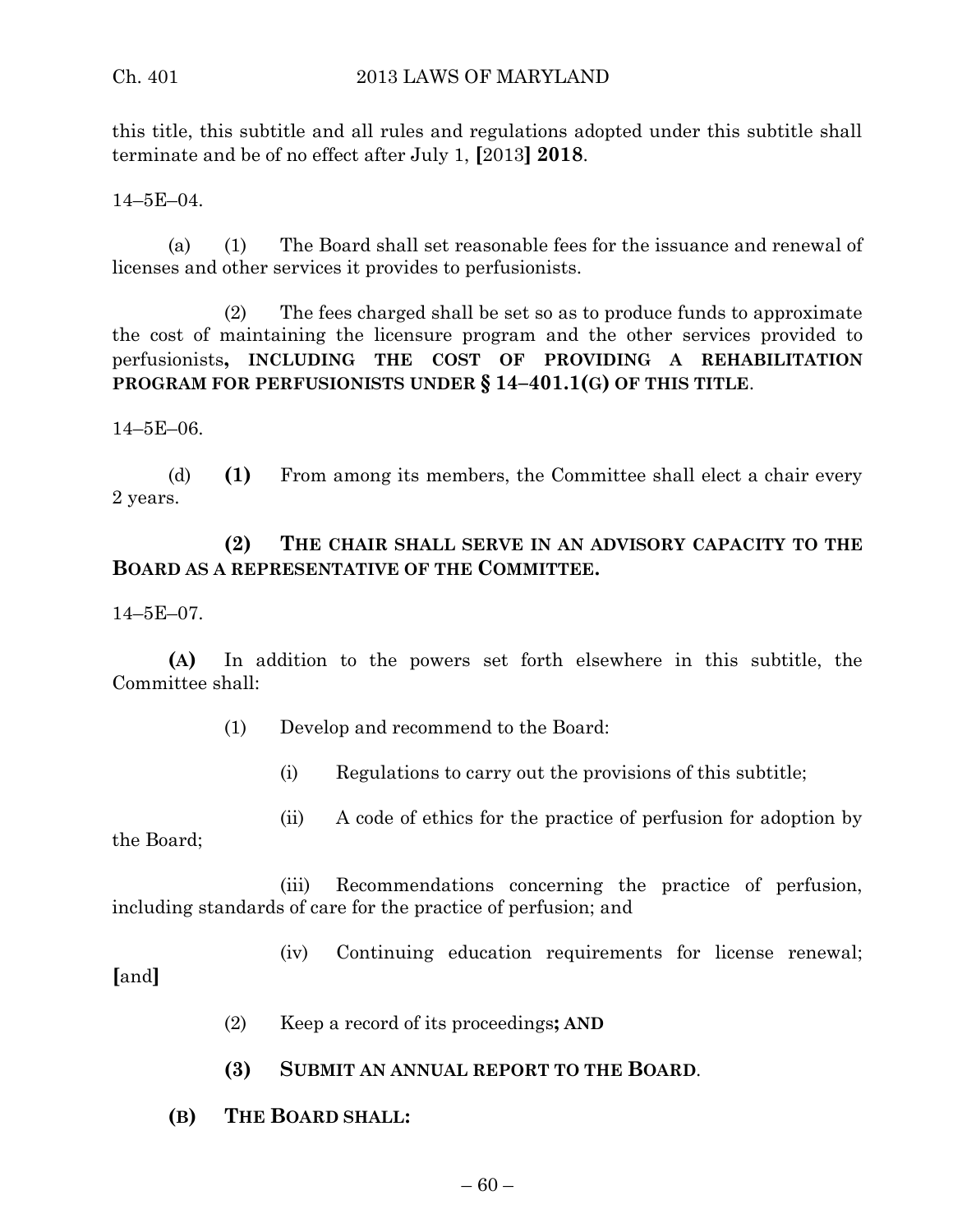this title, this subtitle and all rules and regulations adopted under this subtitle shall terminate and be of no effect after July 1, **[**2013**] 2018**.

14–5E–04.

(a) (1) The Board shall set reasonable fees for the issuance and renewal of licenses and other services it provides to perfusionists.

(2) The fees charged shall be set so as to produce funds to approximate the cost of maintaining the licensure program and the other services provided to perfusionists**, INCLUDING THE COST OF PROVIDING A REHABILITATION PROGRAM FOR PERFUSIONISTS UNDER § 14–401.1(G) OF THIS TITLE**.

14–5E–06.

(d) **(1)** From among its members, the Committee shall elect a chair every 2 years.

**(2) THE CHAIR SHALL SERVE IN AN ADVISORY CAPACITY TO THE BOARD AS A REPRESENTATIVE OF THE COMMITTEE.**

14–5E–07.

**(A)** In addition to the powers set forth elsewhere in this subtitle, the Committee shall:

(1) Develop and recommend to the Board:

(i) Regulations to carry out the provisions of this subtitle;

(ii) A code of ethics for the practice of perfusion for adoption by the Board;

(iii) Recommendations concerning the practice of perfusion, including standards of care for the practice of perfusion; and

(iv) Continuing education requirements for license renewal; **[**and**]**

(2) Keep a record of its proceedings**; AND**

**(3) SUBMIT AN ANNUAL REPORT TO THE BOARD**.

**(B) THE BOARD SHALL:**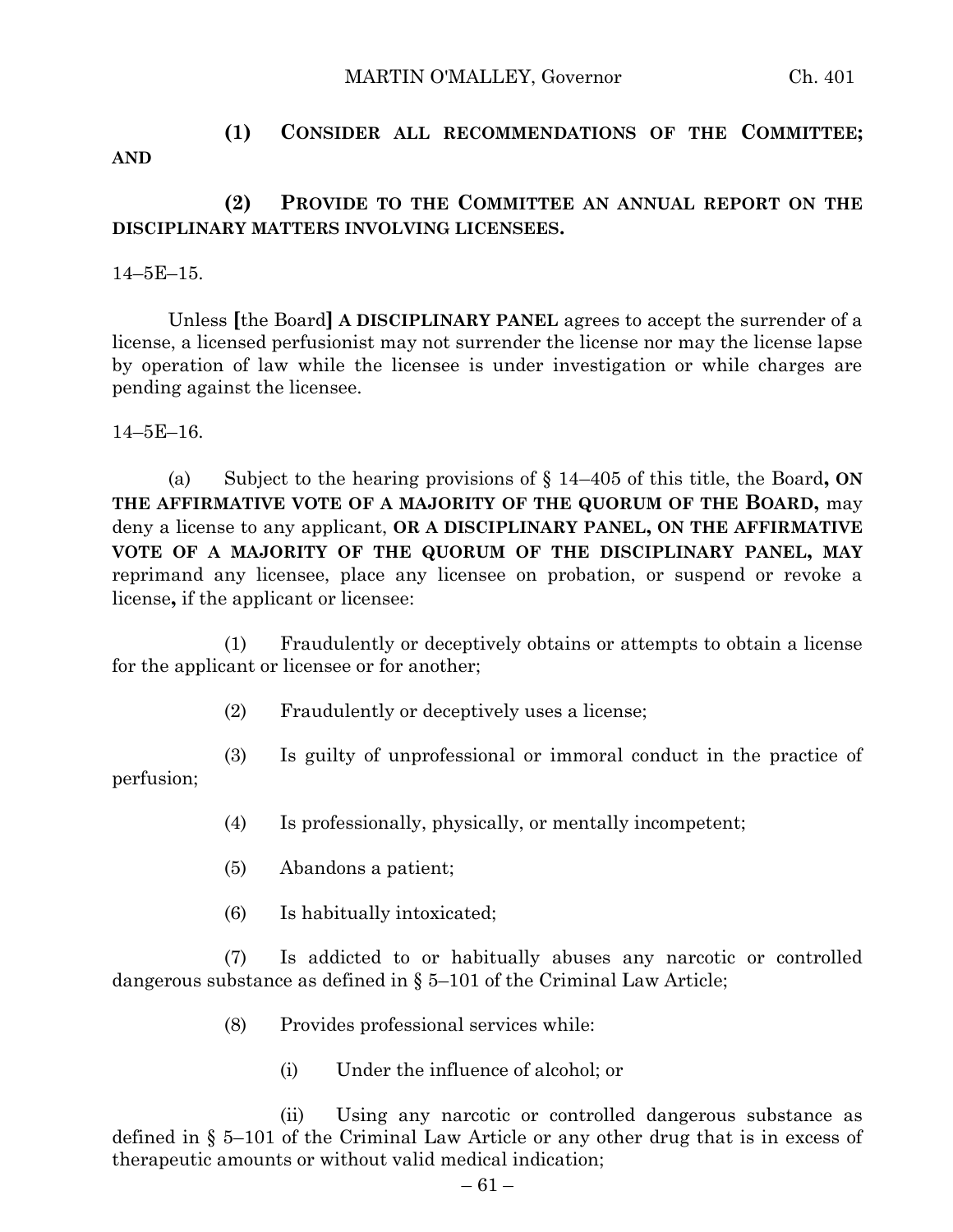**(1) CONSIDER ALL RECOMMENDATIONS OF THE COMMITTEE; AND**

**(2) PROVIDE TO THE COMMITTEE AN ANNUAL REPORT ON THE DISCIPLINARY MATTERS INVOLVING LICENSEES.**

14–5E–15.

Unless **[**the Board**]** **A DISCIPLINARY PANEL** agrees to accept the surrender of a license, a licensed perfusionist may not surrender the license nor may the license lapse by operation of law while the licensee is under investigation or while charges are pending against the licensee.

14–5E–16.

(a) Subject to the hearing provisions of § 14–405 of this title, the Board**, ON THE AFFIRMATIVE VOTE OF A MAJORITY OF THE QUORUM OF THE BOARD,** may deny a license to any applicant, **OR A DISCIPLINARY PANEL, ON THE AFFIRMATIVE VOTE OF A MAJORITY OF THE QUORUM OF THE DISCIPLINARY PANEL, MAY** reprimand any licensee, place any licensee on probation, or suspend or revoke a license**,** if the applicant or licensee:

(1) Fraudulently or deceptively obtains or attempts to obtain a license for the applicant or licensee or for another;

(2) Fraudulently or deceptively uses a license;

(3) Is guilty of unprofessional or immoral conduct in the practice of perfusion;

(4) Is professionally, physically, or mentally incompetent;

(5) Abandons a patient;

(6) Is habitually intoxicated;

(7) Is addicted to or habitually abuses any narcotic or controlled dangerous substance as defined in § 5–101 of the Criminal Law Article;

(8) Provides professional services while:

(i) Under the influence of alcohol; or

(ii) Using any narcotic or controlled dangerous substance as defined in § 5–101 of the Criminal Law Article or any other drug that is in excess of therapeutic amounts or without valid medical indication;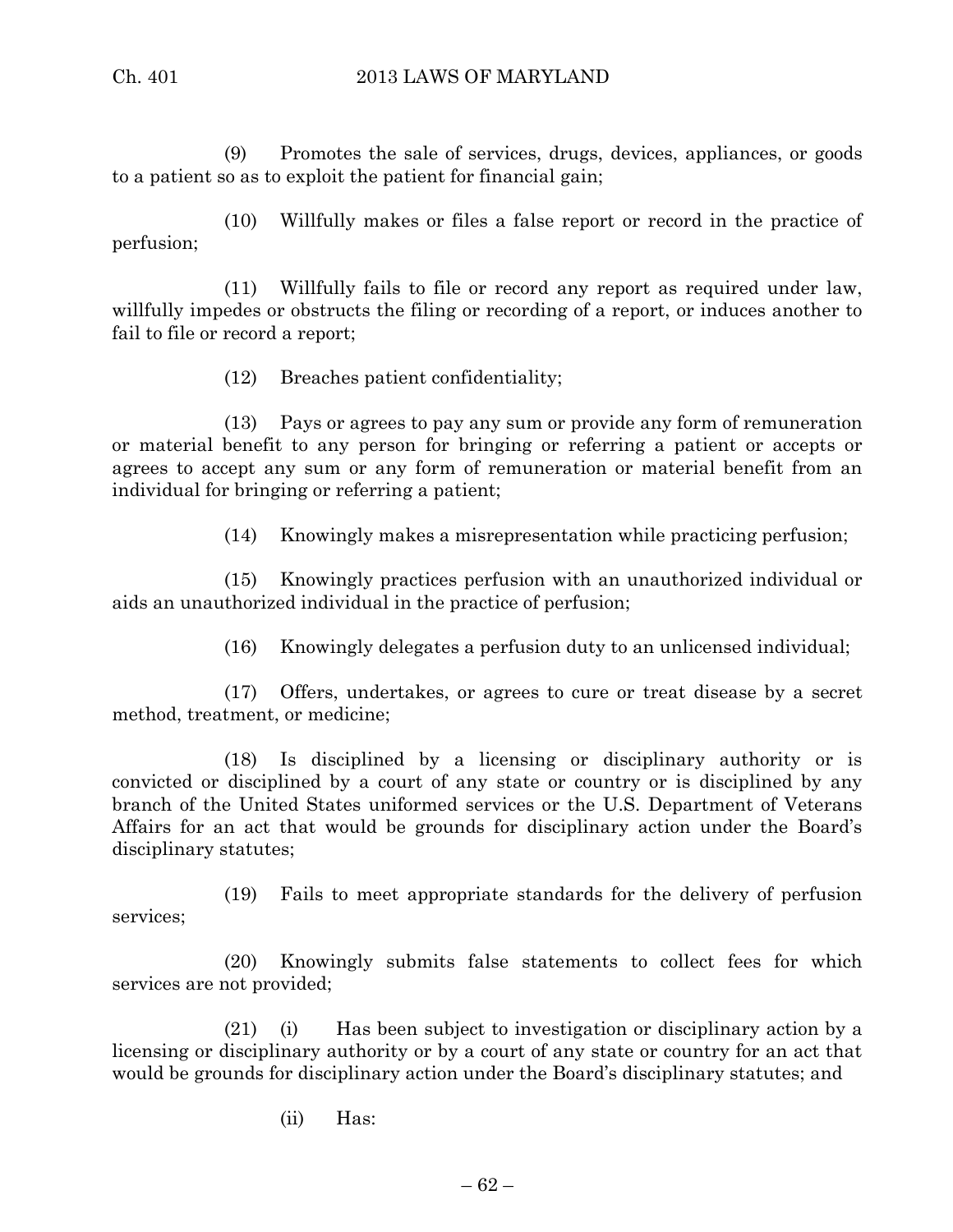(9) Promotes the sale of services, drugs, devices, appliances, or goods to a patient so as to exploit the patient for financial gain;

(10) Willfully makes or files a false report or record in the practice of perfusion;

(11) Willfully fails to file or record any report as required under law, willfully impedes or obstructs the filing or recording of a report, or induces another to fail to file or record a report;

(12) Breaches patient confidentiality;

(13) Pays or agrees to pay any sum or provide any form of remuneration or material benefit to any person for bringing or referring a patient or accepts or agrees to accept any sum or any form of remuneration or material benefit from an individual for bringing or referring a patient;

(14) Knowingly makes a misrepresentation while practicing perfusion;

(15) Knowingly practices perfusion with an unauthorized individual or aids an unauthorized individual in the practice of perfusion;

(16) Knowingly delegates a perfusion duty to an unlicensed individual;

(17) Offers, undertakes, or agrees to cure or treat disease by a secret method, treatment, or medicine;

(18) Is disciplined by a licensing or disciplinary authority or is convicted or disciplined by a court of any state or country or is disciplined by any branch of the United States uniformed services or the U.S. Department of Veterans Affairs for an act that would be grounds for disciplinary action under the Board's disciplinary statutes;

(19) Fails to meet appropriate standards for the delivery of perfusion services;

(20) Knowingly submits false statements to collect fees for which services are not provided;

(21) (i) Has been subject to investigation or disciplinary action by a licensing or disciplinary authority or by a court of any state or country for an act that would be grounds for disciplinary action under the Board's disciplinary statutes; and

(ii) Has: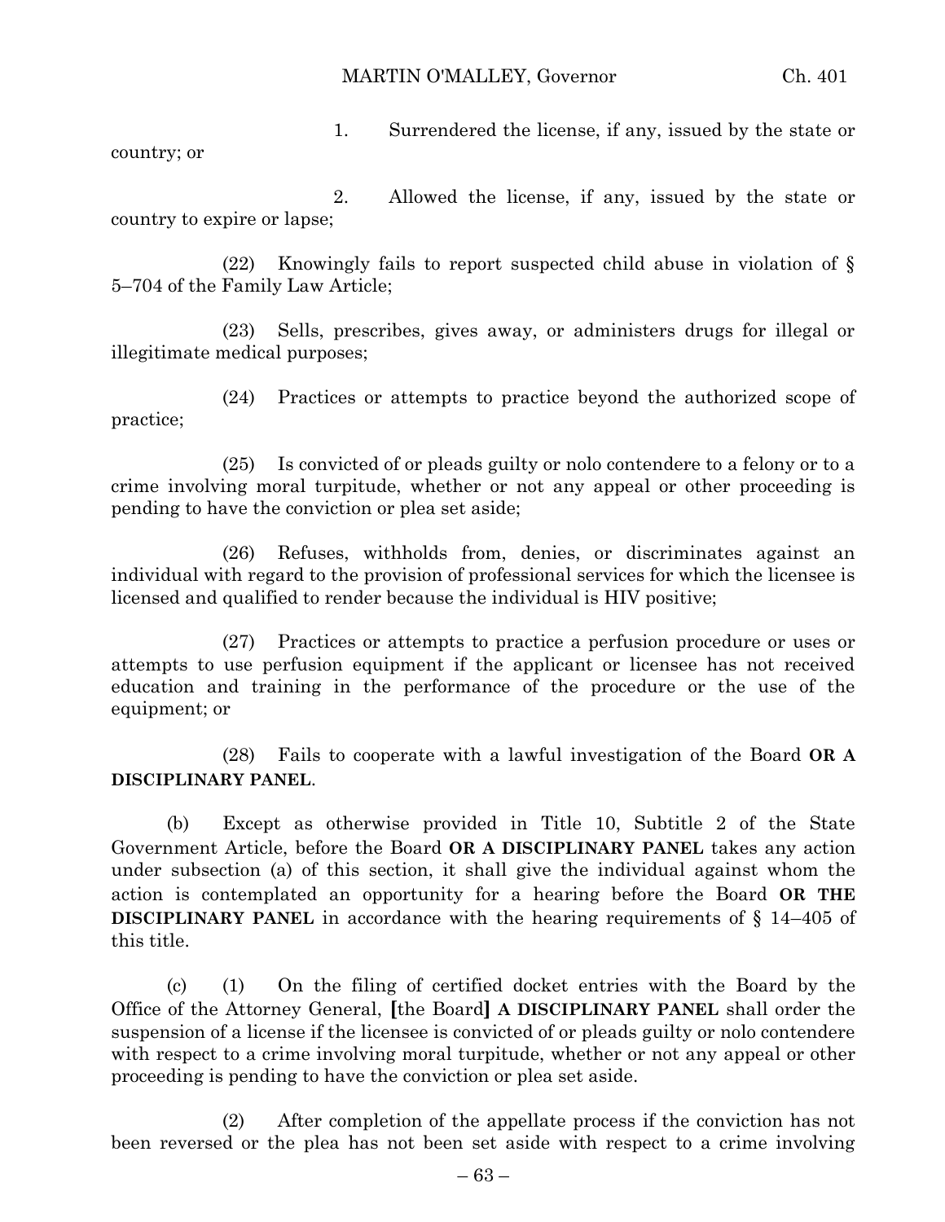1. Surrendered the license, if any, issued by the state or country; or

2. Allowed the license, if any, issued by the state or country to expire or lapse;

(22) Knowingly fails to report suspected child abuse in violation of § 5–704 of the Family Law Article;

(23) Sells, prescribes, gives away, or administers drugs for illegal or illegitimate medical purposes;

(24) Practices or attempts to practice beyond the authorized scope of practice;

(25) Is convicted of or pleads guilty or nolo contendere to a felony or to a crime involving moral turpitude, whether or not any appeal or other proceeding is pending to have the conviction or plea set aside;

(26) Refuses, withholds from, denies, or discriminates against an individual with regard to the provision of professional services for which the licensee is licensed and qualified to render because the individual is HIV positive;

(27) Practices or attempts to practice a perfusion procedure or uses or attempts to use perfusion equipment if the applicant or licensee has not received education and training in the performance of the procedure or the use of the equipment; or

(28) Fails to cooperate with a lawful investigation of the Board **OR A DISCIPLINARY PANEL**.

(b) Except as otherwise provided in Title 10, Subtitle 2 of the State Government Article, before the Board **OR A DISCIPLINARY PANEL** takes any action under subsection (a) of this section, it shall give the individual against whom the action is contemplated an opportunity for a hearing before the Board **OR THE DISCIPLINARY PANEL** in accordance with the hearing requirements of § 14–405 of this title.

(c) (1) On the filing of certified docket entries with the Board by the Office of the Attorney General, **[**the Board**]** **A DISCIPLINARY PANEL** shall order the suspension of a license if the licensee is convicted of or pleads guilty or nolo contendere with respect to a crime involving moral turpitude, whether or not any appeal or other proceeding is pending to have the conviction or plea set aside.

(2) After completion of the appellate process if the conviction has not been reversed or the plea has not been set aside with respect to a crime involving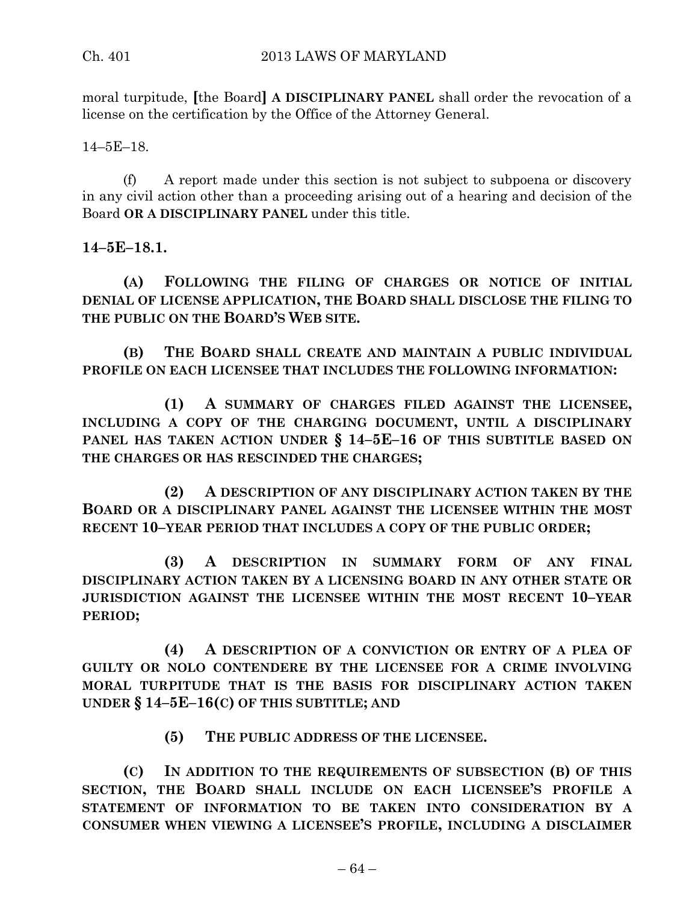moral turpitude, [the Board] **A DISCIPLINARY PANEL** shall order the revocation of a license on the certification by the Office of the Attorney General.

14–5E–18.

(f) A report made under this section is not subject to subpoena or discovery in any civil action other than a proceeding arising out of a hearing and decision of the Board **OR A DISCIPLINARY PANEL** under this title.

**14–5E–18.1.**

**(A) FOLLOWING THE FILING OF CHARGES OR NOTICE OF INITIAL DENIAL OF LICENSE APPLICATION, THE BOARD SHALL DISCLOSE THE FILING TO THE PUBLIC ON THE BOARD'S WEB SITE.**

**(B) THE BOARD SHALL CREATE AND MAINTAIN A PUBLIC INDIVIDUAL PROFILE ON EACH LICENSEE THAT INCLUDES THE FOLLOWING INFORMATION:**

**(1) A SUMMARY OF CHARGES FILED AGAINST THE LICENSEE, INCLUDING A COPY OF THE CHARGING DOCUMENT, UNTIL A DISCIPLINARY PANEL HAS TAKEN ACTION UNDER § 14–5E–16 OF THIS SUBTITLE BASED ON THE CHARGES OR HAS RESCINDED THE CHARGES;**

**(2) A DESCRIPTION OF ANY DISCIPLINARY ACTION TAKEN BY THE BOARD OR A DISCIPLINARY PANEL AGAINST THE LICENSEE WITHIN THE MOST RECENT 10–YEAR PERIOD THAT INCLUDES A COPY OF THE PUBLIC ORDER;**

**(3) A DESCRIPTION IN SUMMARY FORM OF ANY FINAL DISCIPLINARY ACTION TAKEN BY A LICENSING BOARD IN ANY OTHER STATE OR JURISDICTION AGAINST THE LICENSEE WITHIN THE MOST RECENT 10–YEAR PERIOD;**

**(4) A DESCRIPTION OF A CONVICTION OR ENTRY OF A PLEA OF GUILTY OR NOLO CONTENDERE BY THE LICENSEE FOR A CRIME INVOLVING MORAL TURPITUDE THAT IS THE BASIS FOR DISCIPLINARY ACTION TAKEN UNDER § 14–5E–16(C) OF THIS SUBTITLE; AND**

**(5) THE PUBLIC ADDRESS OF THE LICENSEE.**

**(C) IN ADDITION TO THE REQUIREMENTS OF SUBSECTION (B) OF THIS SECTION, THE BOARD SHALL INCLUDE ON EACH LICENSEE'S PROFILE A STATEMENT OF INFORMATION TO BE TAKEN INTO CONSIDERATION BY A CONSUMER WHEN VIEWING A LICENSEE'S PROFILE, INCLUDING A DISCLAIMER**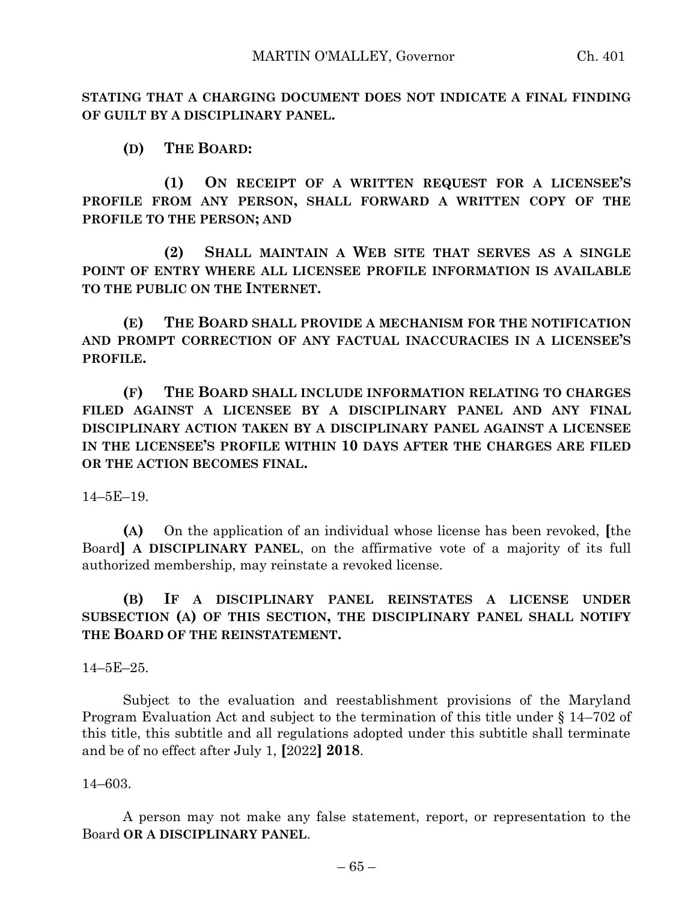**STATING THAT A CHARGING DOCUMENT DOES NOT INDICATE A FINAL FINDING OF GUILT BY A DISCIPLINARY PANEL.**

**(D) THE BOARD:**

**(1) ON RECEIPT OF A WRITTEN REQUEST FOR A LICENSEE'S PROFILE FROM ANY PERSON, SHALL FORWARD A WRITTEN COPY OF THE PROFILE TO THE PERSON; AND**

**(2) SHALL MAINTAIN A WEB SITE THAT SERVES AS A SINGLE POINT OF ENTRY WHERE ALL LICENSEE PROFILE INFORMATION IS AVAILABLE TO THE PUBLIC ON THE INTERNET.**

**(E) THE BOARD SHALL PROVIDE A MECHANISM FOR THE NOTIFICATION AND PROMPT CORRECTION OF ANY FACTUAL INACCURACIES IN A LICENSEE'S PROFILE.**

**(F) THE BOARD SHALL INCLUDE INFORMATION RELATING TO CHARGES FILED AGAINST A LICENSEE BY A DISCIPLINARY PANEL AND ANY FINAL DISCIPLINARY ACTION TAKEN BY A DISCIPLINARY PANEL AGAINST A LICENSEE IN THE LICENSEE'S PROFILE WITHIN 10 DAYS AFTER THE CHARGES ARE FILED OR THE ACTION BECOMES FINAL.**

14–5E–19.

**(A)** On the application of an individual whose license has been revoked, **[**the Board**] A DISCIPLINARY PANEL**, on the affirmative vote of a majority of its full authorized membership, may reinstate a revoked license.

**(B) IF A DISCIPLINARY PANEL REINSTATES A LICENSE UNDER SUBSECTION (A) OF THIS SECTION, THE DISCIPLINARY PANEL SHALL NOTIFY THE BOARD OF THE REINSTATEMENT.**

14–5E–25.

Subject to the evaluation and reestablishment provisions of the Maryland Program Evaluation Act and subject to the termination of this title under § 14–702 of this title, this subtitle and all regulations adopted under this subtitle shall terminate and be of no effect after July 1, **[**2022**] 2018**.

14–603.

A person may not make any false statement, report, or representation to the Board **OR A DISCIPLINARY PANEL**.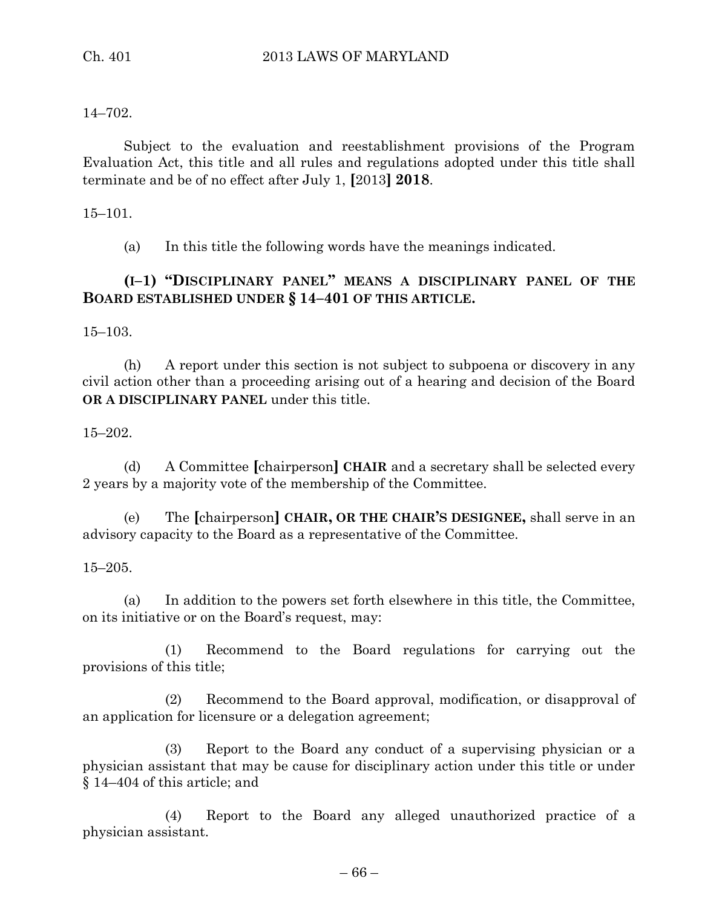14–702.

Subject to the evaluation and reestablishment provisions of the Program Evaluation Act, this title and all rules and regulations adopted under this title shall terminate and be of no effect after July 1, [2013] **2018**.

15–101.

(a) In this title the following words have the meanings indicated.

**(I–1) "DISCIPLINARY PANEL" MEANS A DISCIPLINARY PANEL OF THE BOARD ESTABLISHED UNDER § 14–401 OF THIS ARTICLE.**

15–103.

(h) A report under this section is not subject to subpoena or discovery in any civil action other than a proceeding arising out of a hearing and decision of the Board **OR A DISCIPLINARY PANEL** under this title.

15–202.

(d) A Committee [chairperson] **CHAIR** and a secretary shall be selected every 2 years by a majority vote of the membership of the Committee.

(e) The [chairperson] **CHAIR, OR THE CHAIR'S DESIGNEE,** shall serve in an advisory capacity to the Board as a representative of the Committee.

15–205.

(a) In addition to the powers set forth elsewhere in this title, the Committee, on its initiative or on the Board's request, may:

(1) Recommend to the Board regulations for carrying out the provisions of this title;

(2) Recommend to the Board approval, modification, or disapproval of an application for licensure or a delegation agreement;

(3) Report to the Board any conduct of a supervising physician or a physician assistant that may be cause for disciplinary action under this title or under § 14–404 of this article; and

(4) Report to the Board any alleged unauthorized practice of a physician assistant.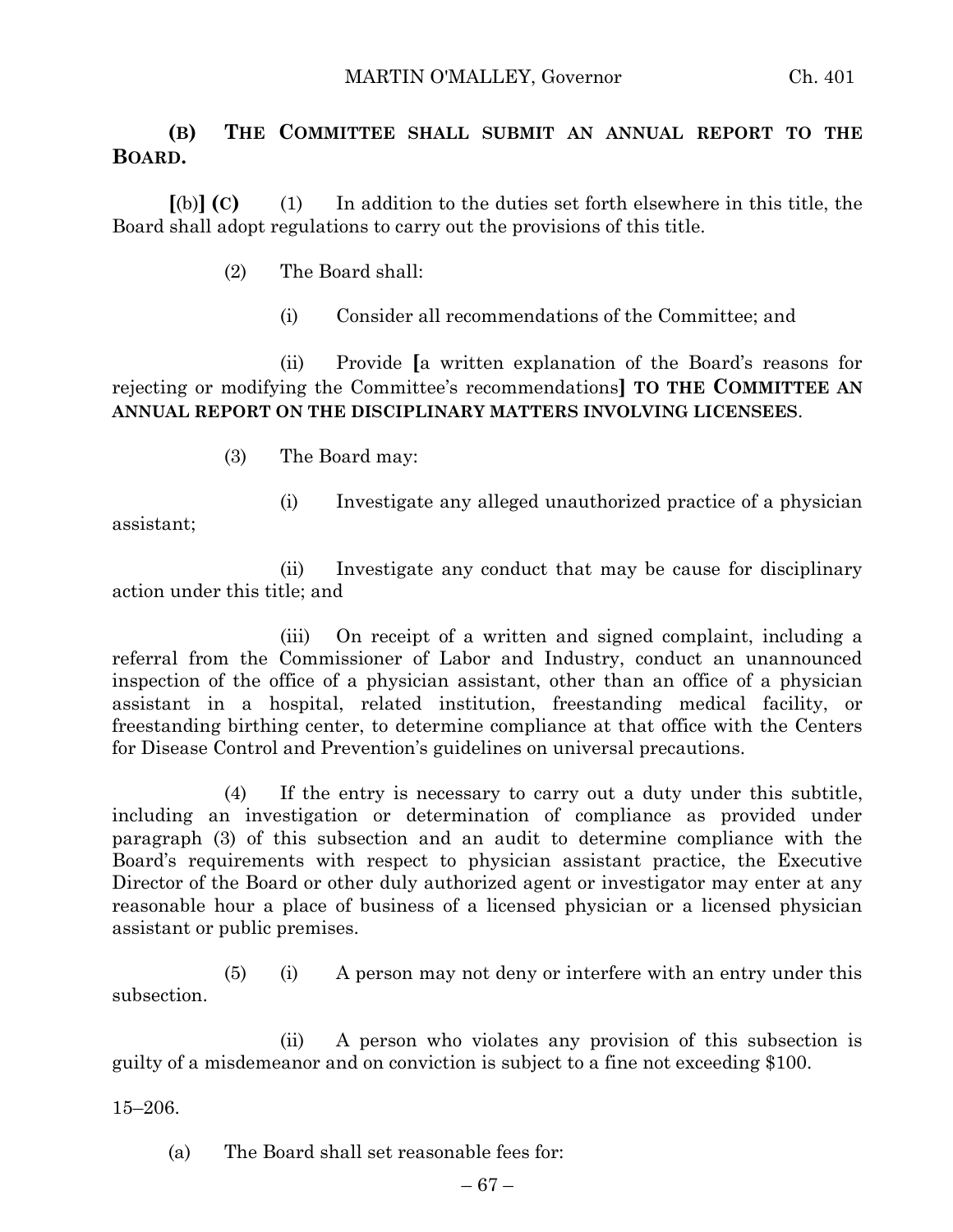**(B) THE COMMITTEE SHALL SUBMIT AN ANNUAL REPORT TO THE BOARD.**

**[**(b)**] (C)** (1) In addition to the duties set forth elsewhere in this title, the Board shall adopt regulations to carry out the provisions of this title.

(2) The Board shall:

(i) Consider all recommendations of the Committee; and

(ii) Provide **[**a written explanation of the Board's reasons for rejecting or modifying the Committee's recommendations**] TO THE COMMITTEE AN ANNUAL REPORT ON THE DISCIPLINARY MATTERS INVOLVING LICENSEES**.

(3) The Board may:

(i) Investigate any alleged unauthorized practice of a physician assistant;

(ii) Investigate any conduct that may be cause for disciplinary action under this title; and

(iii) On receipt of a written and signed complaint, including a referral from the Commissioner of Labor and Industry, conduct an unannounced inspection of the office of a physician assistant, other than an office of a physician assistant in a hospital, related institution, freestanding medical facility, or freestanding birthing center, to determine compliance at that office with the Centers for Disease Control and Prevention's guidelines on universal precautions.

(4) If the entry is necessary to carry out a duty under this subtitle, including an investigation or determination of compliance as provided under paragraph (3) of this subsection and an audit to determine compliance with the Board's requirements with respect to physician assistant practice, the Executive Director of the Board or other duly authorized agent or investigator may enter at any reasonable hour a place of business of a licensed physician or a licensed physician assistant or public premises.

(5) (i) A person may not deny or interfere with an entry under this subsection.

(ii) A person who violates any provision of this subsection is guilty of a misdemeanor and on conviction is subject to a fine not exceeding $100.

15–206.

(a) The Board shall set reasonable fees for: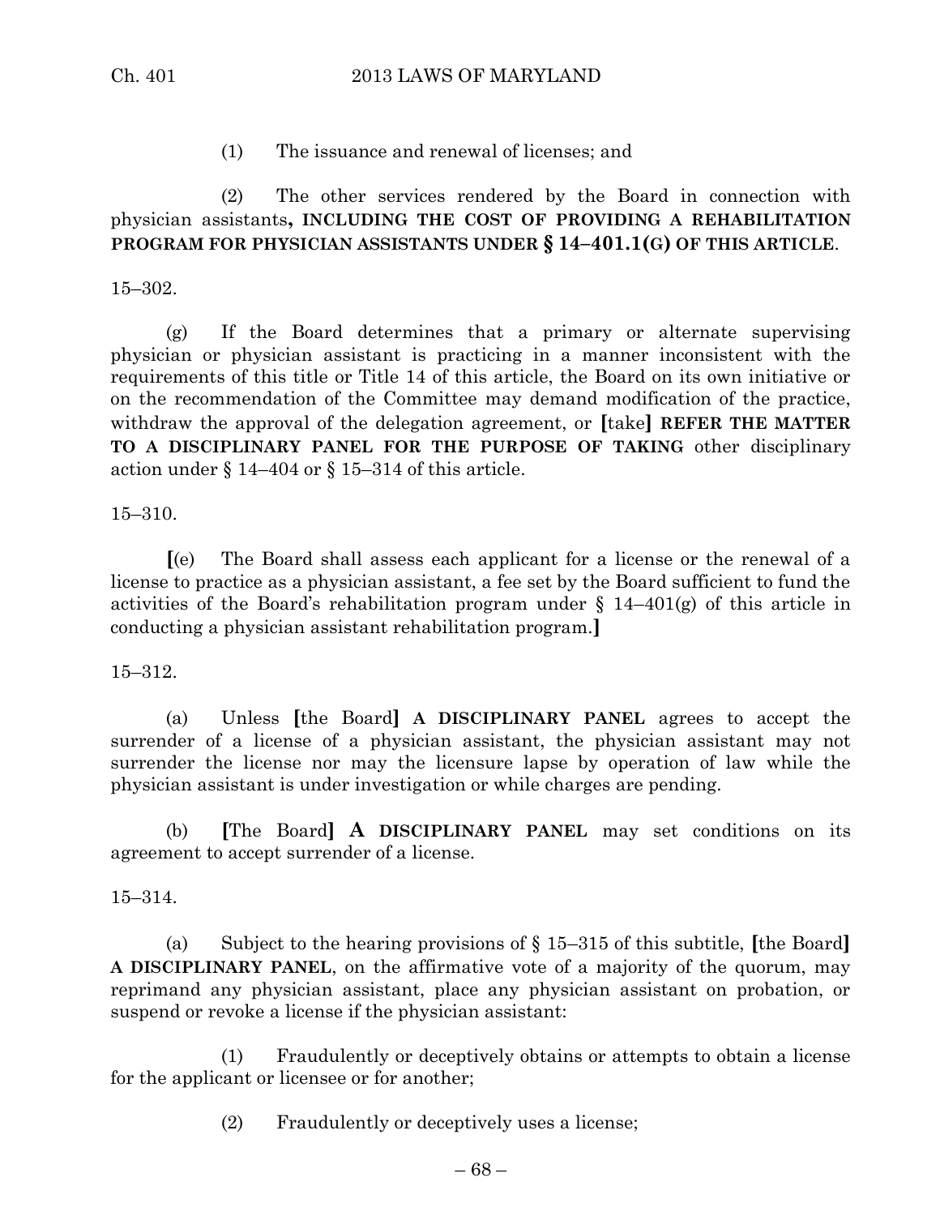(1) The issuance and renewal of licenses; and

(2) The other services rendered by the Board in connection with physician assistants**, INCLUDING THE COST OF PROVIDING A REHABILITATION PROGRAM FOR PHYSICIAN ASSISTANTS UNDER § 14–401.1(G) OF THIS ARTICLE**.

15–302.

(g) If the Board determines that a primary or alternate supervising physician or physician assistant is practicing in a manner inconsistent with the requirements of this title or Title 14 of this article, the Board on its own initiative or on the recommendation of the Committee may demand modification of the practice, withdraw the approval of the delegation agreement, or **[**take**]** **REFER THE MATTER TO A DISCIPLINARY PANEL FOR THE PURPOSE OF TAKING** other disciplinary action under § 14–404 or § 15–314 of this article.

15–310.

**[**(e) The Board shall assess each applicant for a license or the renewal of a license to practice as a physician assistant, a fee set by the Board sufficient to fund the activities of the Board's rehabilitation program under § 14–401(g) of this article in conducting a physician assistant rehabilitation program.**]**

15–312.

(a) Unless **[**the Board**]** **A DISCIPLINARY PANEL** agrees to accept the surrender of a license of a physician assistant, the physician assistant may not surrender the license nor may the licensure lapse by operation of law while the physician assistant is under investigation or while charges are pending.

(b) **[**The Board**]** **A DISCIPLINARY PANEL** may set conditions on its agreement to accept surrender of a license.

15–314.

(a) Subject to the hearing provisions of § 15–315 of this subtitle, **[**the Board**]** **A DISCIPLINARY PANEL**, on the affirmative vote of a majority of the quorum, may reprimand any physician assistant, place any physician assistant on probation, or suspend or revoke a license if the physician assistant:

(1) Fraudulently or deceptively obtains or attempts to obtain a license for the applicant or licensee or for another;

(2) Fraudulently or deceptively uses a license;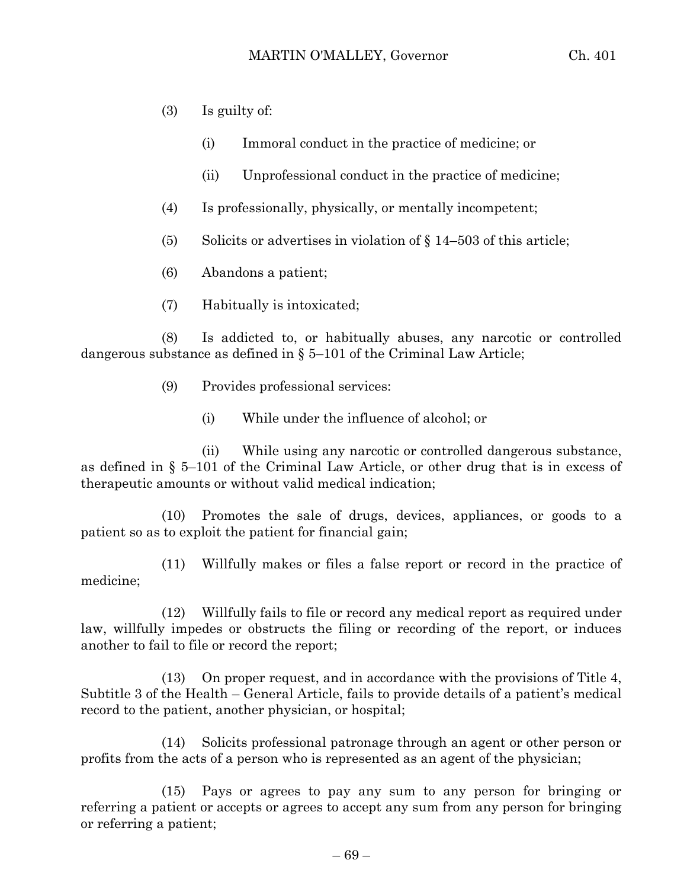(3) Is guilty of:

(i) Immoral conduct in the practice of medicine; or

(ii) Unprofessional conduct in the practice of medicine;

(4) Is professionally, physically, or mentally incompetent;

(5) Solicits or advertises in violation of § 14–503 of this article;

(6) Abandons a patient;

(7) Habitually is intoxicated;

(8) Is addicted to, or habitually abuses, any narcotic or controlled dangerous substance as defined in § 5–101 of the Criminal Law Article;

(9) Provides professional services:

(i) While under the influence of alcohol; or

(ii) While using any narcotic or controlled dangerous substance, as defined in § 5–101 of the Criminal Law Article, or other drug that is in excess of therapeutic amounts or without valid medical indication;

(10) Promotes the sale of drugs, devices, appliances, or goods to a patient so as to exploit the patient for financial gain;

(11) Willfully makes or files a false report or record in the practice of medicine;

(12) Willfully fails to file or record any medical report as required under law, willfully impedes or obstructs the filing or recording of the report, or induces another to fail to file or record the report;

(13) On proper request, and in accordance with the provisions of Title 4, Subtitle 3 of the Health – General Article, fails to provide details of a patient's medical record to the patient, another physician, or hospital;

(14) Solicits professional patronage through an agent or other person or profits from the acts of a person who is represented as an agent of the physician;

(15) Pays or agrees to pay any sum to any person for bringing or referring a patient or accepts or agrees to accept any sum from any person for bringing or referring a patient;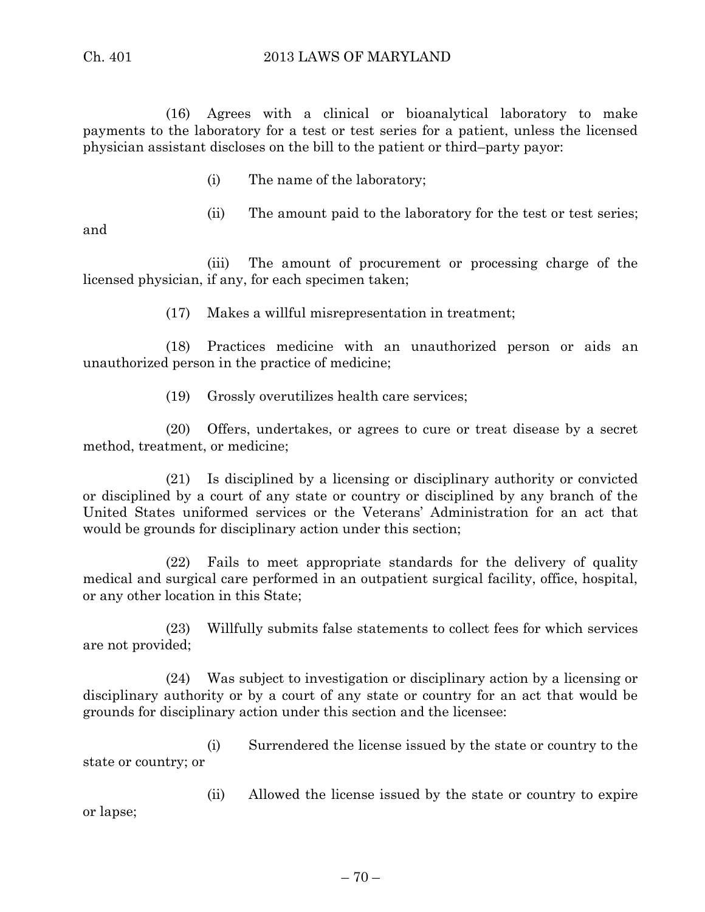(16) Agrees with a clinical or bioanalytical laboratory to make payments to the laboratory for a test or test series for a patient, unless the licensed physician assistant discloses on the bill to the patient or third–party payor:

(i) The name of the laboratory;

(ii) The amount paid to the laboratory for the test or test series; and

(iii) The amount of procurement or processing charge of the licensed physician, if any, for each specimen taken;

(17) Makes a willful misrepresentation in treatment;

(18) Practices medicine with an unauthorized person or aids an unauthorized person in the practice of medicine;

(19) Grossly overutilizes health care services;

(20) Offers, undertakes, or agrees to cure or treat disease by a secret method, treatment, or medicine;

(21) Is disciplined by a licensing or disciplinary authority or convicted or disciplined by a court of any state or country or disciplined by any branch of the United States uniformed services or the Veterans' Administration for an act that would be grounds for disciplinary action under this section;

(22) Fails to meet appropriate standards for the delivery of quality medical and surgical care performed in an outpatient surgical facility, office, hospital, or any other location in this State;

(23) Willfully submits false statements to collect fees for which services are not provided;

(24) Was subject to investigation or disciplinary action by a licensing or disciplinary authority or by a court of any state or country for an act that would be grounds for disciplinary action under this section and the licensee:

(i) Surrendered the license issued by the state or country to the state or country; or

(ii) Allowed the license issued by the state or country to expire or lapse;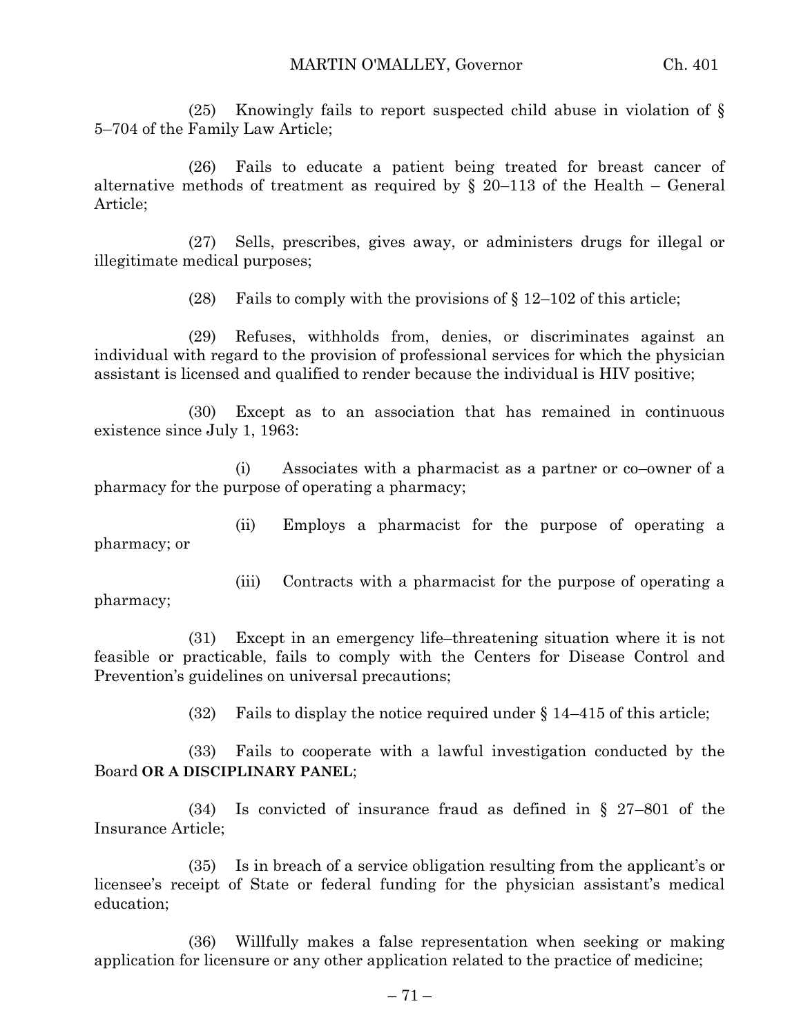(25) Knowingly fails to report suspected child abuse in violation of § 5–704 of the Family Law Article;

(26) Fails to educate a patient being treated for breast cancer of alternative methods of treatment as required by § 20–113 of the Health – General Article;

(27) Sells, prescribes, gives away, or administers drugs for illegal or illegitimate medical purposes;

(28) Fails to comply with the provisions of § 12–102 of this article;

(29) Refuses, withholds from, denies, or discriminates against an individual with regard to the provision of professional services for which the physician assistant is licensed and qualified to render because the individual is HIV positive;

(30) Except as to an association that has remained in continuous existence since July 1, 1963:

(i) Associates with a pharmacist as a partner or co–owner of a pharmacy for the purpose of operating a pharmacy;

(ii) Employs a pharmacist for the purpose of operating a pharmacy; or

(iii) Contracts with a pharmacist for the purpose of operating a pharmacy;

(31) Except in an emergency life–threatening situation where it is not feasible or practicable, fails to comply with the Centers for Disease Control and Prevention's guidelines on universal precautions;

(32) Fails to display the notice required under § 14–415 of this article;

(33) Fails to cooperate with a lawful investigation conducted by the Board **OR A DISCIPLINARY PANEL**;

(34) Is convicted of insurance fraud as defined in § 27–801 of the Insurance Article;

(35) Is in breach of a service obligation resulting from the applicant's or licensee's receipt of State or federal funding for the physician assistant's medical education;

(36) Willfully makes a false representation when seeking or making application for licensure or any other application related to the practice of medicine;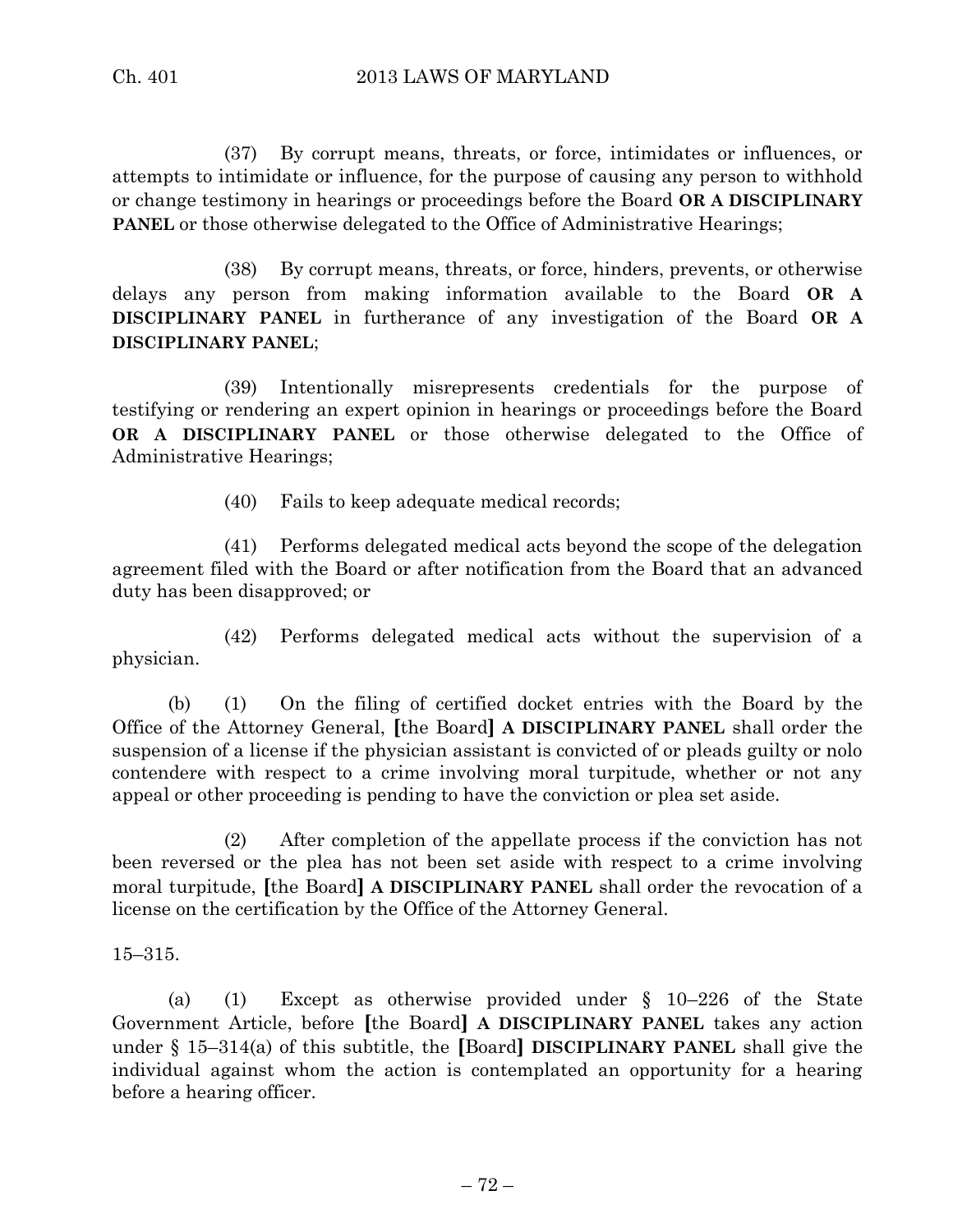(37) By corrupt means, threats, or force, intimidates or influences, or attempts to intimidate or influence, for the purpose of causing any person to withhold or change testimony in hearings or proceedings before the Board **OR A DISCIPLINARY PANEL** or those otherwise delegated to the Office of Administrative Hearings;

(38) By corrupt means, threats, or force, hinders, prevents, or otherwise delays any person from making information available to the Board **OR A DISCIPLINARY PANEL** in furtherance of any investigation of the Board **OR A DISCIPLINARY PANEL**;

(39) Intentionally misrepresents credentials for the purpose of testifying or rendering an expert opinion in hearings or proceedings before the Board **OR A DISCIPLINARY PANEL** or those otherwise delegated to the Office of Administrative Hearings;

(40) Fails to keep adequate medical records;

(41) Performs delegated medical acts beyond the scope of the delegation agreement filed with the Board or after notification from the Board that an advanced duty has been disapproved; or

(42) Performs delegated medical acts without the supervision of a physician.

(b) (1) On the filing of certified docket entries with the Board by the Office of the Attorney General, **[**the Board**]** **A DISCIPLINARY PANEL** shall order the suspension of a license if the physician assistant is convicted of or pleads guilty or nolo contendere with respect to a crime involving moral turpitude, whether or not any appeal or other proceeding is pending to have the conviction or plea set aside.

(2) After completion of the appellate process if the conviction has not been reversed or the plea has not been set aside with respect to a crime involving moral turpitude, **[**the Board**]** **A DISCIPLINARY PANEL** shall order the revocation of a license on the certification by the Office of the Attorney General.

15–315.

(a) (1) Except as otherwise provided under § 10–226 of the State Government Article, before **[**the Board**]** **A DISCIPLINARY PANEL** takes any action under § 15–314(a) of this subtitle, the **[**Board**]** **DISCIPLINARY PANEL** shall give the individual against whom the action is contemplated an opportunity for a hearing before a hearing officer.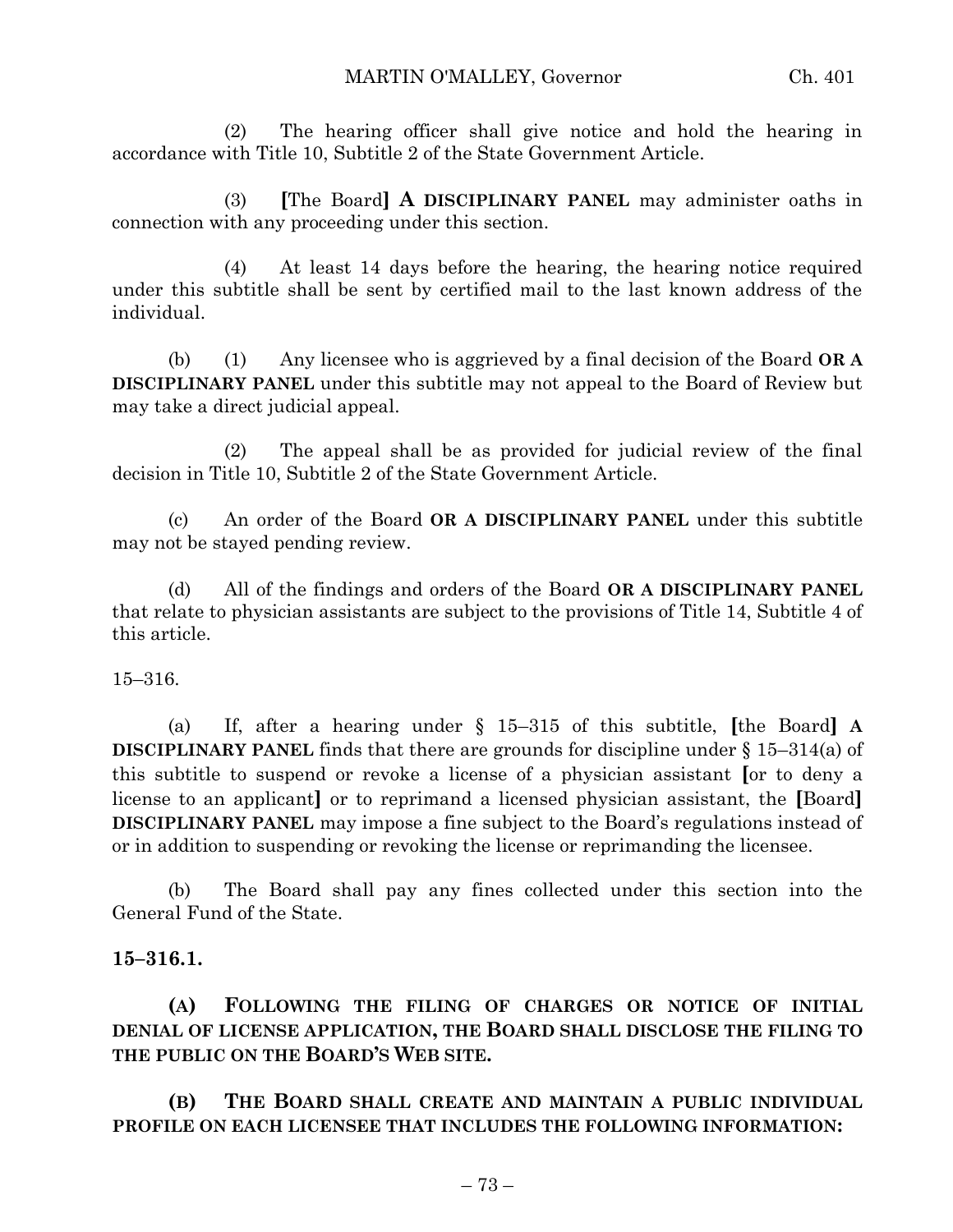(2) The hearing officer shall give notice and hold the hearing in accordance with Title 10, Subtitle 2 of the State Government Article.

(3) [The Board] **A DISCIPLINARY PANEL** may administer oaths in connection with any proceeding under this section.

(4) At least 14 days before the hearing, the hearing notice required under this subtitle shall be sent by certified mail to the last known address of the individual.

(b) (1) Any licensee who is aggrieved by a final decision of the Board **OR A DISCIPLINARY PANEL** under this subtitle may not appeal to the Board of Review but may take a direct judicial appeal.

(2) The appeal shall be as provided for judicial review of the final decision in Title 10, Subtitle 2 of the State Government Article.

(c) An order of the Board **OR A DISCIPLINARY PANEL** under this subtitle may not be stayed pending review.

(d) All of the findings and orders of the Board **OR A DISCIPLINARY PANEL** that relate to physician assistants are subject to the provisions of Title 14, Subtitle 4 of this article.

15–316.

(a) If, after a hearing under § 15–315 of this subtitle, [the Board] **A DISCIPLINARY PANEL** finds that there are grounds for discipline under § 15–314(a) of this subtitle to suspend or revoke a license of a physician assistant [or to deny a license to an applicant] or to reprimand a licensed physician assistant, the [Board] **DISCIPLINARY PANEL** may impose a fine subject to the Board's regulations instead of or in addition to suspending or revoking the license or reprimanding the licensee.

(b) The Board shall pay any fines collected under this section into the General Fund of the State.

**15–316.1.**

**(A) FOLLOWING THE FILING OF CHARGES OR NOTICE OF INITIAL DENIAL OF LICENSE APPLICATION, THE BOARD SHALL DISCLOSE THE FILING TO THE PUBLIC ON THE BOARD'S WEB SITE.**

**(B) THE BOARD SHALL CREATE AND MAINTAIN A PUBLIC INDIVIDUAL PROFILE ON EACH LICENSEE THAT INCLUDES THE FOLLOWING INFORMATION:**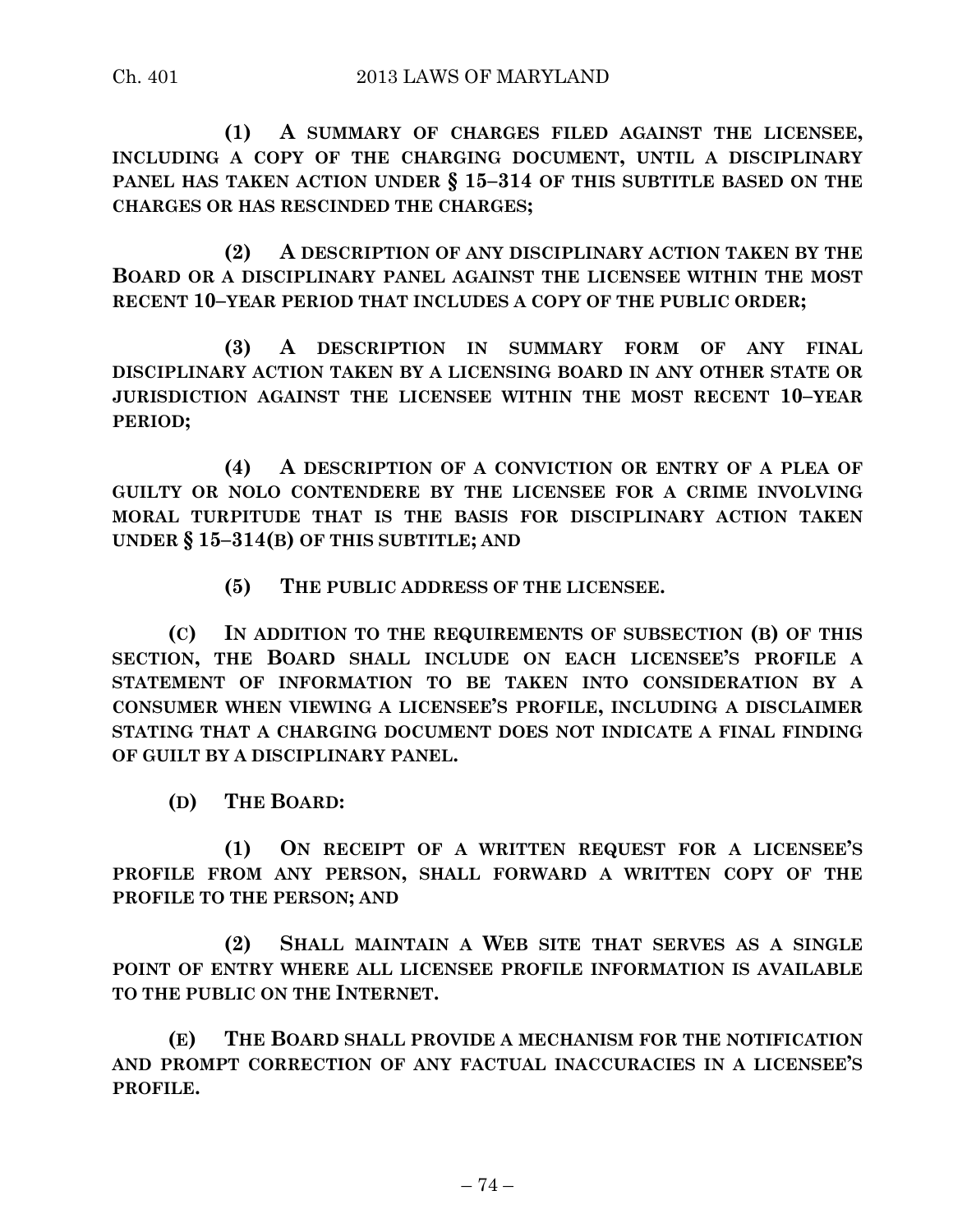**(1) A SUMMARY OF CHARGES FILED AGAINST THE LICENSEE, INCLUDING A COPY OF THE CHARGING DOCUMENT, UNTIL A DISCIPLINARY PANEL HAS TAKEN ACTION UNDER § 15–314 OF THIS SUBTITLE BASED ON THE CHARGES OR HAS RESCINDED THE CHARGES;**

**(2) A DESCRIPTION OF ANY DISCIPLINARY ACTION TAKEN BY THE BOARD OR A DISCIPLINARY PANEL AGAINST THE LICENSEE WITHIN THE MOST RECENT 10–YEAR PERIOD THAT INCLUDES A COPY OF THE PUBLIC ORDER;**

**(3) A DESCRIPTION IN SUMMARY FORM OF ANY FINAL DISCIPLINARY ACTION TAKEN BY A LICENSING BOARD IN ANY OTHER STATE OR JURISDICTION AGAINST THE LICENSEE WITHIN THE MOST RECENT 10–YEAR PERIOD;**

**(4) A DESCRIPTION OF A CONVICTION OR ENTRY OF A PLEA OF GUILTY OR NOLO CONTENDERE BY THE LICENSEE FOR A CRIME INVOLVING MORAL TURPITUDE THAT IS THE BASIS FOR DISCIPLINARY ACTION TAKEN UNDER § 15–314(B) OF THIS SUBTITLE; AND**

**(5) THE PUBLIC ADDRESS OF THE LICENSEE.**

**(C) IN ADDITION TO THE REQUIREMENTS OF SUBSECTION (B) OF THIS SECTION, THE BOARD SHALL INCLUDE ON EACH LICENSEE'S PROFILE A STATEMENT OF INFORMATION TO BE TAKEN INTO CONSIDERATION BY A CONSUMER WHEN VIEWING A LICENSEE'S PROFILE, INCLUDING A DISCLAIMER STATING THAT A CHARGING DOCUMENT DOES NOT INDICATE A FINAL FINDING OF GUILT BY A DISCIPLINARY PANEL.**

**(D) THE BOARD:**

**(1) ON RECEIPT OF A WRITTEN REQUEST FOR A LICENSEE'S PROFILE FROM ANY PERSON, SHALL FORWARD A WRITTEN COPY OF THE PROFILE TO THE PERSON; AND**

**(2) SHALL MAINTAIN A WEB SITE THAT SERVES AS A SINGLE POINT OF ENTRY WHERE ALL LICENSEE PROFILE INFORMATION IS AVAILABLE TO THE PUBLIC ON THE INTERNET.**

**(E) THE BOARD SHALL PROVIDE A MECHANISM FOR THE NOTIFICATION AND PROMPT CORRECTION OF ANY FACTUAL INACCURACIES IN A LICENSEE'S PROFILE.**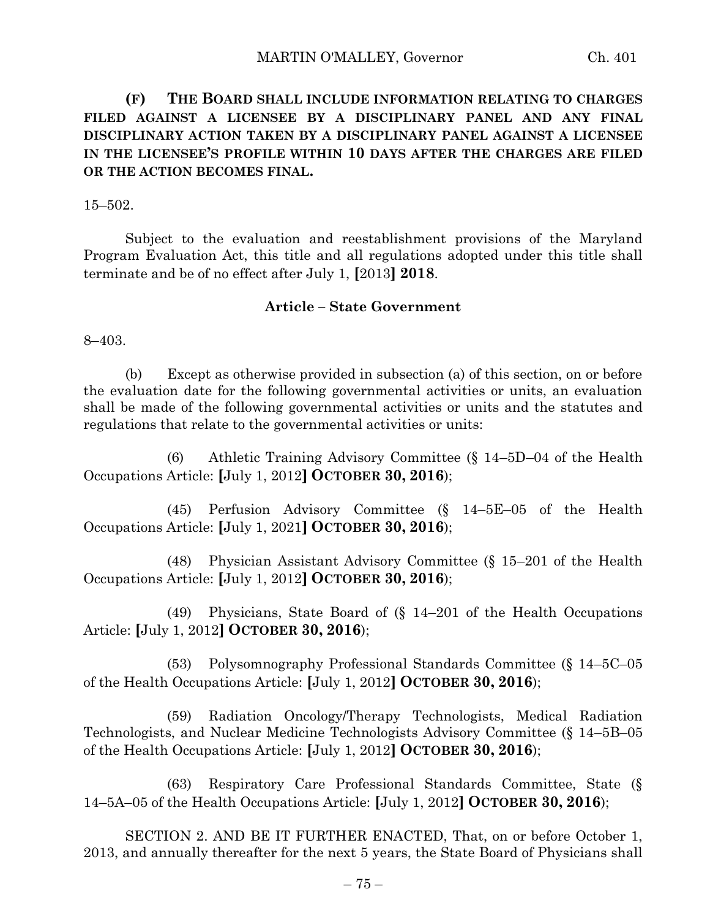**(F) THE BOARD SHALL INCLUDE INFORMATION RELATING TO CHARGES FILED AGAINST A LICENSEE BY A DISCIPLINARY PANEL AND ANY FINAL DISCIPLINARY ACTION TAKEN BY A DISCIPLINARY PANEL AGAINST A LICENSEE IN THE LICENSEE'S PROFILE WITHIN 10 DAYS AFTER THE CHARGES ARE FILED OR THE ACTION BECOMES FINAL.**

15–502.

Subject to the evaluation and reestablishment provisions of the Maryland Program Evaluation Act, this title and all regulations adopted under this title shall terminate and be of no effect after July 1, **[**2013**] 2018**.

**Article – State Government**

8–403.

(b) Except as otherwise provided in subsection (a) of this section, on or before the evaluation date for the following governmental activities or units, an evaluation shall be made of the following governmental activities or units and the statutes and regulations that relate to the governmental activities or units:

(6) Athletic Training Advisory Committee (§ 14–5D–04 of the Health Occupations Article: **[**July 1, 2012**] OCTOBER 30, 2016**);

(45) Perfusion Advisory Committee (§ 14–5E–05 of the Health Occupations Article: **[**July 1, 2021**] OCTOBER 30, 2016**);

(48) Physician Assistant Advisory Committee (§ 15–201 of the Health Occupations Article: **[**July 1, 2012**] OCTOBER 30, 2016**);

(49) Physicians, State Board of (§ 14–201 of the Health Occupations Article: **[**July 1, 2012**] OCTOBER 30, 2016**);

(53) Polysomnography Professional Standards Committee (§ 14–5C–05 of the Health Occupations Article: **[**July 1, 2012**] OCTOBER 30, 2016**);

(59) Radiation Oncology/Therapy Technologists, Medical Radiation Technologists, and Nuclear Medicine Technologists Advisory Committee (§ 14–5B–05 of the Health Occupations Article: **[**July 1, 2012**] OCTOBER 30, 2016**);

(63) Respiratory Care Professional Standards Committee, State (§ 14–5A–05 of the Health Occupations Article: **[**July 1, 2012**] OCTOBER 30, 2016**);

SECTION 2. AND BE IT FURTHER ENACTED, That, on or before October 1, 2013, and annually thereafter for the next 5 years, the State Board of Physicians shall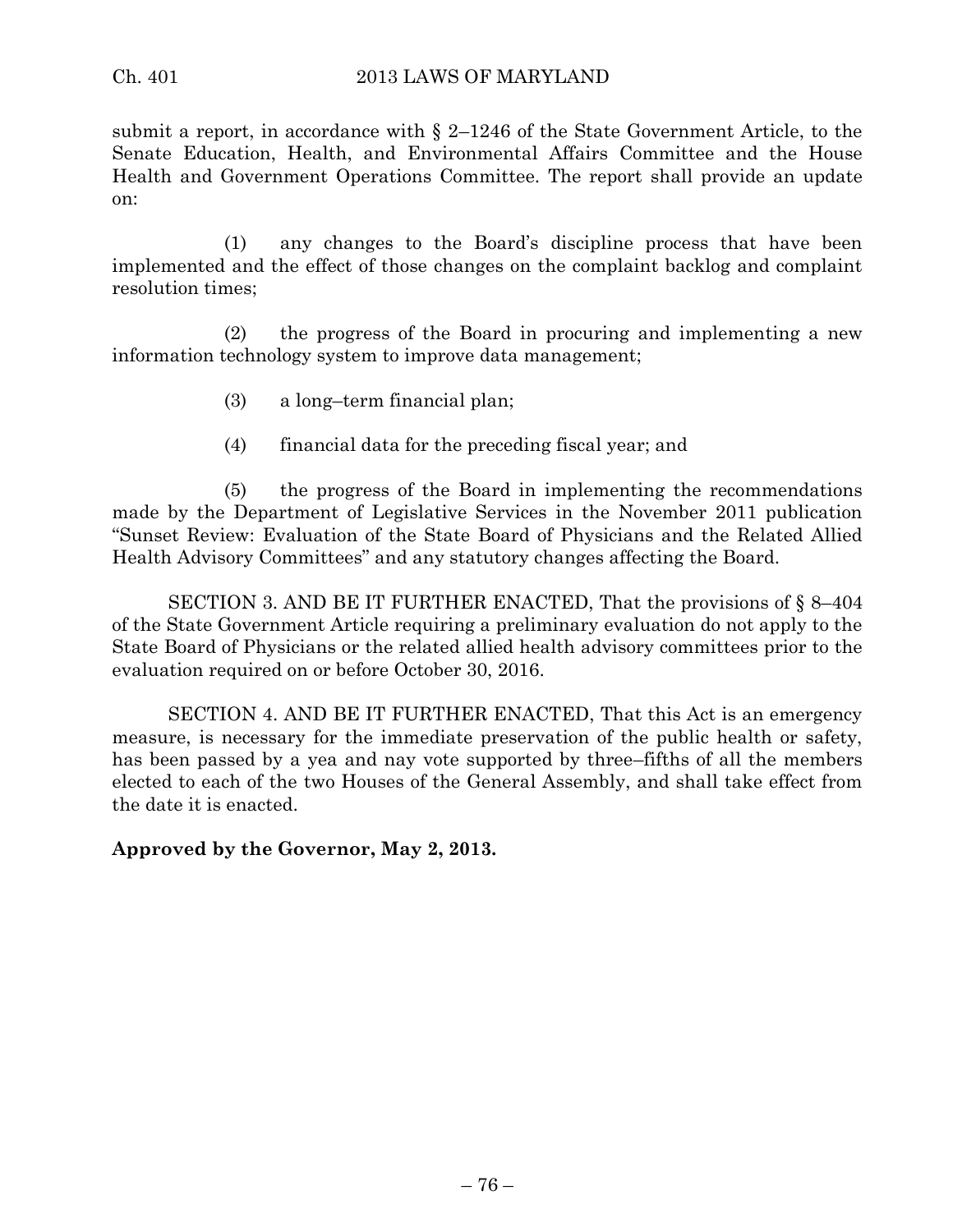submit a report, in accordance with § 2–1246 of the State Government Article, to the Senate Education, Health, and Environmental Affairs Committee and the House Health and Government Operations Committee. The report shall provide an update on:

(1) any changes to the Board's discipline process that have been implemented and the effect of those changes on the complaint backlog and complaint resolution times;

(2) the progress of the Board in procuring and implementing a new information technology system to improve data management;

(3) a long–term financial plan;

(4) financial data for the preceding fiscal year; and

(5) the progress of the Board in implementing the recommendations made by the Department of Legislative Services in the November 2011 publication "Sunset Review: Evaluation of the State Board of Physicians and the Related Allied Health Advisory Committees" and any statutory changes affecting the Board.

SECTION 3. AND BE IT FURTHER ENACTED, That the provisions of § 8–404 of the State Government Article requiring a preliminary evaluation do not apply to the State Board of Physicians or the related allied health advisory committees prior to the evaluation required on or before October 30, 2016.

SECTION 4. AND BE IT FURTHER ENACTED, That this Act is an emergency measure, is necessary for the immediate preservation of the public health or safety, has been passed by a yea and nay vote supported by three–fifths of all the members elected to each of the two Houses of the General Assembly, and shall take effect from the date it is enacted.

**Approved by the Governor, May 2, 2013.**